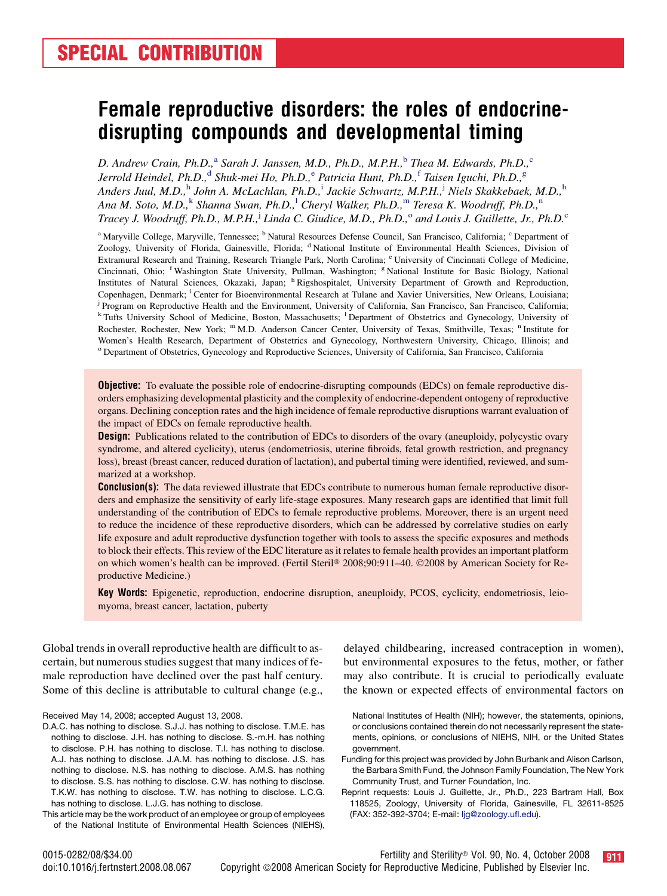# SPECIAL CONTRIBUTION

# Female reproductive disorders: the roles of endocrine-disrupting compounds and developmental timing

*D. Andrew Crain, Ph.D.,*[a] *Sarah J. Janssen, M.D., Ph.D., M.P.H.,*[b] *Thea M. Edwards, Ph.D.,*[c] *Jerrold Heindel, Ph.D.,*[d] *Shuk-mei Ho, Ph.D.,*[e] *Patricia Hunt, Ph.D.,*[f] *Taisen Iguchi, Ph.D.,*[g] *Anders Juul, M.D.,*[h] *John A. McLachlan, Ph.D.,*[i] *Jackie Schwartz, M.P.H.,*[j] *Niels Skakkebaek, M.D.,*[h] *Ana M. Soto, M.D.,*[k] *Shanna Swan, Ph.D.,*[l] *Cheryl Walker, Ph.D.,*[m] *Teresa K. Woodruff, Ph.D.,*[n] *Tracey J. Woodruff, Ph.D., M.P.H.,*[j] *Linda C. Giudice, M.D., Ph.D.,*[o] *and Louis J. Guillette, Jr., Ph.D.*[c]

[a] Maryville College, Maryville, Tennessee; [b] Natural Resources Defense Council, San Francisco, California; [c] Department of Zoology, University of Florida, Gainesville, Florida; [d] National Institute of Environmental Health Sciences, Division of Extramural Research and Training, Research Triangle Park, North Carolina; [e] University of Cincinnati College of Medicine, Cincinnati, Ohio; [f] Washington State University, Pullman, Washington; [g] National Institute for Basic Biology, National Institutes of Natural Sciences, Okazaki, Japan; [h] Rigshospitalet, University Department of Growth and Reproduction, Copenhagen, Denmark; [i] Center for Bioenvironmental Research at Tulane and Xavier Universities, New Orleans, Louisiana; [j] Program on Reproductive Health and the Environment, University of California, San Francisco, San Francisco, California; [k] Tufts University School of Medicine, Boston, Massachusetts; [l] Department of Obstetrics and Gynecology, University of Rochester, Rochester, New York; [m] M.D. Anderson Cancer Center, University of Texas, Smithville, Texas; [n] Institute for Women's Health Research, Department of Obstetrics and Gynecology, Northwestern University, Chicago, Illinois; and [o] Department of Obstetrics, Gynecology and Reproductive Sciences, University of California, San Francisco, California

**Objective:** To evaluate the possible role of endocrine-disrupting compounds (EDCs) on female reproductive disorders emphasizing developmental plasticity and the complexity of endocrine-dependent ontogeny of reproductive organs. Declining conception rates and the high incidence of female reproductive disruptions warrant evaluation of the impact of EDCs on female reproductive health.

**Design:** Publications related to the contribution of EDCs to disorders of the ovary (aneuploidy, polycystic ovary syndrome, and altered cyclicity), uterus (endometriosis, uterine fibroids, fetal growth restriction, and pregnancy loss), breast (breast cancer, reduced duration of lactation), and pubertal timing were identified, reviewed, and summarized at a workshop.

**Conclusion(s):** The data reviewed illustrate that EDCs contribute to numerous human female reproductive disorders and emphasize the sensitivity of early life-stage exposures. Many research gaps are identified that limit full understanding of the contribution of EDCs to female reproductive problems. Moreover, there is an urgent need to reduce the incidence of these reproductive disorders, which can be addressed by correlative studies on early life exposure and adult reproductive dysfunction together with tools to assess the specific exposures and methods to block their effects. This review of the EDC literature as it relates to female health provides an important platform on which women's health can be improved. (Fertil Steril® 2008;90:911–40. ©2008 by American Society for Reproductive Medicine.)

**Key Words:** Epigenetic, reproduction, endocrine disruption, aneuploidy, PCOS, cyclicity, endometriosis, leiomyoma, breast cancer, lactation, puberty

Global trends in overall reproductive health are difficult to ascertain, but numerous studies suggest that many indices of female reproduction have declined over the past half century. Some of this decline is attributable to cultural change (e.g., delayed childbearing, increased contraception in women), but environmental exposures to the fetus, mother, or father may also contribute. It is crucial to periodically evaluate the known or expected effects of environmental factors on

Received May 14, 2008; accepted August 13, 2008.

D.A.C. has nothing to disclose. S.J.J. has nothing to disclose. T.M.E. has nothing to disclose. J.H. has nothing to disclose. S.-m.H. has nothing to disclose. P.H. has nothing to disclose. T.I. has nothing to disclose. A.J. has nothing to disclose. J.A.M. has nothing to disclose. J.S. has nothing to disclose. N.S. has nothing to disclose. A.M.S. has nothing to disclose. S.S. has nothing to disclose. C.W. has nothing to disclose. T.K.W. has nothing to disclose. T.W. has nothing to disclose. L.C.G. has nothing to disclose. L.J.G. has nothing to disclose.

This article may be the work product of an employee or group of employees of the National Institute of Environmental Health Sciences (NIEHS), National Institutes of Health (NIH); however, the statements, opinions, or conclusions contained therein do not necessarily represent the statements, opinions, or conclusions of NIEHS, NIH, or the United States government.

Funding for this project was provided by John Burbank and Alison Carlson, the Barbara Smith Fund, the Johnson Family Foundation, The New York Community Trust, and Turner Foundation, Inc.

Reprint requests: Louis J. Guillette, Jr., Ph.D., 223 Bartram Hall, Box 118525, Zoology, University of Florida, Gainesville, FL 32611-8525 (FAX: 352-392-3704; E-mail: ljg@zoology.ufl.edu).

0015-0282/08/$34.00
doi:10.1016/j.fertnstert.2008.08.067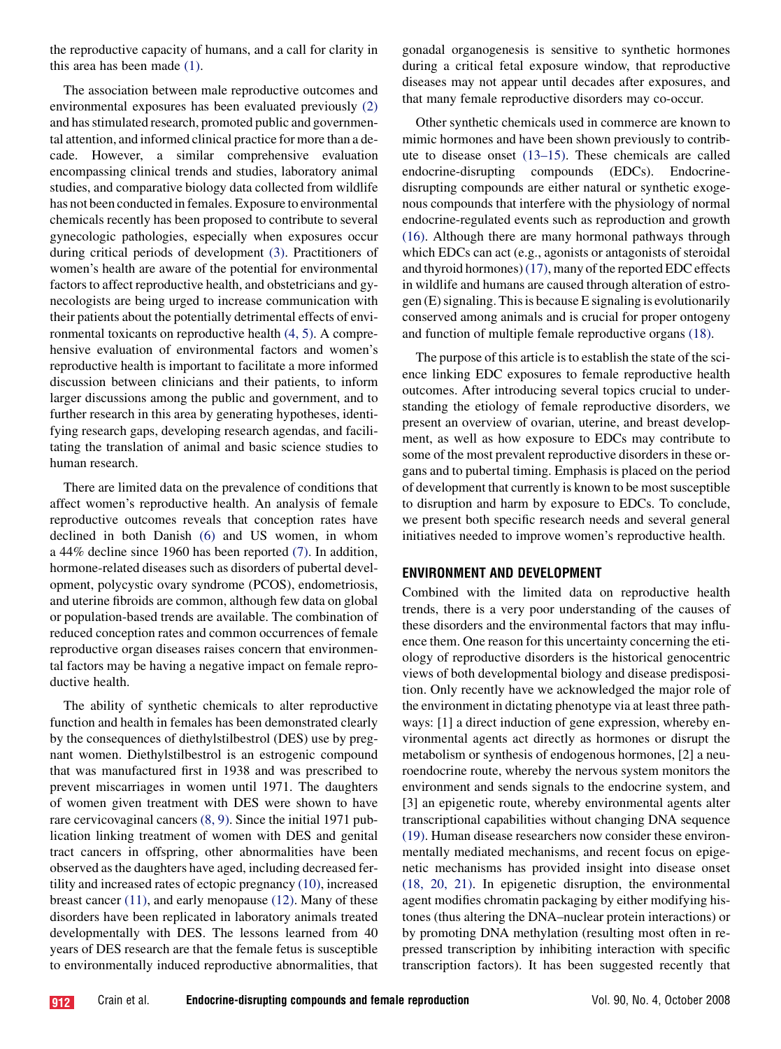the reproductive capacity of humans, and a call for clarity in this area has been made (1).

The association between male reproductive outcomes and environmental exposures has been evaluated previously (2) and has stimulated research, promoted public and governmental attention, and informed clinical practice for more than a decade. However, a similar comprehensive evaluation encompassing clinical trends and studies, laboratory animal studies, and comparative biology data collected from wildlife has not been conducted in females. Exposure to environmental chemicals recently has been proposed to contribute to several gynecologic pathologies, especially when exposures occur during critical periods of development (3). Practitioners of women's health are aware of the potential for environmental factors to affect reproductive health, and obstetricians and gynecologists are being urged to increase communication with their patients about the potentially detrimental effects of environmental toxicants on reproductive health (4, 5). A comprehensive evaluation of environmental factors and women's reproductive health is important to facilitate a more informed discussion between clinicians and their patients, to inform larger discussions among the public and government, and to further research in this area by generating hypotheses, identifying research gaps, developing research agendas, and facilitating the translation of animal and basic science studies to human research.

There are limited data on the prevalence of conditions that affect women's reproductive health. An analysis of female reproductive outcomes reveals that conception rates have declined in both Danish (6) and US women, in whom a 44% decline since 1960 has been reported (7). In addition, hormone-related diseases such as disorders of pubertal development, polycystic ovary syndrome (PCOS), endometriosis, and uterine fibroids are common, although few data on global or population-based trends are available. The combination of reduced conception rates and common occurrences of female reproductive organ diseases raises concern that environmental factors may be having a negative impact on female reproductive health.

The ability of synthetic chemicals to alter reproductive function and health in females has been demonstrated clearly by the consequences of diethylstilbestrol (DES) use by pregnant women. Diethylstilbestrol is an estrogenic compound that was manufactured first in 1938 and was prescribed to prevent miscarriages in women until 1971. The daughters of women given treatment with DES were shown to have rare cervicovaginal cancers (8, 9). Since the initial 1971 publication linking treatment of women with DES and genital tract cancers in offspring, other abnormalities have been observed as the daughters have aged, including decreased fertility and increased rates of ectopic pregnancy (10), increased breast cancer (11), and early menopause (12). Many of these disorders have been replicated in laboratory animals treated developmentally with DES. The lessons learned from 40 years of DES research are that the female fetus is susceptible to environmentally induced reproductive abnormalities, that gonadal organogenesis is sensitive to synthetic hormones during a critical fetal exposure window, that reproductive diseases may not appear until decades after exposures, and that many female reproductive disorders may co-occur.

Other synthetic chemicals used in commerce are known to mimic hormones and have been shown previously to contribute to disease onset (13–15). These chemicals are called endocrine-disrupting compounds (EDCs). Endocrine-disrupting compounds are either natural or synthetic exogenous compounds that interfere with the physiology of normal endocrine-regulated events such as reproduction and growth (16). Although there are many hormonal pathways through which EDCs can act (e.g., agonists or antagonists of steroidal and thyroid hormones) (17), many of the reported EDC effects in wildlife and humans are caused through alteration of estrogen (E) signaling. This is because E signaling is evolutionarily conserved among animals and is crucial for proper ontogeny and function of multiple female reproductive organs (18).

The purpose of this article is to establish the state of the science linking EDC exposures to female reproductive health outcomes. After introducing several topics crucial to understanding the etiology of female reproductive disorders, we present an overview of ovarian, uterine, and breast development, as well as how exposure to EDCs may contribute to some of the most prevalent reproductive disorders in these organs and to pubertal timing. Emphasis is placed on the period of development that currently is known to be most susceptible to disruption and harm by exposure to EDCs. To conclude, we present both specific research needs and several general initiatives needed to improve women's reproductive health.

## ENVIRONMENT AND DEVELOPMENT

Combined with the limited data on reproductive health trends, there is a very poor understanding of the causes of these disorders and the environmental factors that may influence them. One reason for this uncertainty concerning the etiology of reproductive disorders is the historical genocentric views of both developmental biology and disease predisposition. Only recently have we acknowledged the major role of the environment in dictating phenotype via at least three pathways: [1] a direct induction of gene expression, whereby environmental agents act directly as hormones or disrupt the metabolism or synthesis of endogenous hormones, [2] a neuroendocrine route, whereby the nervous system monitors the environment and sends signals to the endocrine system, and [3] an epigenetic route, whereby environmental agents alter transcriptional capabilities without changing DNA sequence (19). Human disease researchers now consider these environmentally mediated mechanisms, and recent focus on epigenetic mechanisms has provided insight into disease onset (18, 20, 21). In epigenetic disruption, the environmental agent modifies chromatin packaging by either modifying histones (thus altering the DNA–nuclear protein interactions) or by promoting DNA methylation (resulting most often in repressed transcription by inhibiting interaction with specific transcription factors). It has been suggested recently that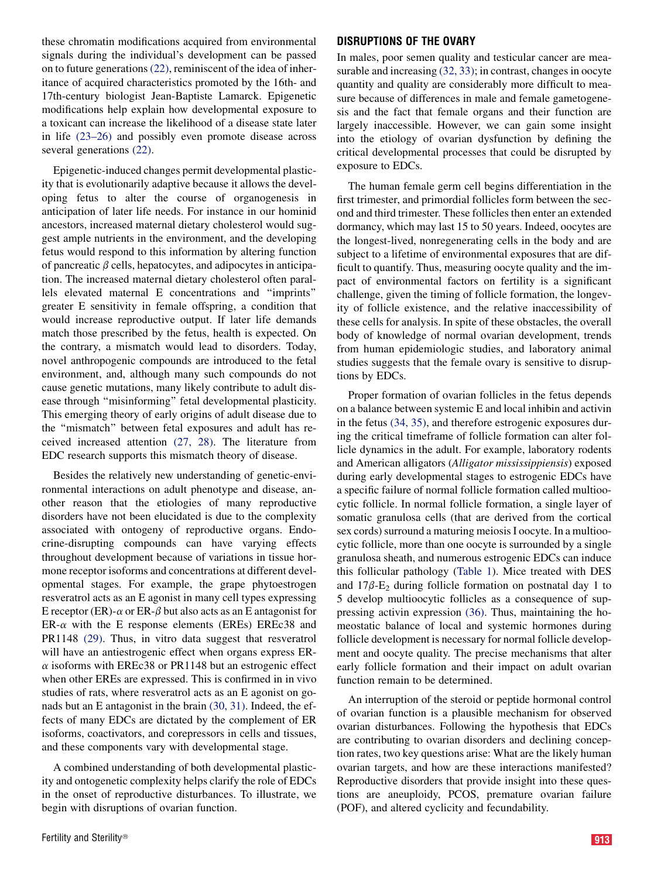these chromatin modifications acquired from environmental signals during the individual's development can be passed on to future generations (22), reminiscent of the idea of inheritance of acquired characteristics promoted by the 16th- and 17th-century biologist Jean-Baptiste Lamarck. Epigenetic modifications help explain how developmental exposure to a toxicant can increase the likelihood of a disease state later in life (23–26) and possibly even promote disease across several generations (22).

Epigenetic-induced changes permit developmental plasticity that is evolutionarily adaptive because it allows the developing fetus to alter the course of organogenesis in anticipation of later life needs. For instance in our hominid ancestors, increased maternal dietary cholesterol would suggest ample nutrients in the environment, and the developing fetus would respond to this information by altering function of pancreatic $\beta$ cells, hepatocytes, and adipocytes in anticipation. The increased maternal dietary cholesterol often parallels elevated maternal E concentrations and "imprints" greater E sensitivity in female offspring, a condition that would increase reproductive output. If later life demands match those prescribed by the fetus, health is expected. On the contrary, a mismatch would lead to disorders. Today, novel anthropogenic compounds are introduced to the fetal environment, and, although many such compounds do not cause genetic mutations, many likely contribute to adult disease through "misinforming" fetal developmental plasticity. This emerging theory of early origins of adult disease due to the "mismatch" between fetal exposures and adult has received increased attention (27, 28). The literature from EDC research supports this mismatch theory of disease.

Besides the relatively new understanding of genetic-environmental interactions on adult phenotype and disease, another reason that the etiologies of many reproductive disorders have not been elucidated is due to the complexity associated with ontogeny of reproductive organs. Endocrine-disrupting compounds can have varying effects throughout development because of variations in tissue hormone receptor isoforms and concentrations at different developmental stages. For example, the grape phytoestrogen resveratrol acts as an E agonist in many cell types expressing E receptor (ER)-$\alpha$ or ER-$\beta$ but also acts as an E antagonist for ER-$\alpha$ with the E response elements (EREs) EREc38 and PR1148 (29). Thus, in vitro data suggest that resveratrol will have an antiestrogenic effect when organs express ER-$\alpha$ isoforms with EREc38 or PR1148 but an estrogenic effect when other EREs are expressed. This is confirmed in in vivo studies of rats, where resveratrol acts as an E agonist on gonads but an E antagonist in the brain (30, 31). Indeed, the effects of many EDCs are dictated by the complement of ER isoforms, coactivators, and corepressors in cells and tissues, and these components vary with developmental stage.

A combined understanding of both developmental plasticity and ontogenetic complexity helps clarify the role of EDCs in the onset of reproductive disturbances. To illustrate, we begin with disruptions of ovarian function.

## DISRUPTIONS OF THE OVARY

In males, poor semen quality and testicular cancer are measurable and increasing (32, 33); in contrast, changes in oocyte quantity and quality are considerably more difficult to measure because of differences in male and female gametogenesis and the fact that female organs and their function are largely inaccessible. However, we can gain some insight into the etiology of ovarian dysfunction by defining the critical developmental processes that could be disrupted by exposure to EDCs.

The human female germ cell begins differentiation in the first trimester, and primordial follicles form between the second and third trimester. These follicles then enter an extended dormancy, which may last 15 to 50 years. Indeed, oocytes are the longest-lived, nonregenerating cells in the body and are subject to a lifetime of environmental exposures that are difficult to quantify. Thus, measuring oocyte quality and the impact of environmental factors on fertility is a significant challenge, given the timing of follicle formation, the longevity of follicle existence, and the relative inaccessibility of these cells for analysis. In spite of these obstacles, the overall body of knowledge of normal ovarian development, trends from human epidemiologic studies, and laboratory animal studies suggests that the female ovary is sensitive to disruptions by EDCs.

Proper formation of ovarian follicles in the fetus depends on a balance between systemic E and local inhibin and activin in the fetus (34, 35), and therefore estrogenic exposures during the critical timeframe of follicle formation can alter follicle dynamics in the adult. For example, laboratory rodents and American alligators (*Alligator mississippiensis*) exposed during early developmental stages to estrogenic EDCs have a specific failure of normal follicle formation called multioocytic follicle. In normal follicle formation, a single layer of somatic granulosa cells (that are derived from the cortical sex cords) surround a maturing meiosis I oocyte. In a multioocytic follicle, more than one oocyte is surrounded by a single granulosa sheath, and numerous estrogenic EDCs can induce this follicular pathology (Table 1). Mice treated with DES and 17$\beta$-$E_2$ during follicle formation on postnatal day 1 to 5 develop multioocytic follicles as a consequence of suppressing activin expression (36). Thus, maintaining the homeostatic balance of local and systemic hormones during follicle development is necessary for normal follicle development and oocyte quality. The precise mechanisms that alter early follicle formation and their impact on adult ovarian function remain to be determined.

An interruption of the steroid or peptide hormonal control of ovarian function is a plausible mechanism for observed ovarian disturbances. Following the hypothesis that EDCs are contributing to ovarian disorders and declining conception rates, two key questions arise: What are the likely human ovarian targets, and how are these interactions manifested? Reproductive disorders that provide insight into these questions are aneuploidy, PCOS, premature ovarian failure (POF), and altered cyclicity and fecundability.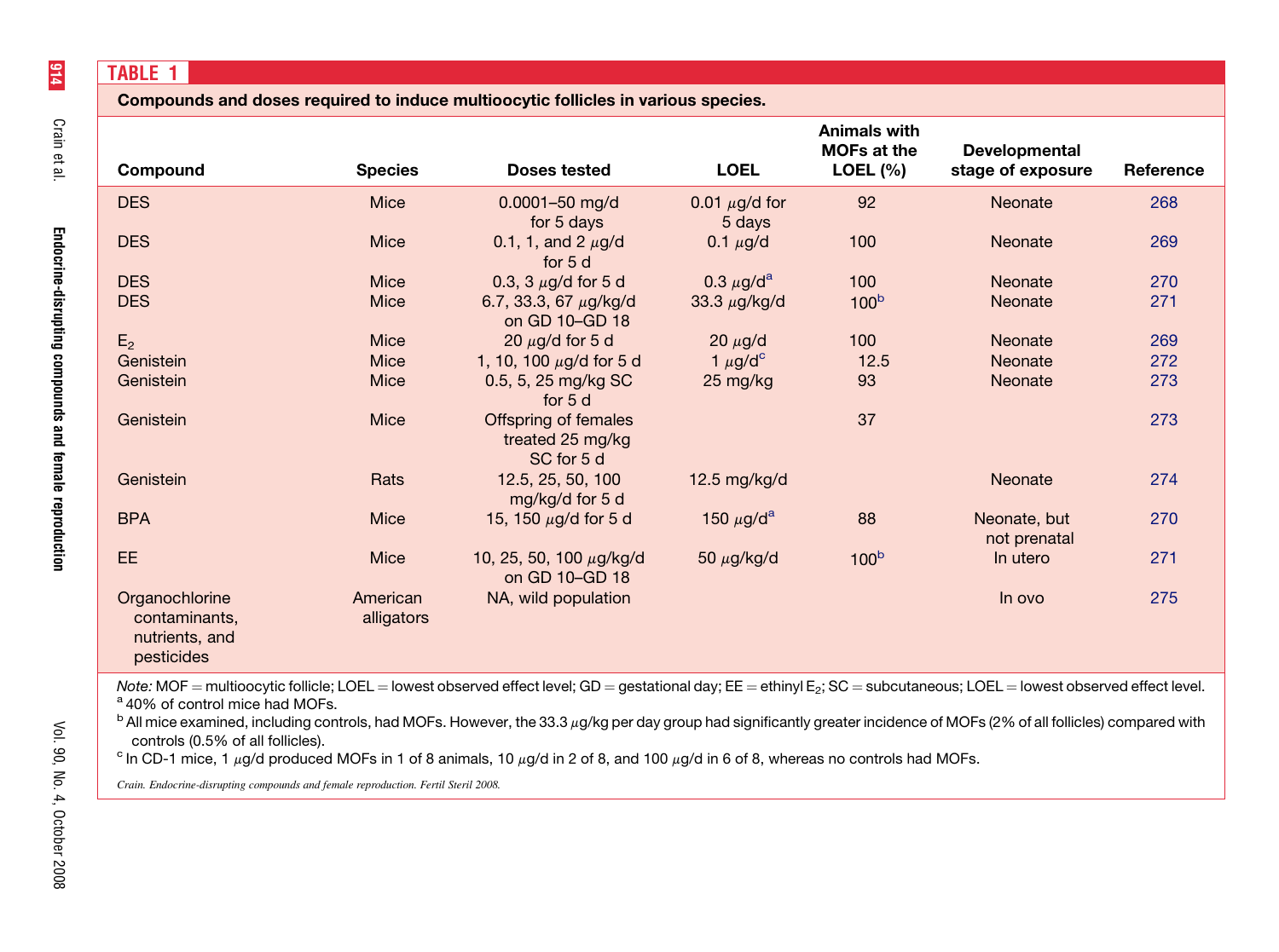## TABLE 1

**Compounds and doses required to induce multioocytic follicles in various species.**

| Compound | Species | Doses tested | LOEL | Animals with MOFs at the LOEL (%) | Developmental stage of exposure | Reference |
|---|---|---|---|---|---|---|
| DES | Mice | 0.0001–50 mg/d for 5 days | 0.01 μg/d for 5 days | 92 | Neonate | 268 |
| DES | Mice | 0.1, 1, and 2 μg/d for 5 d | 0.1 μg/d | 100 | Neonate | 269 |
| DES | Mice | 0.3, 3 μg/d for 5 d | 0.3 μg/d[a] | 100 | Neonate | 270 |
| DES | Mice | 6.7, 33.3, 67 μg/kg/d on GD 10–GD 18 | 33.3 μg/kg/d | 100[b] | Neonate | 271 |
| $E_2$ | Mice | 20 μg/d for 5 d | 20 μg/d | 100 | Neonate | 269 |
| Genistein | Mice | 1, 10, 100 μg/d for 5 d | 1 μg/d[c] | 12.5 | Neonate | 272 |
| Genistein | Mice | 0.5, 5, 25 mg/kg SC for 5 d | 25 mg/kg | 93 | Neonate | 273 |
| Genistein | Mice | Offspring of females treated 25 mg/kg SC for 5 d | | 37 | | 273 |
| Genistein | Rats | 12.5, 25, 50, 100 mg/kg/d for 5 d | 12.5 mg/kg/d | | Neonate | 274 |
| BPA | Mice | 15, 150 μg/d for 5 d | 150 μg/d[a] | 88 | Neonate, but not prenatal | 270 |
| EE | Mice | 10, 25, 50, 100 μg/kg/d on GD 10–GD 18 | 50 μg/kg/d | 100[b] | In utero | 271 |
| Organochlorine contaminants, nutrients, and pesticides | American alligators | NA, wild population | | | In ovo | 275 |

*Note:* MOF = multioocytic follicle; LOEL = lowest observed effect level; GD = gestational day; EE = ethinyl $E_2$; SC = subcutaneous; LOEL = lowest observed effect level.

[a] 40% of control mice had MOFs.

[b] All mice examined, including controls, had MOFs. However, the 33.3 μg/kg per day group had significantly greater incidence of MOFs (2% of all follicles) compared with controls (0.5% of all follicles).

[c] In CD-1 mice, 1 μg/d produced MOFs in 1 of 8 animals, 10 μg/d in 2 of 8, and 100 μg/d in 6 of 8, whereas no controls had MOFs.

*Crain. Endocrine-disrupting compounds and female reproduction. Fertil Steril 2008.*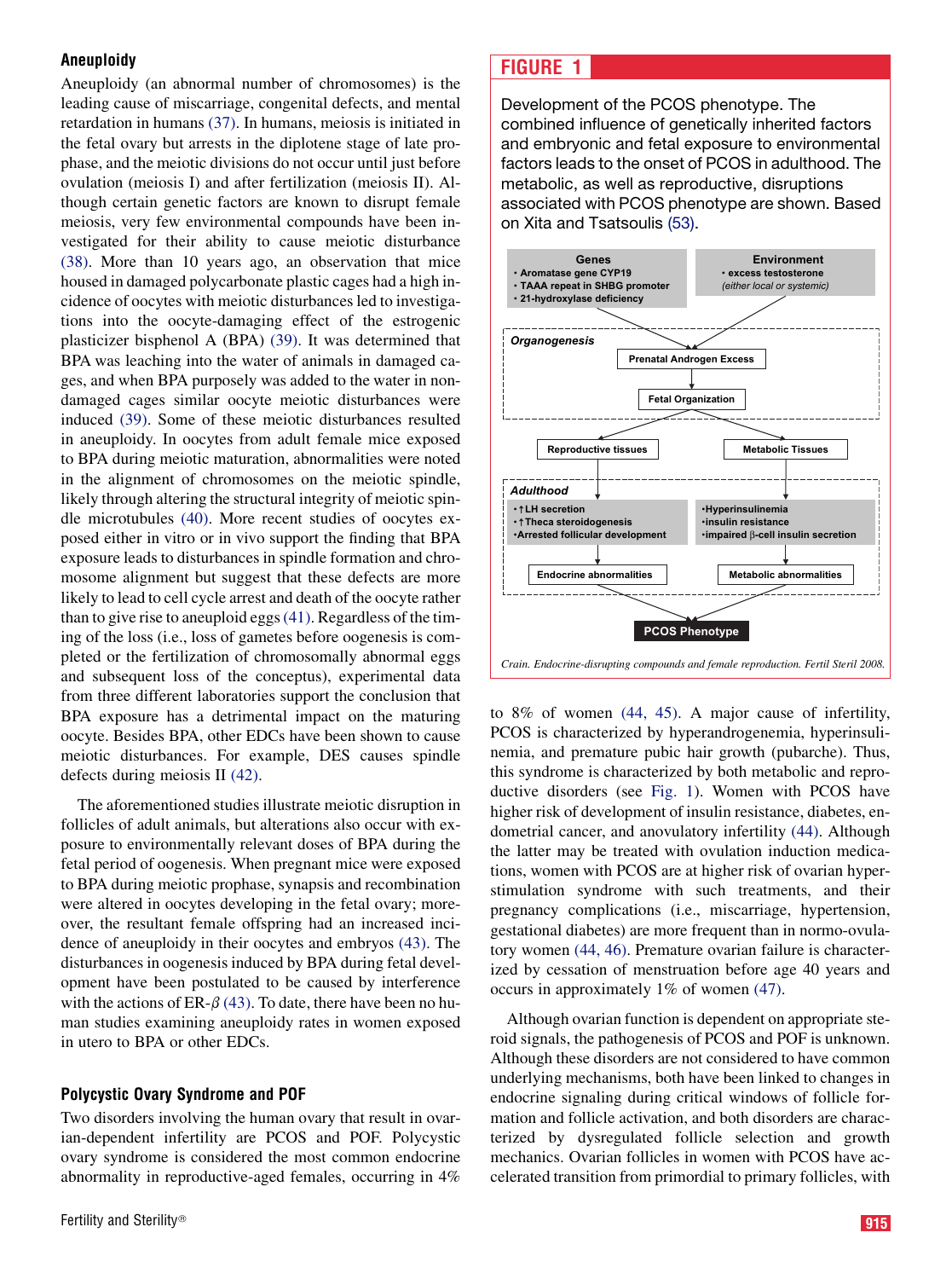### Aneuploidy

Aneuploidy (an abnormal number of chromosomes) is the leading cause of miscarriage, congenital defects, and mental retardation in humans (37). In humans, meiosis is initiated in the fetal ovary but arrests in the diplotene stage of late prophase, and the meiotic divisions do not occur until just before ovulation (meiosis I) and after fertilization (meiosis II). Although certain genetic factors are known to disrupt female meiosis, very few environmental compounds have been investigated for their ability to cause meiotic disturbance (38). More than 10 years ago, an observation that mice housed in damaged polycarbonate plastic cages had a high incidence of oocytes with meiotic disturbances led to investigations into the oocyte-damaging effect of the estrogenic plasticizer bisphenol A (BPA) (39). It was determined that BPA was leaching into the water of animals in damaged cages, and when BPA purposely was added to the water in non-damaged cages similar oocyte meiotic disturbances were induced (39). Some of these meiotic disturbances resulted in aneuploidy. In oocytes from adult female mice exposed to BPA during meiotic maturation, abnormalities were noted in the alignment of chromosomes on the meiotic spindle, likely through altering the structural integrity of meiotic spindle microtubules (40). More recent studies of oocytes exposed either in vitro or in vivo support the finding that BPA exposure leads to disturbances in spindle formation and chromosome alignment but suggest that these defects are more likely to lead to cell cycle arrest and death of the oocyte rather than to give rise to aneuploid eggs (41). Regardless of the timing of the loss (i.e., loss of gametes before oogenesis is completed or the fertilization of chromosomally abnormal eggs and subsequent loss of the conceptus), experimental data from three different laboratories support the conclusion that BPA exposure has a detrimental impact on the maturing oocyte. Besides BPA, other EDCs have been shown to cause meiotic disturbances. For example, DES causes spindle defects during meiosis II (42).

The aforementioned studies illustrate meiotic disruption in follicles of adult animals, but alterations also occur with exposure to environmentally relevant doses of BPA during the fetal period of oogenesis. When pregnant mice were exposed to BPA during meiotic prophase, synapsis and recombination were altered in oocytes developing in the fetal ovary; moreover, the resultant female offspring had an increased incidence of aneuploidy in their oocytes and embryos (43). The disturbances in oogenesis induced by BPA during fetal development have been postulated to be caused by interference with the actions of ER-$\beta$ (43). To date, there have been no human studies examining aneuploidy rates in women exposed in utero to BPA or other EDCs.

### Polycystic Ovary Syndrome and POF

Two disorders involving the human ovary that result in ovarian-dependent infertility are PCOS and POF. Polycystic ovary syndrome is considered the most common endocrine abnormality in reproductive-aged females, occurring in 4% to 8% of women (44, 45). A major cause of infertility, PCOS is characterized by hyperandrogenemia, hyperinsulinemia, and premature pubic hair growth (pubarche). Thus, this syndrome is characterized by both metabolic and reproductive disorders (see Fig. 1). Women with PCOS have higher risk of development of insulin resistance, diabetes, endometrial cancer, and anovulatory infertility (44). Although the latter may be treated with ovulation induction medications, women with PCOS are at higher risk of ovarian hyperstimulation syndrome with such treatments, and their pregnancy complications (i.e., miscarriage, hypertension, gestational diabetes) are more frequent than in normo-ovulatory women (44, 46). Premature ovarian failure is characterized by cessation of menstruation before age 40 years and occurs in approximately 1% of women (47).

**FIGURE 1**

Development of the PCOS phenotype. The combined influence of genetically influenced factors and embryonic and fetal exposure to environmental factors leads to the onset of PCOS in adulthood. The metabolic, as well as reproductive, disruptions associated with PCOS phenotype are shown. Based on Xita and Tsatsoulis (53).

**Genes**
- Aromatase gene CYP19
- TAAA repeat in SHBG promoter
- 21-hydroxylase deficiency

**Environment**
- excess testosterone

*(either local or systemic)*

*Organogenesis*: Prenatal Androgen Excess → Fetal Organization → Reproductive tissues / Metabolic Tissues

*Adulthood*:
- ↑LH secretion; ↑Theca steroidogenesis; Arrested follicular development → Endocrine abnormalities
- Hyperinsulinemia; insulin resistance; impaired $\beta$-cell insulin secretion → Metabolic abnormalities

→ PCOS Phenotype

*Crain. Endocrine-disrupting compounds and female reproduction. Fertil Steril 2008.*

Although ovarian function is dependent on appropriate steroid signals, the pathogenesis of PCOS and POF is unknown. Although these disorders are not considered to have common underlying mechanisms, both have been linked to changes in endocrine signaling during critical windows of follicle formation and follicle activation, and both disorders are characterized by dysregulated follicle selection and growth mechanics. Ovarian follicles in women with PCOS have accelerated transition from primordial to primary follicles, with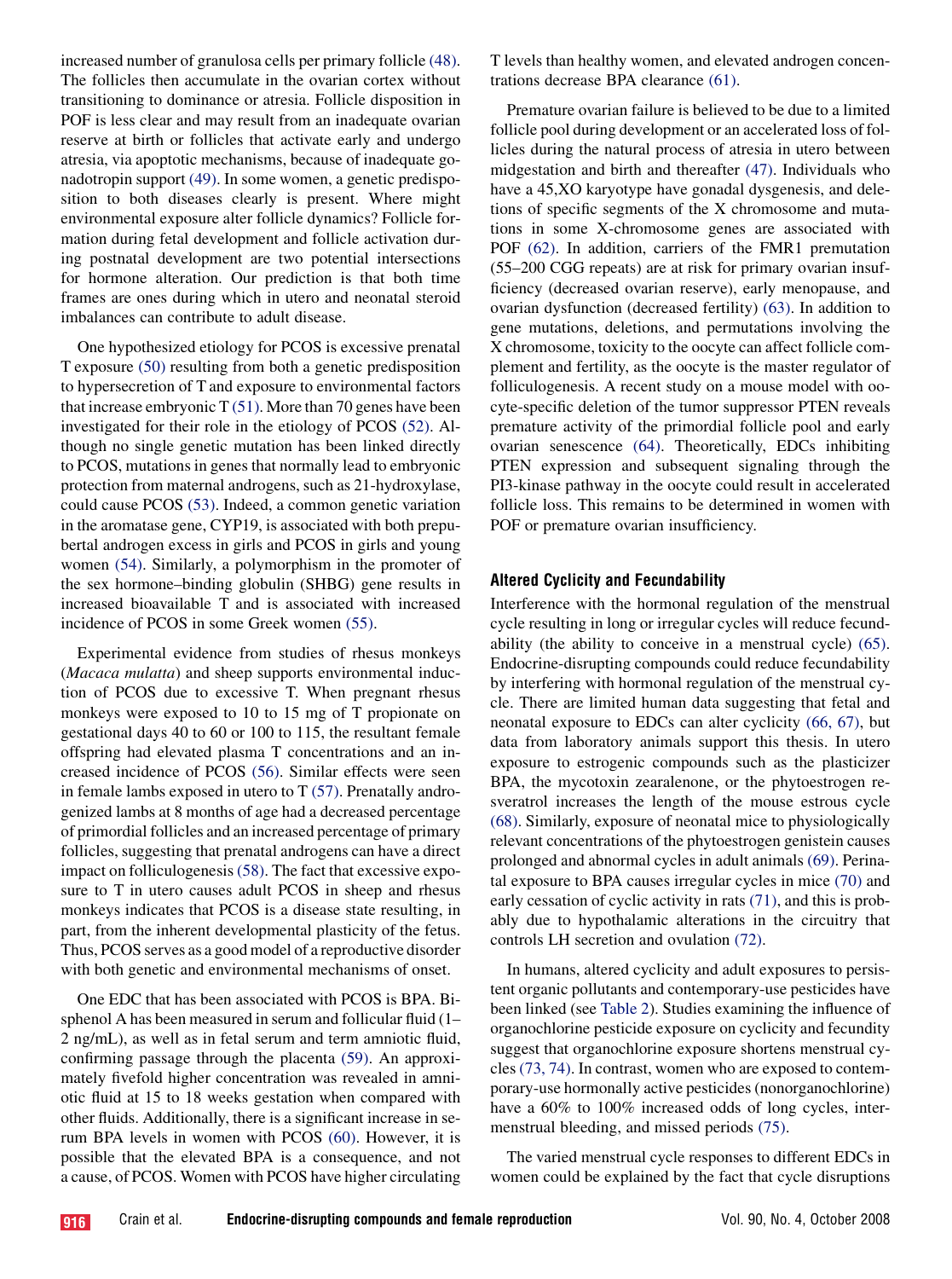increased number of granulosa cells per primary follicle (48). The follicles then accumulate in the ovarian cortex without transitioning to dominance or atresia. Follicle disposition in POF is less clear and may result from an inadequate ovarian reserve at birth or follicles that activate early and undergo atresia, via apoptotic mechanisms, because of inadequate gonadotropin support (49). In some women, a genetic predisposition to both diseases clearly is present. Where might environmental exposure alter follicle dynamics? Follicle formation during fetal development and follicle activation during postnatal development are two potential intersections for hormone alteration. Our prediction is that both time frames are ones during which in utero and neonatal steroid imbalances can contribute to adult disease.

One hypothesized etiology for PCOS is excessive prenatal T exposure (50) resulting from both a genetic predisposition to hypersecretion of T and exposure to environmental factors that increase embryonic T (51). More than 70 genes have been investigated for their role in the etiology of PCOS (52). Although no single genetic mutation has been linked directly to PCOS, mutations in genes that normally lead to embryonic protection from maternal androgens, such as 21-hydroxylase, could cause PCOS (53). Indeed, a common genetic variation in the aromatase gene, CYP19, is associated with both prepubertal androgen excess in girls and PCOS in girls and young women (54). Similarly, a polymorphism in the promoter of the sex hormone–binding globulin (SHBG) gene results in increased bioavailable T and is associated with increased incidence of PCOS in some Greek women (55).

Experimental evidence from studies of rhesus monkeys (*Macaca mulatta*) and sheep supports environmental induction of PCOS due to excessive T. When pregnant rhesus monkeys were exposed to 10 to 15 mg of T propionate on gestational days 40 to 60 or 100 to 115, the resultant female offspring had elevated plasma T concentrations and an increased incidence of PCOS (56). Similar effects were seen in female lambs exposed in utero to T (57). Prenatally androgenized lambs at 8 months of age had a decreased percentage of primordial follicles and an increased percentage of primary follicles, suggesting that prenatal androgens can have a direct impact on folliculogenesis (58). The fact that excessive exposure to T in utero causes adult PCOS in sheep and rhesus monkeys indicates that PCOS is a disease state resulting, in part, from the inherent developmental plasticity of the fetus. Thus, PCOS serves as a good model of a reproductive disorder with both genetic and environmental mechanisms of onset.

One EDC that has been associated with PCOS is BPA. Bisphenol A has been measured in serum and follicular fluid (1–2 ng/mL), as well as in fetal serum and term amniotic fluid, confirming passage through the placenta (59). An approximately fivefold higher concentration was revealed in amniotic fluid at 15 to 18 weeks gestation when compared with other fluids. Additionally, there is a significant increase in serum BPA levels in women with PCOS (60). However, it is possible that the elevated BPA is a consequence, and not a cause, of PCOS. Women with PCOS have higher circulating T levels than healthy women, and elevated androgen concentrations decrease BPA clearance (61).

Premature ovarian failure is believed to be due to a limited follicle pool during development or an accelerated loss of follicles during the natural process of atresia in utero between midgestation and birth and thereafter (47). Individuals who have a 45,XO karyotype have gonadal dysgenesis, and deletions of specific segments of the X chromosome and mutations in some X-chromosome genes are associated with POF (62). In addition, carriers of the FMR1 premutation (55–200 CGG repeats) are at risk for primary ovarian insufficiency (decreased ovarian reserve), early menopause, and ovarian dysfunction (decreased fertility) (63). In addition to gene mutations, deletions, and permutations involving the X chromosome, toxicity to the oocyte can affect follicle complement and fertility, as the oocyte is the master regulator of folliculogenesis. A recent study on a mouse model with oocyte-specific deletion of the tumor suppressor PTEN reveals premature activity of the primordial follicle pool and early ovarian senescence (64). Theoretically, EDCs inhibiting PTEN expression and subsequent signaling through the PI3-kinase pathway in the oocyte could result in accelerated follicle loss. This remains to be determined in women with POF or premature ovarian insufficiency.

### Altered Cyclicity and Fecundability

Interference with the hormonal regulation of the menstrual cycle resulting in long or irregular cycles will reduce fecundability (the ability to conceive in a menstrual cycle) (65). Endocrine-disrupting compounds could reduce fecundability by interfering with hormonal regulation of the menstrual cycle. There are limited human data suggesting that fetal and neonatal exposure to EDCs can alter cyclicity (66, 67), but data from laboratory animals support this thesis. In utero exposure to estrogenic compounds such as the plasticizer BPA, the mycotoxin zearalenone, or the phytoestrogen resveratrol increases the length of the mouse estrous cycle (68). Similarly, exposure of neonatal mice to physiologically relevant concentrations of the phytoestrogen genistein causes prolonged and abnormal cycles in adult animals (69). Perinatal exposure to BPA causes irregular cycles in mice (70) and early cessation of cyclic activity in rats (71), and this is probably due to hypothalamic alterations in the circuitry that controls LH secretion and ovulation (72).

In humans, altered cyclicity and adult exposures to persistent organic pollutants and contemporary-use pesticides have been linked (see Table 2). Studies examining the influence of organochlorine pesticide exposure on cyclicity and fecundity suggest that organochlorine exposure shortens menstrual cycles (73, 74). In contrast, women who are exposed to contemporary-use hormonally active pesticides (nonorganochlorine) have a 60% to 100% increased odds of long cycles, intermenstrual bleeding, and missed periods (75).

The varied menstrual cycle responses to different EDCs in women could be explained by the fact that cycle disruptions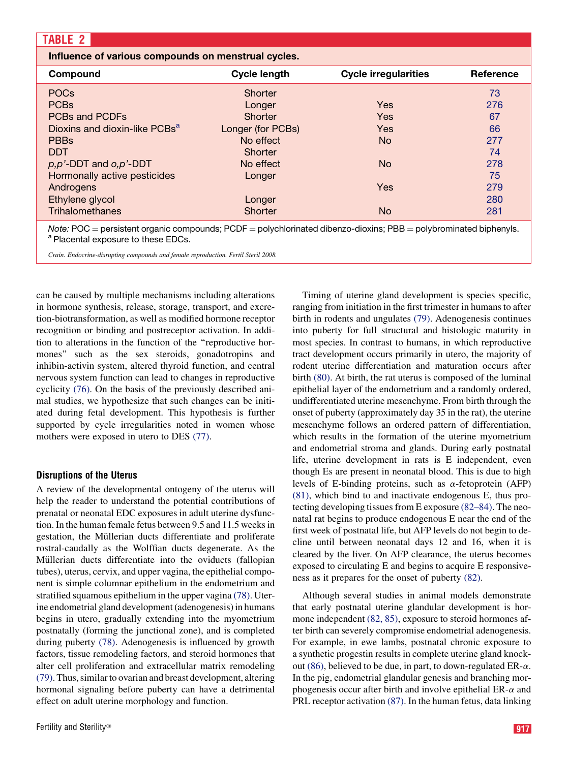**TABLE 2**

**Influence of various compounds on menstrual cycles.**

| Compound | Cycle length | Cycle irregularities | Reference |
|---|---|---|---|
| POCs | Shorter | | 73 |
| PCBs | Longer | Yes | 276 |
| PCBs and PCDFs | Shorter | Yes | 67 |
| Dioxins and dioxin-like PCBs[a] | Longer (for PCBs) | Yes | 66 |
| PBBs | No effect | No | 277 |
| DDT | Shorter | | 74 |
| *p,p'*-DDT and *o,p'*-DDT | No effect | No | 278 |
| Hormonally active pesticides | Longer | | 75 |
| Androgens | | Yes | 279 |
| Ethylene glycol | Longer | | 280 |
| Trihalomethanes | Shorter | No | 281 |

*Note:* POC = persistent organic compounds; PCDF = polychlorinated dibenzo-dioxins; PBB = polybrominated biphenyls.
[a] Placental exposure to these EDCs.

*Crain. Endocrine-disrupting compounds and female reproduction. Fertil Steril 2008.*

can be caused by multiple mechanisms including alterations in hormone synthesis, release, storage, transport, and excretion-biotransformation, as well as modified hormone receptor recognition or binding and postreceptor activation. In addition to alterations in the function of the "reproductive hormones" such as the sex steroids, gonadotropins and inhibin-activin system, altered thyroid function, and central nervous system function can lead to changes in reproductive cyclicity (76). On the basis of the previously described animal studies, we hypothesize that such changes can be initiated during fetal development. This hypothesis is further supported by cycle irregularities noted in women whose mothers were exposed in utero to DES (77).

## Disruptions of the Uterus

A review of the developmental ontogeny of the uterus will help the reader to understand the potential contributions of prenatal or neonatal EDC exposures in adult uterine dysfunction. In the human female fetus between 9.5 and 11.5 weeks in gestation, the Müllerian ducts differentiate and proliferate rostral-caudally as the Wolffian ducts degenerate. As the Müllerian ducts differentiate into the oviducts (fallopian tubes), uterus, cervix, and upper vagina, the epithelial component is simple columnar epithelium in the endometrium and stratified squamous epithelium in the upper vagina (78). Uterine endometrial gland development (adenogenesis) in humans begins in utero, gradually extending into the myometrium postnatally (forming the junctional zone), and is completed during puberty (78). Adenogenesis is influenced by growth factors, tissue remodeling factors, and steroid hormones that alter cell proliferation and extracellular matrix remodeling (79). Thus, similar to ovarian and breast development, altering hormonal signaling before puberty can have a detrimental effect on adult uterine morphology and function.

Timing of uterine gland development is species specific, ranging from initiation in the first trimester in humans to after birth in rodents and ungulates (79). Adenogenesis continues into puberty for full structural and histologic maturity in most species. In contrast to humans, in which reproductive tract development occurs primarily in utero, the majority of rodent uterine differentiation and maturation occurs after birth (80). At birth, the rat uterus is composed of the luminal epithelial layer of the endometrium and a randomly ordered, undifferentiated uterine mesenchyme. From birth through the onset of puberty (approximately day 35 in the rat), the uterine mesenchyme follows an ordered pattern of differentiation, which results in the formation of the uterine myometrium and endometrial stroma and glands. During early postnatal life, uterine development in rats is E independent, even though Es are present in neonatal blood. This is due to high levels of E-binding proteins, such as $\alpha$-fetoprotein (AFP) (81), which bind to and inactivate endogenous E, thus protecting developing tissues from E exposure (82–84). The neonatal rat begins to produce endogenous E near the end of the first week of postnatal life, but AFP levels do not begin to decline until between neonatal days 12 and 16, when it is cleared by the liver. On AFP clearance, the uterus becomes exposed to circulating E and begins to acquire E responsiveness as it prepares for the onset of puberty (82).

Although several studies in animal models demonstrate that early postnatal uterine glandular development is hormone independent (82, 85), exposure to steroid hormones after birth can severely compromise endometrial adenogenesis. For example, in ewe lambs, postnatal chronic exposure to a synthetic progestin results in complete uterine gland knockout (86), believed to be due, in part, to down-regulated ER-$\alpha$. In the pig, endometrial glandular genesis and branching morphogenesis occur after birth and involve epithelial ER-$\alpha$ and PRL receptor activation (87). In the human fetus, data linking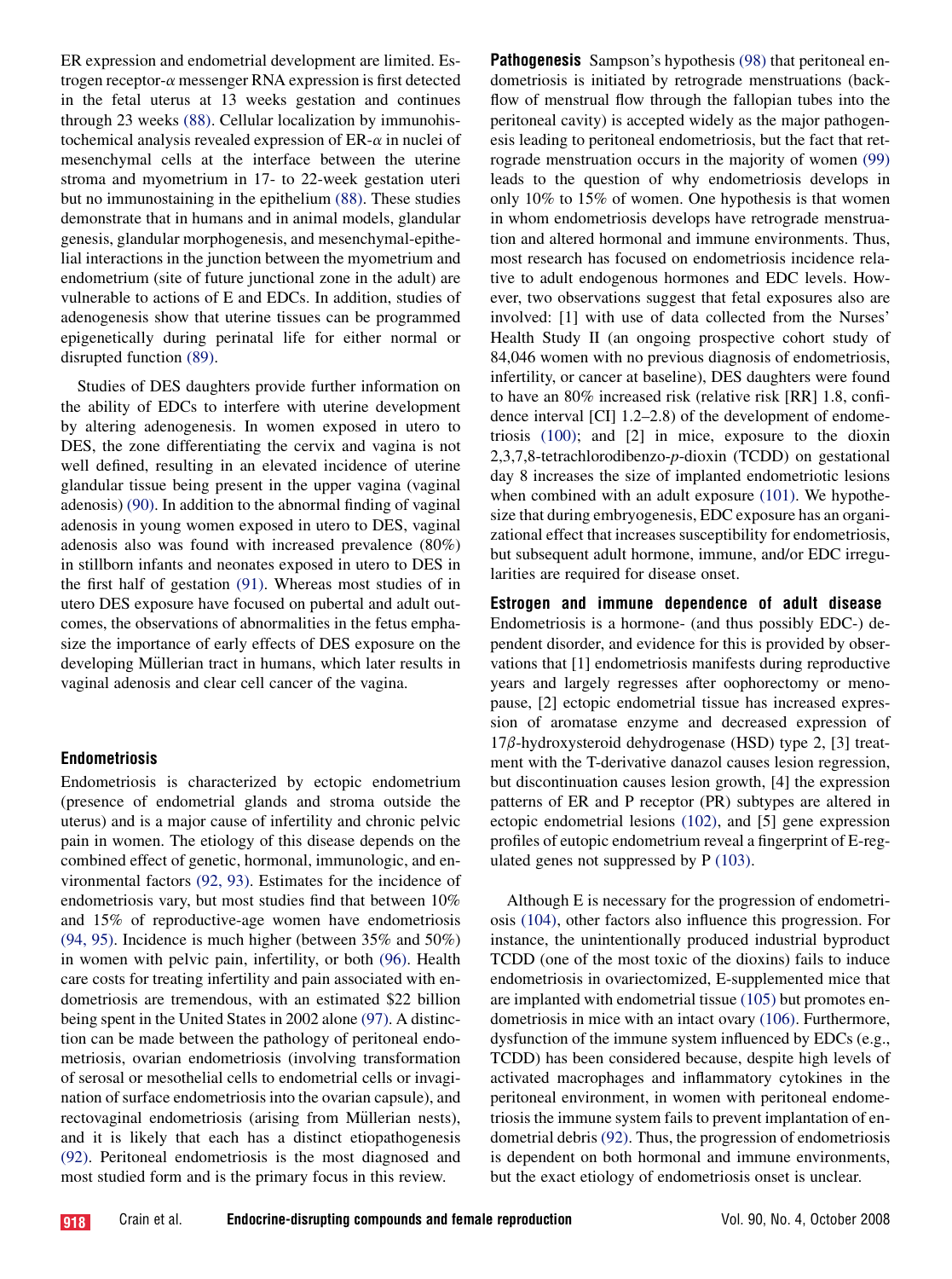ER expression and endometrial development are limited. Estrogen receptor-$\alpha$ messenger RNA expression is first detected in the fetal uterus at 13 weeks gestation and continues through 23 weeks (88). Cellular localization by immunohistochemical analysis revealed expression of ER-$\alpha$ in nuclei of mesenchymal cells at the interface between the uterine stroma and myometrium in 17- to 22-week gestation uteri but no immunostaining in the epithelium (88). These studies demonstrate that in humans and in animal models, glandular genesis, glandular morphogenesis, and mesenchymal-epithelial interactions in the junction between the myometrium and endometrium (site of future junctional zone in the adult) are vulnerable to actions of E and EDCs. In addition, studies of adenogenesis show that uterine tissues can be programmed epigenetically during perinatal life for either normal or disrupted function (89).

Studies of DES daughters provide further information on the ability of EDCs to interfere with uterine development by altering adenogenesis. In women exposed in utero to DES, the zone differentiating the cervix and vagina is not well defined, resulting in an elevated incidence of uterine glandular tissue being present in the upper vagina (vaginal adenosis) (90). In addition to the abnormal finding of vaginal adenosis in young women exposed in utero to DES, vaginal adenosis also was found with increased prevalence (80%) in stillborn infants and neonates exposed in utero to DES in the first half of gestation (91). Whereas most studies of in utero DES exposure have focused on pubertal and adult outcomes, the observations of abnormalities in the fetus emphasize the importance of early effects of DES exposure on the developing Müllerian tract in humans, which later results in vaginal adenosis and clear cell cancer of the vagina.

### Endometriosis

Endometriosis is characterized by ectopic endometrium (presence of endometrial glands and stroma outside the uterus) and is a major cause of infertility and chronic pelvic pain in women. The etiology of this disease depends on the combined effect of genetic, hormonal, immunologic, and environmental factors (92, 93). Estimates for the incidence of endometriosis vary, but most studies find that between 10% and 15% of reproductive-age women have endometriosis (94, 95). Incidence is much higher (between 35% and 50%) in women with pelvic pain, infertility, or both (96). Health care costs for treating infertility and pain associated with endometriosis are tremendous, with an estimated $22 billion being spent in the United States in 2002 alone (97). A distinction can be made between the pathology of peritoneal endometriosis, ovarian endometriosis (involving transformation of serosal or mesothelial cells to endometrial cells or invagination of surface endometriosis into the ovarian capsule), and rectovaginal endometriosis (arising from Müllerian nests), and it is likely that each has a distinct etiopathogenesis (92). Peritoneal endometriosis is the most diagnosed and most studied form and is the primary focus in this review.

**Pathogenesis** Sampson's hypothesis (98) that peritoneal endometriosis is initiated by retrograde menstruations (backflow of menstrual flow through the fallopian tubes into the peritoneal cavity) is accepted widely as the major pathogenesis leading to peritoneal endometriosis, but the fact that retrograde menstruation occurs in the majority of women (99) leads to the question of why endometriosis develops in only 10% to 15% of women. One hypothesis is that women in whom endometriosis develops have retrograde menstruation and altered hormonal and immune environments. Thus, most research has focused on endometriosis incidence relative to adult endogenous hormones and EDC levels. However, two observations suggest that fetal exposures also are involved: [1] with use of data collected from the Nurses' Health Study II (an ongoing prospective cohort study of 84,046 women with no previous diagnosis of endometriosis, infertility, or cancer at baseline), DES daughters were found to have an 80% increased risk (relative risk [RR] 1.8, confidence interval [CI] 1.2–2.8) of the development of endometriosis (100); and [2] in mice, exposure to the dioxin 2,3,7,8-tetrachlorodibenzo-*p*-dioxin (TCDD) on gestational day 8 increases the size of implanted endometriotic lesions when combined with an adult exposure (101). We hypothesize that during embryogenesis, EDC exposure has an organizational effect that increases susceptibility for endometriosis, but subsequent adult hormone, immune, and/or EDC irregularities are required for disease onset.

**Estrogen and immune dependence of adult disease** Endometriosis is a hormone- (and thus possibly EDC-) dependent disorder, and evidence for this is provided by observations that [1] endometriosis manifests during reproductive years and largely regresses after oophorectomy or menopause, [2] ectopic endometrial tissue has increased expression of aromatase enzyme and decreased expression of 17$\beta$-hydroxysteroid dehydrogenase (HSD) type 2, [3] treatment with the T-derivative danazol causes lesion regression, but discontinuation causes lesion growth, [4] the expression patterns of ER and P receptor (PR) subtypes are altered in ectopic endometrial lesions (102), and [5] gene expression profiles of eutopic endometrium reveal a fingerprint of E-regulated genes not suppressed by P (103).

Although E is necessary for the progression of endometriosis (104), other factors also influence this progression. For instance, the unintentionally produced industrial byproduct TCDD (one of the most toxic of the dioxins) fails to induce endometriosis in ovariectomized, E-supplemented mice that are implanted with endometrial tissue (105) but promotes endometriosis in mice with an intact ovary (106). Furthermore, dysfunction of the immune system influenced by EDCs (e.g., TCDD) has been considered because, despite high levels of activated macrophages and inflammatory cytokines in the peritoneal environment, in women with peritoneal endometriosis the immune system fails to prevent implantation of endometrial debris (92). Thus, the progression of endometriosis is dependent on both hormonal and immune environments, but the exact etiology of endometriosis onset is unclear.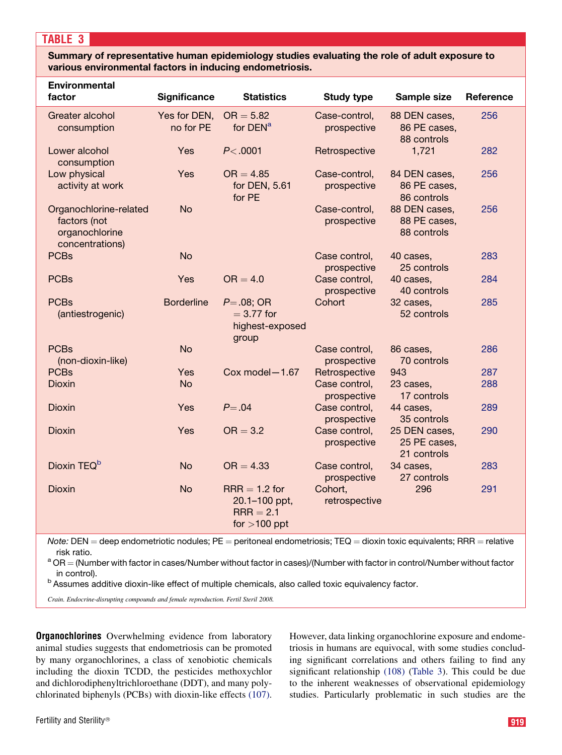**TABLE 3**

**Summary of representative human epidemiology studies evaluating the role of adult exposure to various environmental factors in inducing endometriosis.**

| Environmental factor | Significance | Statistics | Study type | Sample size | Reference |
|---|---|---|---|---|---|
| Greater alcohol consumption | Yes for DEN, no for PE | OR = 5.82 for DEN[a] | Case-control, prospective | 88 DEN cases, 86 PE cases, 88 controls | 256 |
| Lower alcohol consumption | Yes | $P<.0001$ | Retrospective | 1,721 | 282 |
| Low physical activity at work | Yes | OR = 4.85 for DEN, 5.61 for PE | Case-control, prospective | 84 DEN cases, 86 PE cases, 86 controls | 256 |
| Organochlorine-related factors (not organochlorine concentrations) | No | | Case-control, prospective | 88 DEN cases, 88 PE cases, 88 controls | 256 |
| PCBs | No | | Case control, prospective | 40 cases, 25 controls | 283 |
| PCBs | Yes | OR = 4.0 | Case control, prospective | 40 cases, 40 controls | 284 |
| PCBs (antiestrogenic) | Borderline | $P=.08$; OR = 3.77 for highest-exposed group | Cohort | 32 cases, 52 controls | 285 |
| PCBs (non-dioxin-like) | No | | Case control, prospective | 86 cases, 70 controls | 286 |
| PCBs | Yes | Cox model—1.67 | Retrospective | 943 | 287 |
| Dioxin | No | | Case control, prospective | 23 cases, 17 controls | 288 |
| Dioxin | Yes | $P=.04$ | Case control, prospective | 44 cases, 35 controls | 289 |
| Dioxin | Yes | OR = 3.2 | Case control, prospective | 25 DEN cases, 25 PE cases, 21 controls | 290 |
| Dioxin TEQ[b] | No | OR = 4.33 | Case control, prospective | 34 cases, 27 controls | 283 |
| Dioxin | No | RRR = 1.2 for 20.1–100 ppt, RRR = 2.1 for >100 ppt | Cohort, retrospective | 296 | 291 |

*Note:* DEN = deep endometriotic nodules; PE = peritoneal endometriosis; TEQ = dioxin toxic equivalents; RRR = relative risk ratio.

[a] OR = (Number with factor in cases/Number without factor in cases)/(Number with factor in control/Number without factor in control).

[b] Assumes additive dioxin-like effect of multiple chemicals, also called toxic equivalency factor.

*Crain. Endocrine-disrupting compounds and female reproduction. Fertil Steril 2008.*

**Organochlorines** Overwhelming evidence from laboratory animal studies suggests that endometriosis can be promoted by many organochlorines, a class of xenobiotic chemicals including the dioxin TCDD, the pesticides methoxychlor and dichlorodiphenyltrichloroethane (DDT), and many polychlorinated biphenyls (PCBs) with dioxin-like effects (107). However, data linking organochlorine exposure and endometriosis in humans are equivocal, with some studies concluding significant correlations and others failing to find any significant relationship (108) (Table 3). This could be due to the inherent weaknesses of observational epidemiology studies. Particularly problematic in such studies are the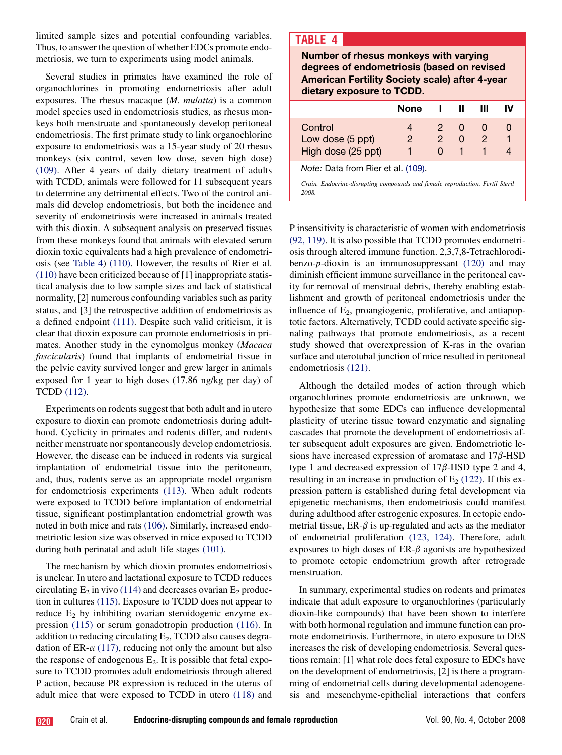limited sample sizes and potential confounding variables. Thus, to answer the question of whether EDCs promote endometriosis, we turn to experiments using model animals.

Several studies in primates have examined the role of organochlorines in promoting endometriosis after adult exposures. The rhesus macaque (*M. mulatta*) is a common model species used in endometriosis studies, as rhesus monkeys both menstruate and spontaneously develop peritoneal endometriosis. The first primate study to link organochlorine exposure to endometriosis was a 15-year study of 20 rhesus monkeys (six control, seven low dose, seven high dose) (109). After 4 years of daily dietary treatment of adults with TCDD, animals were followed for 11 subsequent years to determine any detrimental effects. Two of the control animals did develop endometriosis, but both the incidence and severity of endometriosis were increased in animals treated with this dioxin. A subsequent analysis on preserved tissues from these monkeys found that animals with elevated serum dioxin toxic equivalents had a high prevalence of endometriosis (see Table 4) (110). However, the results of Rier et al. (110) have been criticized because of [1] inappropriate statistical analysis due to low sample sizes and lack of statistical normality, [2] numerous confounding variables such as parity status, and [3] the retrospective addition of endometriosis as a defined endpoint (111). Despite such valid criticism, it is clear that dioxin exposure can promote endometriosis in primates. Another study in the cynomolgus monkey (*Macaca fascicularis*) found that implants of endometrial tissue in the pelvic cavity survived longer and grew larger in animals exposed for 1 year to high doses (17.86 ng/kg per day) of TCDD (112).

Experiments on rodents suggest that both adult and in utero exposure to dioxin can promote endometriosis during adulthood. Cyclicity in primates and rodents differ, and rodents neither menstruate nor spontaneously develop endometriosis. However, the disease can be induced in rodents via surgical implantation of endometrial tissue into the peritoneum, and, thus, rodents serve as an appropriate model organism for endometriosis experiments (113). When adult rodents were exposed to TCDD before implantation of endometrial tissue, significant postimplantation endometrial growth was noted in both mice and rats (106). Similarly, increased endometriotic lesion size was observed in mice exposed to TCDD during both perinatal and adult life stages (101).

The mechanism by which dioxin promotes endometriosis is unclear. In utero and lactational exposure to TCDD reduces circulating $E_2$ in vivo (114) and decreases ovarian $E_2$ production in cultures (115). Exposure to TCDD does not appear to reduce $E_2$ by inhibiting ovarian steroidogenic enzyme expression (115) or serum gonadotropin production (116). In addition to reducing circulating $E_2$, TCDD also causes degradation of ER-$\alpha$ (117), reducing not only the amount but also the response of endogenous $E_2$. It is possible that fetal exposure to TCDD promotes adult endometriosis through altered P action, because PR expression is reduced in the uterus of adult mice that were exposed to TCDD in utero (118) and

**TABLE 4**

**Number of rhesus monkeys with varying degrees of endometriosis (based on revised American Fertility Society scale) after 4-year dietary exposure to TCDD.**

| | None | I | II | III | IV |
|---|---|---|---|---|---|
| Control | 4 | 2 | 0 | 0 | 0 |
| Low dose (5 ppt) | 2 | 2 | 0 | 2 | 1 |
| High dose (25 ppt) | 1 | 0 | 1 | 1 | 4 |

*Note:* Data from Rier et al. (109).

*Crain. Endocrine-disrupting compounds and female reproduction. Fertil Steril 2008.*

P insensitivity is characteristic of women with endometriosis (92, 119). It is also possible that TCDD promotes endometriosis through altered immune function. 2,3,7,8-Tetrachlorodibenzo-*p*-dioxin is an immunosuppressant (120) and may diminish efficient immune surveillance in the peritoneal cavity for removal of menstrual debris, thereby enabling establishment and growth of peritoneal endometriosis under the influence of $E_2$, proangiogenic, proliferative, and antiapoptotic factors. Alternatively, TCDD could activate specific signaling pathways that promote endometriosis, as a recent study showed that overexpression of K-ras in the ovarian surface and uterotubal junction of mice resulted in peritoneal endometriosis (121).

Although the detailed modes of action through which organochlorines promote endometriosis are unknown, we hypothesize that some EDCs can influence developmental plasticity of uterine tissue toward enzymatic and signaling cascades that promote the development of endometriosis after subsequent adult exposures are given. Endometriotic lesions have increased expression of aromatase and 17$\beta$-HSD type 1 and decreased expression of 17$\beta$-HSD type 2 and 4, resulting in an increase in production of $E_2$ (122). If this expression pattern is established during fetal development via epigenetic mechanisms, then endometriosis could manifest during adulthood after estrogenic exposures. In ectopic endometrial tissue, ER-$\beta$ is up-regulated and acts as the mediator of endometrial proliferation (123, 124). Therefore, adult exposures to high doses of ER-$\beta$ agonists are hypothesized to promote ectopic endometrium growth after retrograde menstruation.

In summary, experimental studies on rodents and primates indicate that adult exposure to organochlorines (particularly dioxin-like compounds) that have been shown to interfere with both hormonal regulation and immune function can promote endometriosis. Furthermore, in utero exposure to DES increases the risk of developing endometriosis. Several questions remain: [1] what role does fetal exposure to EDCs have on the development of endometriosis, [2] is there a programming of endometrial cells during developmental adenogenesis and mesenchyme-epithelial interactions that confers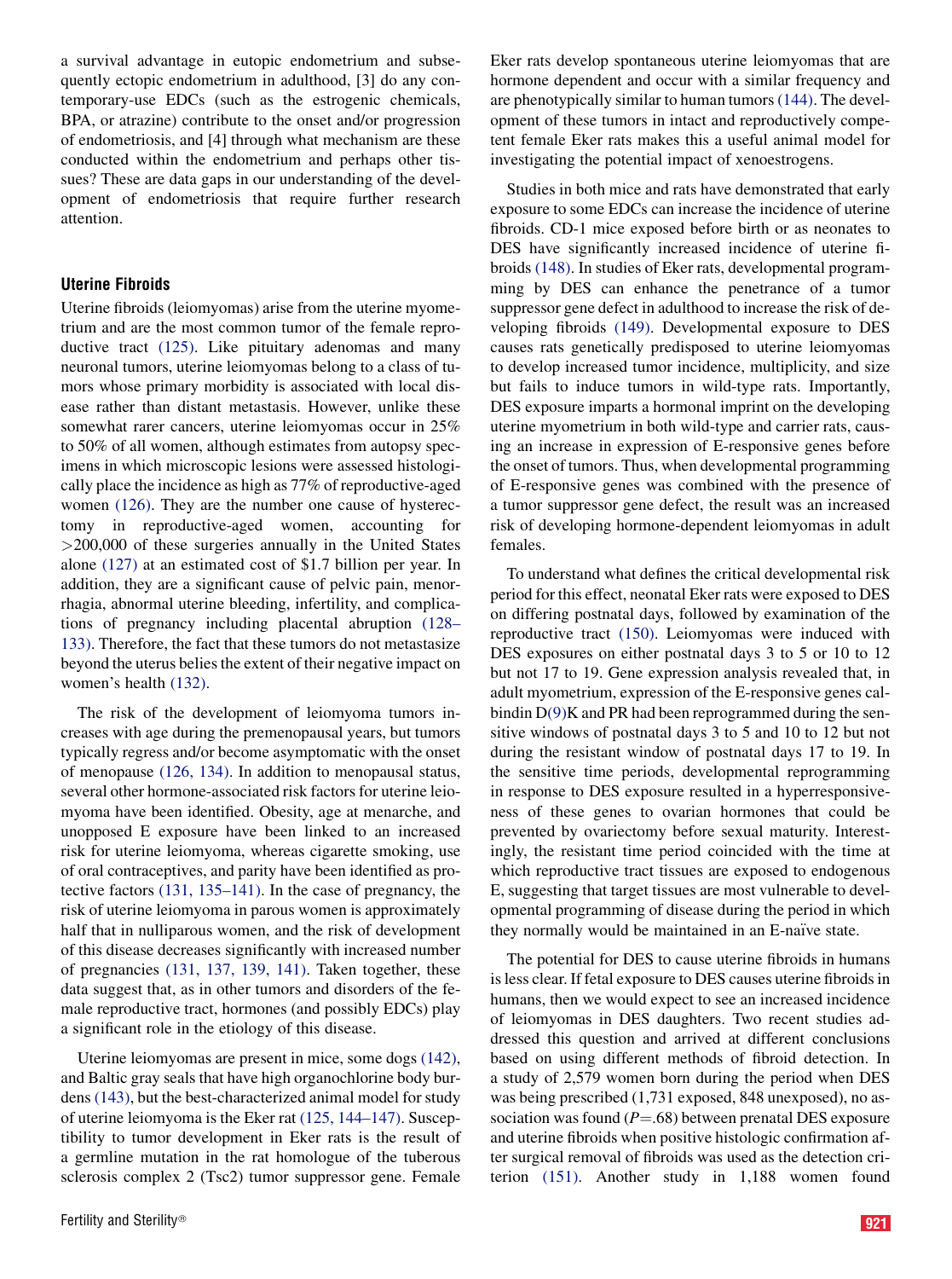a survival advantage in eutopic endometrium and subsequently ectopic endometrium in adulthood, [3] do any contemporary-use EDCs (such as the estrogenic chemicals, BPA, or atrazine) contribute to the onset and/or progression of endometriosis, and [4] through what mechanism are these conducted within the endometrium and perhaps other tissues? These are data gaps in our understanding of the development of endometriosis that require further research attention.

## Uterine Fibroids

Uterine fibroids (leiomyomas) arise from the uterine myometrium and are the most common tumor of the female reproductive tract (125). Like pituitary adenomas and many neuronal tumors, uterine leiomyomas belong to a class of tumors whose primary morbidity is associated with local disease rather than distant metastasis. However, unlike these somewhat rarer cancers, uterine leiomyomas occur in 25% to 50% of all women, although estimates from autopsy specimens in which microscopic lesions were assessed histologically place the incidence as high as 77% of reproductive-aged women (126). They are the number one cause of hysterectomy in reproductive-aged women, accounting for >200,000 of these surgeries annually in the United States alone (127) at an estimated cost of $1.7 billion per year. In addition, they are a significant cause of pelvic pain, menorrhagia, abnormal uterine bleeding, infertility, and complications of pregnancy including placental abruption (128–133). Therefore, the fact that these tumors do not metastasize beyond the uterus belies the extent of their negative impact on women's health (132).

The risk of the development of leiomyoma tumors increases with age during the premenopausal years, but tumors typically regress and/or become asymptomatic with the onset of menopause (126, 134). In addition to menopausal status, several other hormone-associated risk factors for uterine leiomyoma have been identified. Obesity, age at menarche, and unopposed E exposure have been linked to an increased risk for uterine leiomyoma, whereas cigarette smoking, use of oral contraceptives, and parity have been identified as protective factors (131, 135–141). In the case of pregnancy, the risk of uterine leiomyoma in parous women is approximately half that in nulliparous women, and the risk of development of this disease decreases significantly with increased number of pregnancies (131, 137, 139, 141). Taken together, these data suggest that, as in other tumors and disorders of the female reproductive tract, hormones (and possibly EDCs) play a significant role in the etiology of this disease.

Uterine leiomyomas are present in mice, some dogs (142), and Baltic gray seals that have high organochlorine body burdens (143), but the best-characterized animal model for study of uterine leiomyoma is the Eker rat (125, 144–147). Susceptibility to tumor development in Eker rats is the result of a germline mutation in the rat homologue of the tuberous sclerosis complex 2 (Tsc2) tumor suppressor gene. Female Eker rats develop spontaneous uterine leiomyomas that are hormone dependent and occur with a similar frequency and are phenotypically similar to human tumors (144). The development of these tumors in intact and reproductively competent female Eker rats makes this a useful animal model for investigating the potential impact of xenoestrogens.

Studies in both mice and rats have demonstrated that early exposure to some EDCs can increase the incidence of uterine fibroids. CD-1 mice exposed before birth or as neonates to DES have significantly increased incidence of uterine fibroids (148). In studies of Eker rats, developmental programming by DES can enhance the penetrance of a tumor suppressor gene defect in adulthood to increase the risk of developing fibroids (149). Developmental exposure to DES causes rats genetically predisposed to uterine leiomyomas to develop increased tumor incidence, multiplicity, and size but fails to induce tumors in wild-type rats. Importantly, DES exposure imparts a hormonal imprint on the developing uterine myometrium in both wild-type and carrier rats, causing an increase in expression of E-responsive genes before the onset of tumors. Thus, when developmental programming of E-responsive genes was combined with the presence of a tumor suppressor gene defect, the result was an increased risk of developing hormone-dependent leiomyomas in adult females.

To understand what defines the critical developmental risk period for this effect, neonatal Eker rats were exposed to DES on differing postnatal days, followed by examination of the reproductive tract (150). Leiomyomas were induced with DES exposures on either postnatal days 3 to 5 or 10 to 12 but not 17 to 19. Gene expression analysis revealed that, in adult myometrium, expression of the E-responsive genes calbindin D(9)K and PR had been reprogrammed during the sensitive windows of postnatal days 3 to 5 and 10 to 12 but not during the resistant window of postnatal days 17 to 19. In the sensitive time periods, developmental reprogramming in response to DES exposure resulted in a hyperresponsiveness of these genes to ovarian hormones that could be prevented by ovariectomy before sexual maturity. Interestingly, the resistant time period coincided with the time at which reproductive tract tissues are exposed to endogenous E, suggesting that target tissues are most vulnerable to developmental programming of disease during the period in which they normally would be maintained in an E-naïve state.

The potential for DES to cause uterine fibroids in humans is less clear. If fetal exposure to DES causes uterine fibroids in humans, then we would expect to see an increased incidence of leiomyomas in DES daughters. Two recent studies addressed this question and arrived at different conclusions based on using different methods of fibroid detection. In a study of 2,579 women born during the period when DES was being prescribed (1,731 exposed, 848 unexposed), no association was found ($P$=.68) between prenatal DES exposure and uterine fibroids when positive histologic confirmation after surgical removal of fibroids was used as the detection criterion (151). Another study in 1,188 women found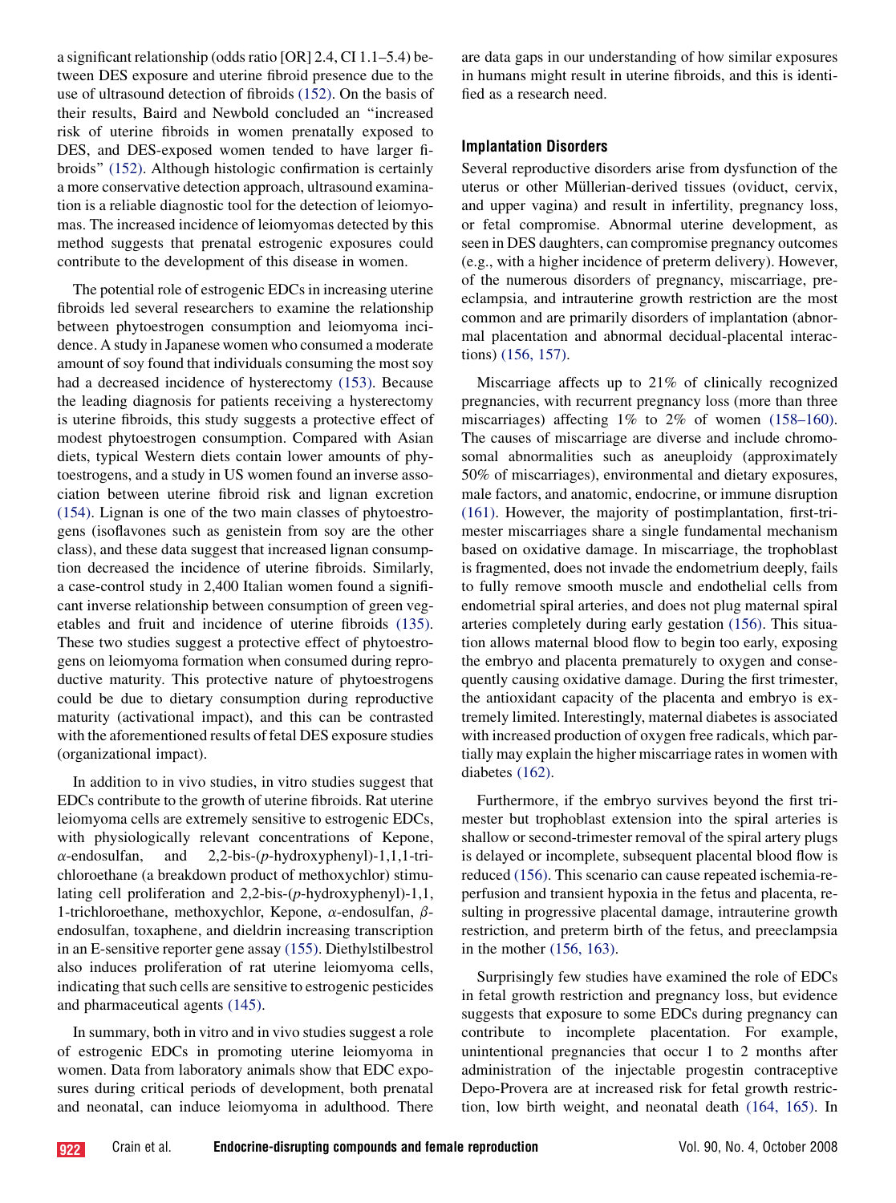a significant relationship (odds ratio [OR] 2.4, CI 1.1–5.4) between DES exposure and uterine fibroid presence due to the use of ultrasound detection of fibroids (152). On the basis of their results, Baird and Newbold concluded an "increased risk of uterine fibroids in women prenatally exposed to DES, and DES-exposed women tended to have larger fibroids" (152). Although histologic confirmation is certainly a more conservative detection approach, ultrasound examination is a reliable diagnostic tool for the detection of leiomyomas. The increased incidence of leiomyomas detected by this method suggests that prenatal estrogenic exposures could contribute to the development of this disease in women.

The potential role of estrogenic EDCs in increasing uterine fibroids led several researchers to examine the relationship between phytoestrogen consumption and leiomyoma incidence. A study in Japanese women who consumed a moderate amount of soy found that individuals consuming the most soy had a decreased incidence of hysterectomy (153). Because the leading diagnosis for patients receiving a hysterectomy is uterine fibroids, this study suggests a protective effect of modest phytoestrogen consumption. Compared with Asian diets, typical Western diets contain lower amounts of phytoestrogens, and a study in US women found an inverse association between uterine fibroid risk and lignan excretion (154). Lignan is one of the two main classes of phytoestrogens (isoflavones such as genistein from soy are the other class), and these data suggest that increased lignan consumption decreased the incidence of uterine fibroids. Similarly, a case-control study in 2,400 Italian women found a significant inverse relationship between consumption of green vegetables and fruit and incidence of uterine fibroids (135). These two studies suggest a protective effect of phytoestrogens on leiomyoma formation when consumed during reproductive maturity. This protective nature of phytoestrogens could be due to dietary consumption during reproductive maturity (activational impact), and this can be contrasted with the aforementioned results of fetal DES exposure studies (organizational impact).

In addition to in vivo studies, in vitro studies suggest that EDCs contribute to the growth of uterine fibroids. Rat uterine leiomyoma cells are extremely sensitive to estrogenic EDCs, with physiologically relevant concentrations of Kepone, $\alpha$-endosulfan, and 2,2-bis-($p$-hydroxyphenyl)-1,1,1-trichloroethane (a breakdown product of methoxychlor) stimulating cell proliferation and 2,2-bis-($p$-hydroxyphenyl)-1,1,1-trichloroethane, methoxychlor, Kepone, $\alpha$-endosulfan, $\beta$-endosulfan, toxaphene, and dieldrin increasing transcription in an E-sensitive reporter gene assay (155). Diethylstilbestrol also induces proliferation of rat uterine leiomyoma cells, indicating that such cells are sensitive to estrogenic pesticides and pharmaceutical agents (145).

In summary, both in vitro and in vivo studies suggest a role of estrogenic EDCs in promoting uterine leiomyoma in women. Data from laboratory animals show that EDC exposures during critical periods of development, both prenatal and neonatal, can induce leiomyoma in adulthood. There are data gaps in our understanding of how similar exposures in humans might result in uterine fibroids, and this is identified as a research need.

### Implantation Disorders

Several reproductive disorders arise from dysfunction of the uterus or other Müllerian-derived tissues (oviduct, cervix, and upper vagina) and result in infertility, pregnancy loss, or fetal compromise. Abnormal uterine development, as seen in DES daughters, can compromise pregnancy outcomes (e.g., with a higher incidence of preterm delivery). However, of the numerous disorders of pregnancy, miscarriage, preeclampsia, and intrauterine growth restriction are the most common and are primarily disorders of implantation (abnormal placentation and abnormal decidual-placental interactions) (156, 157).

Miscarriage affects up to 21% of clinically recognized pregnancies, with recurrent pregnancy loss (more than three miscarriages) affecting 1% to 2% of women (158–160). The causes of miscarriage are diverse and include chromosomal abnormalities such as aneuploidy (approximately 50% of miscarriages), environmental and dietary exposures, male factors, and anatomic, endocrine, or immune disruption (161). However, the majority of postimplantation, first-trimester miscarriages share a single fundamental mechanism based on oxidative damage. In miscarriage, the trophoblast is fragmented, does not invade the endometrium deeply, fails to fully remove smooth muscle and endothelial cells from endometrial spiral arteries, and does not plug maternal spiral arteries completely during early gestation (156). This situation allows maternal blood flow to begin too early, exposing the embryo and placenta prematurely to oxygen and consequently causing oxidative damage. During the first trimester, the antioxidant capacity of the placenta and embryo is extremely limited. Interestingly, maternal diabetes is associated with increased production of oxygen free radicals, which partially may explain the higher miscarriage rates in women with diabetes (162).

Furthermore, if the embryo survives beyond the first trimester but trophoblast extension into the spiral arteries is shallow or second-trimester removal of the spiral artery plugs is delayed or incomplete, subsequent placental blood flow is reduced (156). This scenario can cause repeated ischemia-reperfusion and transient hypoxia in the fetus and placenta, resulting in progressive placental damage, intrauterine growth restriction, and preterm birth of the fetus, and preeclampsia in the mother (156, 163).

Surprisingly few studies have examined the role of EDCs in fetal growth restriction and pregnancy loss, but evidence suggests that exposure to some EDCs during pregnancy can contribute to incomplete placentation. For example, unintentional pregnancies that occur 1 to 2 months after administration of the injectable progestin contraceptive Depo-Provera are at increased risk for fetal growth restriction, low birth weight, and neonatal death (164, 165). In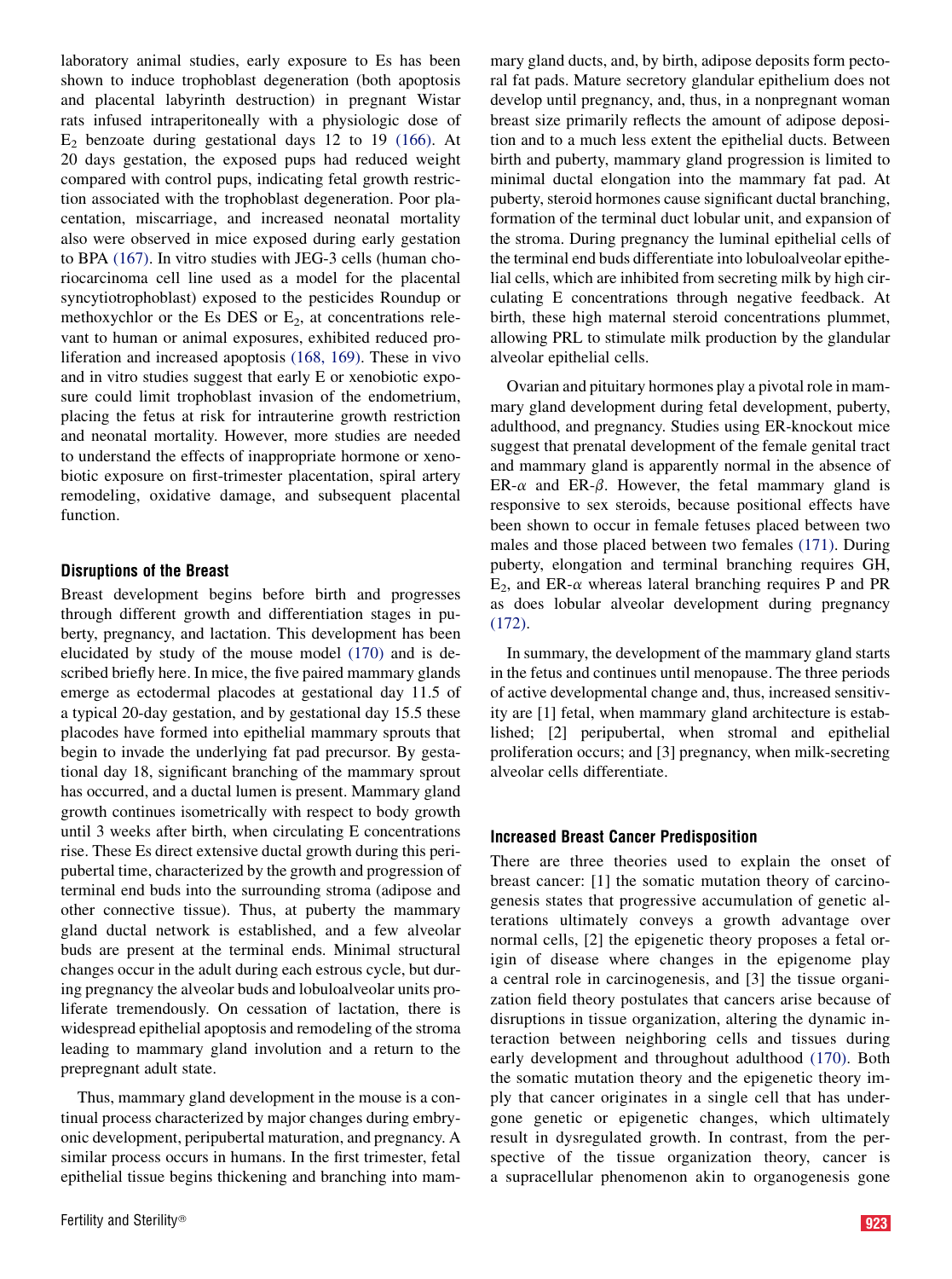laboratory animal studies, early exposure to Es has been shown to induce trophoblast degeneration (both apoptosis and placental labyrinth destruction) in pregnant Wistar rats infused intraperitoneally with a physiologic dose of $E_2$ benzoate during gestational days 12 to 19 (166). At 20 days gestation, the exposed pups had reduced weight compared with control pups, indicating fetal growth restriction associated with the trophoblast degeneration. Poor placentation, miscarriage, and increased neonatal mortality also were observed in mice exposed during early gestation to BPA (167). In vitro studies with JEG-3 cells (human choriocarcinoma cell line used as a model for the placental syncytiotrophoblast) exposed to the pesticides Roundup or methoxychlor or the Es DES or $E_2$, at concentrations relevant to human or animal exposures, exhibited reduced proliferation and increased apoptosis (168, 169). These in vivo and in vitro studies suggest that early E or xenobiotic exposure could limit trophoblast invasion of the endometrium, placing the fetus at risk for intrauterine growth restriction and neonatal mortality. However, more studies are needed to understand the effects of inappropriate hormone or xenobiotic exposure on first-trimester placentation, spiral artery remodeling, oxidative damage, and subsequent placental function.

## Disruptions of the Breast

Breast development begins before birth and progresses through different growth and differentiation stages in puberty, pregnancy, and lactation. This development has been elucidated by study of the mouse model (170) and is described briefly here. In mice, the five paired mammary glands emerge as ectodermal placodes at gestational day 11.5 of a typical 20-day gestation, and by gestational day 15.5 these placodes have formed into epithelial mammary sprouts that begin to invade the underlying fat pad precursor. By gestational day 18, significant branching of the mammary sprout has occurred, and a ductal lumen is present. Mammary gland growth continues isometrically with respect to body growth until 3 weeks after birth, when circulating E concentrations rise. These Es direct extensive ductal growth during this peripubertal time, characterized by the growth and progression of terminal end buds into the surrounding stroma (adipose and other connective tissue). Thus, at puberty the mammary gland ductal network is established, and a few alveolar buds are present at the terminal ends. Minimal structural changes occur in the adult during each estrous cycle, but during pregnancy the alveolar buds and lobuloalveolar units proliferate tremendously. On cessation of lactation, there is widespread epithelial apoptosis and remodeling of the stroma leading to mammary gland involution and a return to the prepregnant adult state.

Thus, mammary gland development in the mouse is a continual process characterized by major changes during embryonic development, peripubertal maturation, and pregnancy. A similar process occurs in humans. In the first trimester, fetal epithelial tissue begins thickening and branching into mammary gland ducts, and, by birth, adipose deposits form pectoral fat pads. Mature secretory glandular epithelium does not develop until pregnancy, and, thus, in a nonpregnant woman breast size primarily reflects the amount of adipose deposition and to a much less extent the epithelial ducts. Between birth and puberty, mammary gland progression is limited to minimal ductal elongation into the mammary fat pad. At puberty, steroid hormones cause significant ductal branching, formation of the terminal duct lobular unit, and expansion of the stroma. During pregnancy the luminal epithelial cells of the terminal end buds differentiate into lobuloalveolar epithelial cells, which are inhibited from secreting milk by high circulating E concentrations through negative feedback. At birth, these high maternal steroid concentrations plummet, allowing PRL to stimulate milk production by the glandular alveolar epithelial cells.

Ovarian and pituitary hormones play a pivotal role in mammary gland development during fetal development, puberty, adulthood, and pregnancy. Studies using ER-knockout mice suggest that prenatal development of the female genital tract and mammary gland is apparently normal in the absence of ER-$\alpha$ and ER-$\beta$. However, the fetal mammary gland is responsive to sex steroids, because positional effects have been shown to occur in female fetuses placed between two males and those placed between two females (171). During puberty, elongation and terminal branching requires GH, $E_2$, and ER-$\alpha$ whereas lateral branching requires P and PR as does lobular alveolar development during pregnancy (172).

In summary, the development of the mammary gland starts in the fetus and continues until menopause. The three periods of active developmental change and, thus, increased sensitivity are [1] fetal, when mammary gland architecture is established; [2] peripubertal, when stromal and epithelial proliferation occurs; and [3] pregnancy, when milk-secreting alveolar cells differentiate.

## Increased Breast Cancer Predisposition

There are three theories used to explain the onset of breast cancer: [1] the somatic mutation theory of carcinogenesis states that progressive accumulation of genetic alterations ultimately conveys a growth advantage over normal cells, [2] the epigenetic theory proposes a fetal origin of disease where changes in the epigenome play a central role in carcinogenesis, and [3] the tissue organization field theory postulates that cancers arise because of disruptions in tissue organization, altering the dynamic interaction between neighboring cells and tissues during early development and throughout adulthood (170). Both the somatic mutation theory and the epigenetic theory imply that cancer originates in a single cell that has undergone genetic or epigenetic changes, which ultimately result in dysregulated growth. In contrast, from the perspective of the tissue organization theory, cancer is a supracellular phenomenon akin to organogenesis gone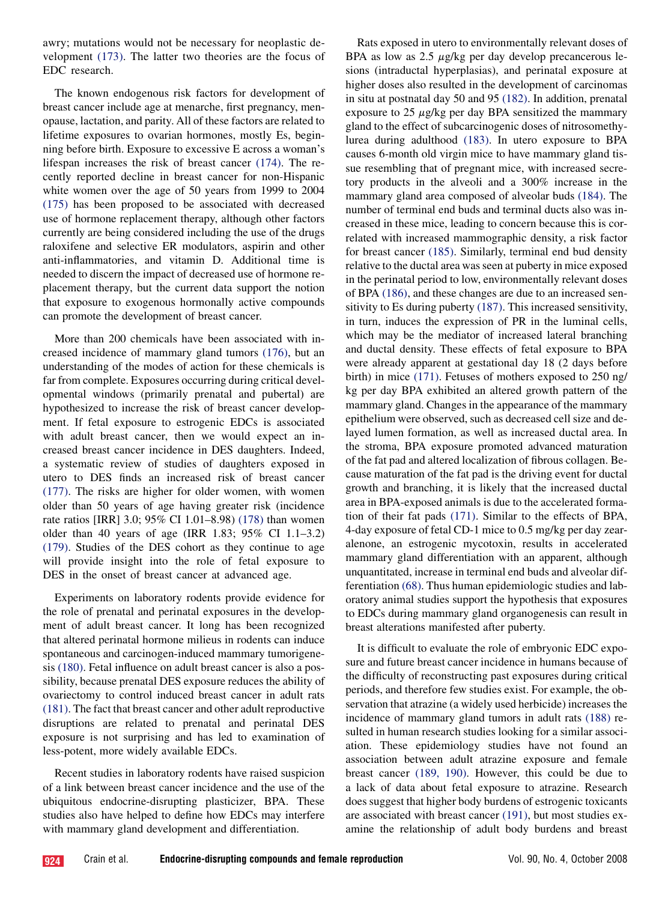awry; mutations would not be necessary for neoplastic development (173). The latter two theories are the focus of EDC research.

The known endogenous risk factors for development of breast cancer include age at menarche, first pregnancy, menopause, lactation, and parity. All of these factors are related to lifetime exposures to ovarian hormones, mostly Es, beginning before birth. Exposure to excessive E across a woman's lifespan increases the risk of breast cancer (174). The recently reported decline in breast cancer for non-Hispanic white women over the age of 50 years from 1999 to 2004 (175) has been proposed to be associated with decreased use of hormone replacement therapy, although other factors currently are being considered including the use of the drugs raloxifene and selective ER modulators, aspirin and other anti-inflammatories, and vitamin D. Additional time is needed to discern the impact of decreased use of hormone replacement therapy, but the current data support the notion that exposure to exogenous hormonally active compounds can promote the development of breast cancer.

More than 200 chemicals have been associated with increased incidence of mammary gland tumors (176), but an understanding of the modes of action for these chemicals is far from complete. Exposures occurring during critical developmental windows (primarily prenatal and pubertal) are hypothesized to increase the risk of breast cancer development. If fetal exposure to estrogenic EDCs is associated with adult breast cancer, then we would expect an increased breast cancer incidence in DES daughters. Indeed, a systematic review of studies of daughters exposed in utero to DES finds an increased risk of breast cancer (177). The risks are higher for older women, with women older than 50 years of age having greater risk (incidence rate ratios [IRR] 3.0; 95% CI 1.01–8.98) (178) than women older than 40 years of age (IRR 1.83; 95% CI 1.1–3.2) (179). Studies of the DES cohort as they continue to age will provide insight into the role of fetal exposure to DES in the onset of breast cancer at advanced age.

Experiments on laboratory rodents provide evidence for the role of prenatal and perinatal exposures in the development of adult breast cancer. It long has been recognized that altered perinatal hormone milieus in rodents can induce spontaneous and carcinogen-induced mammary tumorigenesis (180). Fetal influence on adult breast cancer is also a possibility, because prenatal DES exposure reduces the ability of ovariectomy to control induced breast cancer in adult rats (181). The fact that breast cancer and other adult reproductive disruptions are related to prenatal and perinatal DES exposure is not surprising and has led to examination of less-potent, more widely available EDCs.

Recent studies in laboratory rodents have raised suspicion of a link between breast cancer incidence and the use of the ubiquitous endocrine-disrupting plasticizer, BPA. These studies also have helped to define how EDCs may interfere with mammary gland development and differentiation.

Rats exposed in utero to environmentally relevant doses of BPA as low as 2.5 $\mu$g/kg per day develop precancerous lesions (intraductal hyperplasias), and perinatal exposure at higher doses also resulted in the development of carcinomas in situ at postnatal day 50 and 95 (182). In addition, prenatal exposure to 25 $\mu$g/kg per day BPA sensitized the mammary gland to the effect of subcarcinogenic doses of nitrosomethylurea during adulthood (183). In utero exposure to BPA causes 6-month old virgin mice to have mammary gland tissue resembling that of pregnant mice, with increased secretory products in the alveoli and a 300% increase in the mammary gland area composed of alveolar buds (184). The number of terminal end buds and terminal ducts also was increased in these mice, leading to concern because this is correlated with increased mammographic density, a risk factor for breast cancer (185). Similarly, terminal end bud density relative to the ductal area was seen at puberty in mice exposed in the perinatal period to low, environmentally relevant doses of BPA (186), and these changes are due to an increased sensitivity to Es during puberty (187). This increased sensitivity, in turn, induces the expression of PR in the luminal cells, which may be the mediator of increased lateral branching and ductal density. These effects of fetal exposure to BPA were already apparent at gestational day 18 (2 days before birth) in mice (171). Fetuses of mothers exposed to 250 ng/kg per day BPA exhibited an altered growth pattern of the mammary gland. Changes in the appearance of the mammary epithelium were observed, such as decreased cell size and delayed lumen formation, as well as increased ductal area. In the stroma, BPA exposure promoted advanced maturation of the fat pad and altered localization of fibrous collagen. Because maturation of the fat pad is the driving event for ductal growth and branching, it is likely that the increased ductal area in BPA-exposed animals is due to the accelerated formation of their fat pads (171). Similar to the effects of BPA, 4-day exposure of fetal CD-1 mice to 0.5 mg/kg per day zearalenone, an estrogenic mycotoxin, results in accelerated mammary gland differentiation with an apparent, although unquantitated, increase in terminal end buds and alveolar differentiation (68). Thus human epidemiologic studies and laboratory animal studies support the hypothesis that exposures to EDCs during mammary gland organogenesis can result in breast alterations manifested after puberty.

It is difficult to evaluate the role of embryonic EDC exposure and future breast cancer incidence in humans because of the difficulty of reconstructing past exposures during critical periods, and therefore few studies exist. For example, the observation that atrazine (a widely used herbicide) increases the incidence of mammary gland tumors in adult rats (188) resulted in human research studies looking for a similar association. These epidemiology studies have not found an association between adult atrazine exposure and female breast cancer (189, 190). However, this could be due to a lack of data about fetal exposure to atrazine. Research does suggest that higher body burdens of estrogenic toxicants are associated with breast cancer (191), but most studies examine the relationship of adult body burdens and breast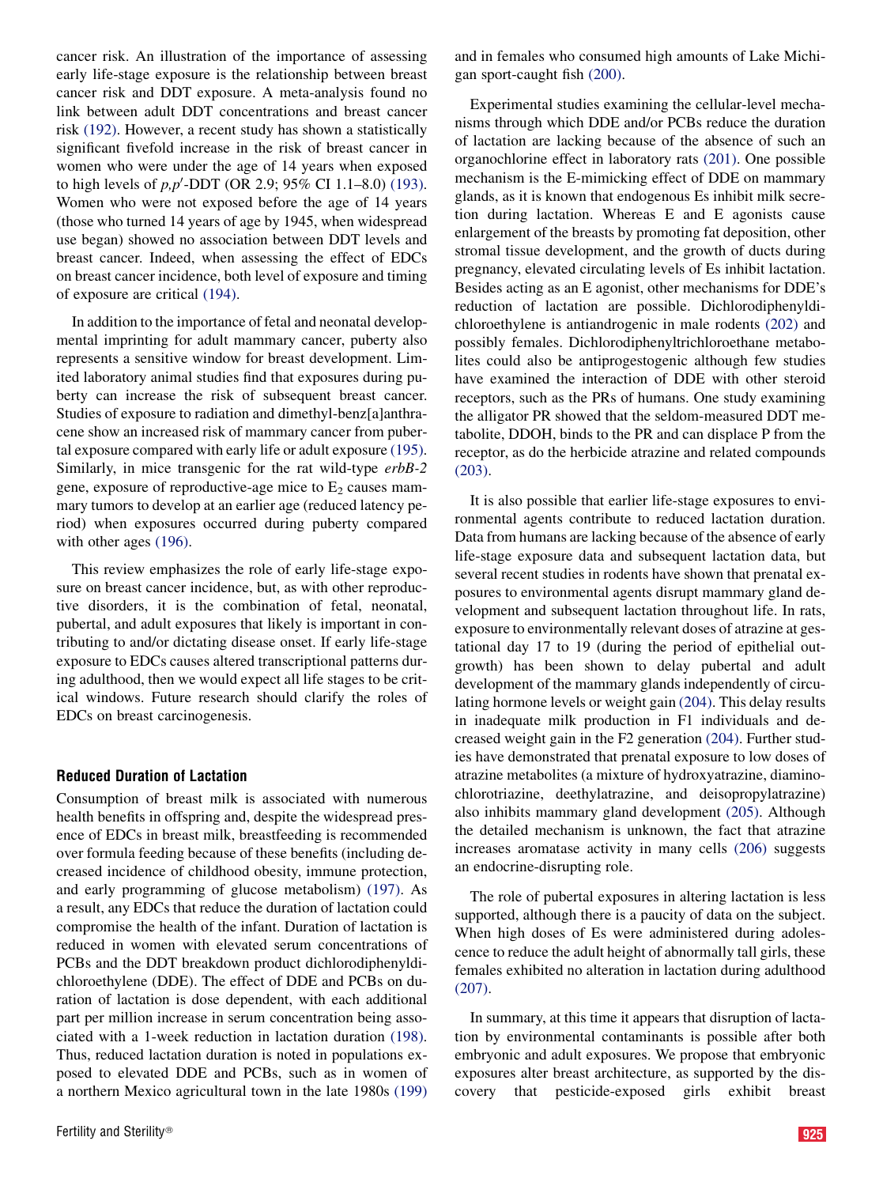cancer risk. An illustration of the importance of assessing early life-stage exposure is the relationship between breast cancer risk and DDT exposure. A meta-analysis found no link between adult DDT concentrations and breast cancer risk (192). However, a recent study has shown a statistically significant fivefold increase in the risk of breast cancer in women who were under the age of 14 years when exposed to high levels of *p,p′*-DDT (OR 2.9; 95% CI 1.1–8.0) (193). Women who were not exposed before the age of 14 years (those who turned 14 years of age by 1945, when widespread use began) showed no association between DDT levels and breast cancer. Indeed, when assessing the effect of EDCs on breast cancer incidence, both level of exposure and timing of exposure are critical (194).

In addition to the importance of fetal and neonatal developmental imprinting for adult mammary cancer, puberty also represents a sensitive window for breast development. Limited laboratory animal studies find that exposures during puberty can increase the risk of subsequent breast cancer. Studies of exposure to radiation and dimethyl-benz[a]anthracene show an increased risk of mammary cancer from pubertal exposure compared with early life or adult exposure (195). Similarly, in mice transgenic for the rat wild-type *erbB-2* gene, exposure of reproductive-age mice to $E_2$ causes mammary tumors to develop at an earlier age (reduced latency period) when exposures occurred during puberty compared with other ages (196).

This review emphasizes the role of early life-stage exposure on breast cancer incidence, but, as with other reproductive disorders, it is the combination of fetal, neonatal, pubertal, and adult exposures that likely is important in contributing to and/or dictating disease onset. If early life-stage exposure to EDCs causes altered transcriptional patterns during adulthood, then we would expect all life stages to be critical windows. Future research should clarify the roles of EDCs on breast carcinogenesis.

### Reduced Duration of Lactation

Consumption of breast milk is associated with numerous health benefits in offspring and, despite the widespread presence of EDCs in breast milk, breastfeeding is recommended over formula feeding because of these benefits (including decreased incidence of childhood obesity, immune protection, and early programming of glucose metabolism) (197). As a result, any EDCs that reduce the duration of lactation could compromise the health of the infant. Duration of lactation is reduced in women with elevated serum concentrations of PCBs and the DDT breakdown product dichlorodiphenyldichloroethylene (DDE). The effect of DDE and PCBs on duration of lactation is dose dependent, with each additional part per million increase in serum concentration being associated with a 1-week reduction in lactation duration (198). Thus, reduced lactation duration is noted in populations exposed to elevated DDE and PCBs, such as in women of a northern Mexico agricultural town in the late 1980s (199) and in females who consumed high amounts of Lake Michigan sport-caught fish (200).

Experimental studies examining the cellular-level mechanisms through which DDE and/or PCBs reduce the duration of lactation are lacking because of the absence of such an organochlorine effect in laboratory rats (201). One possible mechanism is the E-mimicking effect of DDE on mammary glands, as it is known that endogenous Es inhibit milk secretion during lactation. Whereas E and E agonists cause enlargement of the breasts by promoting fat deposition, other stromal tissue development, and the growth of ducts during pregnancy, elevated circulating levels of Es inhibit lactation. Besides acting as an E agonist, other mechanisms for DDE's reduction of lactation are possible. Dichlorodiphenyldichloroethylene is antiandrogenic in male rodents (202) and possibly females. Dichlorodiphenyltrichloroethane metabolites could also be antiprogestogenic although few studies have examined the interaction of DDE with other steroid receptors, such as the PRs of humans. One study examining the alligator PR showed that the seldom-measured DDT metabolite, DDOH, binds to the PR and can displace P from the receptor, as do the herbicide atrazine and related compounds (203).

It is also possible that earlier life-stage exposures to environmental agents contribute to reduced lactation duration. Data from humans are lacking because of the absence of early life-stage exposure data and subsequent lactation data, but several recent studies in rodents have shown that prenatal exposures to environmental agents disrupt mammary gland development and subsequent lactation throughout life. In rats, exposure to environmentally relevant doses of atrazine at gestational day 17 to 19 (during the period of epithelial outgrowth) has been shown to delay pubertal and adult development of the mammary glands independently of circulating hormone levels or weight gain (204). This delay results in inadequate milk production in F1 individuals and decreased weight gain in the F2 generation (204). Further studies have demonstrated that prenatal exposure to low doses of atrazine metabolites (a mixture of hydroxyatrazine, diaminochlorotriazine, deethylatrazine, and deisopropylatrazine) also inhibits mammary gland development (205). Although the detailed mechanism is unknown, the fact that atrazine increases aromatase activity in many cells (206) suggests an endocrine-disrupting role.

The role of pubertal exposures in altering lactation is less supported, although there is a paucity of data on the subject. When high doses of Es were administered during adolescence to reduce the adult height of abnormally tall girls, these females exhibited no alteration in lactation during adulthood (207).

In summary, at this time it appears that disruption of lactation by environmental contaminants is possible after both embryonic and adult exposures. We propose that embryonic exposures alter breast architecture, as supported by the discovery that pesticide-exposed girls exhibit breast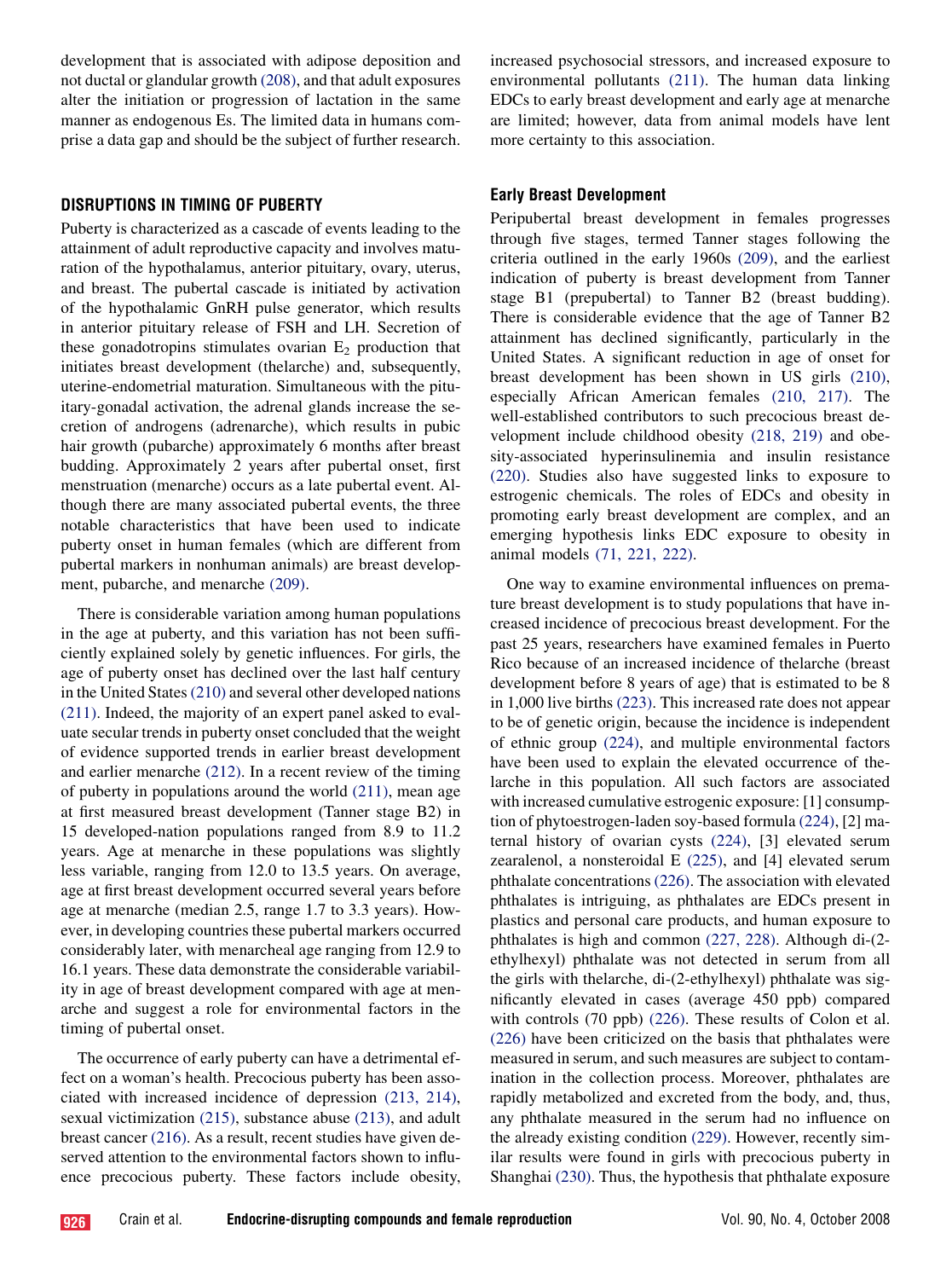development that is associated with adipose deposition and not ductal or glandular growth (208), and that adult exposures alter the initiation or progression of lactation in the same manner as endogenous Es. The limited data in humans comprise a data gap and should be the subject of further research.

## DISRUPTIONS IN TIMING OF PUBERTY

Puberty is characterized as a cascade of events leading to the attainment of adult reproductive capacity and involves maturation of the hypothalamus, anterior pituitary, ovary, uterus, and breast. The pubertal cascade is initiated by activation of the hypothalamic GnRH pulse generator, which results in anterior pituitary release of FSH and LH. Secretion of these gonadotropins stimulates ovarian $E_2$ production that initiates breast development (thelarche) and, subsequently, uterine-endometrial maturation. Simultaneous with the pituitary-gonadal activation, the adrenal glands increase the secretion of androgens (adrenarche), which results in pubic hair growth (pubarche) approximately 6 months after breast budding. Approximately 2 years after pubertal onset, first menstruation (menarche) occurs as a late pubertal event. Although there are many associated pubertal events, the three notable characteristics that have been used to indicate puberty onset in human females (which are different from pubertal markers in nonhuman animals) are breast development, pubarche, and menarche (209).

There is considerable variation among human populations in the age at puberty, and this variation has not been sufficiently explained solely by genetic influences. For girls, the age of puberty onset has declined over the last half century in the United States (210) and several other developed nations (211). Indeed, the majority of an expert panel asked to evaluate secular trends in puberty onset concluded that the weight of evidence supported trends in earlier breast development and earlier menarche (212). In a recent review of the timing of puberty in populations around the world (211), mean age at first measured breast development (Tanner stage B2) in 15 developed-nation populations ranged from 8.9 to 11.2 years. Age at menarche in these populations was slightly less variable, ranging from 12.0 to 13.5 years. On average, age at first breast development occurred several years before age at menarche (median 2.5, range 1.7 to 3.3 years). However, in developing countries these pubertal markers occurred considerably later, with menarcheal age ranging from 12.9 to 16.1 years. These data demonstrate the considerable variability in age of breast development compared with age at menarche and suggest a role for environmental factors in the timing of pubertal onset.

The occurrence of early puberty can have a detrimental effect on a woman's health. Precocious puberty has been associated with increased incidence of depression (213, 214), sexual victimization (215), substance abuse (213), and adult breast cancer (216). As a result, recent studies have given deserved attention to the environmental factors shown to influence precocious puberty. These factors include obesity, increased psychosocial stressors, and increased exposure to environmental pollutants (211). The human data linking EDCs to early breast development and early age at menarche are limited; however, data from animal models have lent more certainty to this association.

### Early Breast Development

Peripubertal breast development in females progresses through five stages, termed Tanner stages following the criteria outlined in the early 1960s (209), and the earliest indication of puberty is breast development from Tanner stage B1 (prepubertal) to Tanner B2 (breast budding). There is considerable evidence that the age of Tanner B2 attainment has declined significantly, particularly in the United States. A significant reduction in age of onset for breast development has been shown in US girls (210), especially African American females (210, 217). The well-established contributors to such precocious breast development include childhood obesity (218, 219) and obesity-associated hyperinsulinemia and insulin resistance (220). Studies also have suggested links to exposure to estrogenic chemicals. The roles of EDCs and obesity in promoting early breast development are complex, and an emerging hypothesis links EDC exposure to obesity in animal models (71, 221, 222).

One way to examine environmental influences on premature breast development is to study populations that have increased incidence of precocious breast development. For the past 25 years, researchers have examined females in Puerto Rico because of an increased incidence of thelarche (breast development before 8 years of age) that is estimated to be 8 in 1,000 live births (223). This increased rate does not appear to be of genetic origin, because the incidence is independent of ethnic group (224), and multiple environmental factors have been used to explain the elevated occurrence of thelarche in this population. All such factors are associated with increased cumulative estrogenic exposure: [1] consumption of phytoestrogen-laden soy-based formula (224), [2] maternal history of ovarian cysts (224), [3] elevated serum zearalenol, a nonsteroidal E (225), and [4] elevated serum phthalate concentrations (226). The association with elevated phthalates is intriguing, as phthalates are EDCs present in plastics and personal care products, and human exposure to phthalates is high and common (227, 228). Although di-(2-ethylhexyl) phthalate was not detected in serum from all the girls with thelarche, di-(2-ethylhexyl) phthalate was significantly elevated in cases (average 450 ppb) compared with controls (70 ppb) (226). These results of Colon et al. (226) have been criticized on the basis that phthalates were measured in serum, and such measures are subject to contamination in the collection process. Moreover, phthalates are rapidly metabolized and excreted from the body, and, thus, any phthalate measured in the serum had no influence on the already existing condition (229). However, recently similar results were found in girls with precocious puberty in Shanghai (230). Thus, the hypothesis that phthalate exposure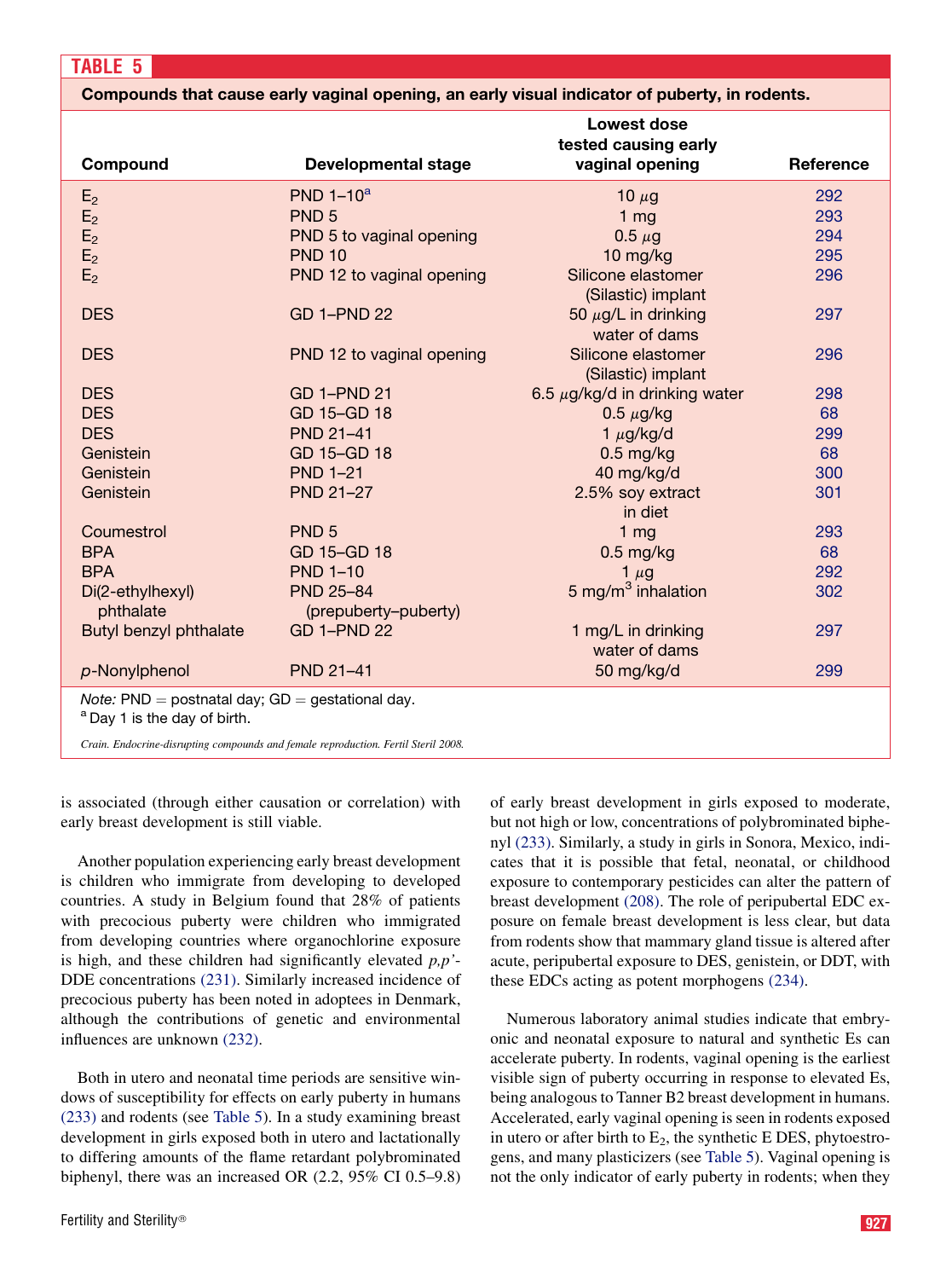**TABLE 5**

**Compounds that cause early vaginal opening, an early visual indicator of puberty, in rodents.**

| Compound | Developmental stage | Lowest dose tested causing early vaginal opening | Reference |
|---|---|---|---|
| $E_2$ | PND 1–10[a] | 10 $\mu$g | 292 |
| $E_2$ | PND 5 | 1 mg | 293 |
| $E_2$ | PND 5 to vaginal opening | 0.5 $\mu$g | 294 |
| $E_2$ | PND 10 | 10 mg/kg | 295 |
| $E_2$ | PND 12 to vaginal opening | Silicone elastomer (Silastic) implant | 296 |
| DES | GD 1–PND 22 | 50 $\mu$g/L in drinking water of dams | 297 |
| DES | PND 12 to vaginal opening | Silicone elastomer (Silastic) implant | 296 |
| DES | GD 1–PND 21 | 6.5 $\mu$g/kg/d in drinking water | 298 |
| DES | GD 15–GD 18 | 0.5 $\mu$g/kg | 68 |
| DES | PND 21–41 | 1 $\mu$g/kg/d | 299 |
| Genistein | GD 15–GD 18 | 0.5 mg/kg | 68 |
| Genistein | PND 1–21 | 40 mg/kg/d | 300 |
| Genistein | PND 21–27 | 2.5% soy extract in diet | 301 |
| Coumestrol | PND 5 | 1 mg | 293 |
| BPA | GD 15–GD 18 | 0.5 mg/kg | 68 |
| BPA | PND 1–10 | 1 $\mu$g | 292 |
| Di(2-ethylhexyl) phthalate | PND 25–84 (prepuberty–puberty) | 5 mg/m$^3$ inhalation | 302 |
| Butyl benzyl phthalate | GD 1–PND 22 | 1 mg/L in drinking water of dams | 297 |
| *p*-Nonylphenol | PND 21–41 | 50 mg/kg/d | 299 |

*Note:* PND = postnatal day; GD = gestational day.
[a] Day 1 is the day of birth.

*Crain. Endocrine-disrupting compounds and female reproduction. Fertil Steril 2008.*

is associated (through either causation or correlation) with early breast development is still viable.

Another population experiencing early breast development is children who immigrate from developing to developed countries. A study in Belgium found that 28% of patients with precocious puberty were children who immigrated from developing countries where organochlorine exposure is high, and these children had significantly elevated *p,p'*-DDE concentrations (231). Similarly increased incidence of precocious puberty has been noted in adoptees in Denmark, although the contributions of genetic and environmental influences are unknown (232).

Both in utero and neonatal time periods are sensitive windows of susceptibility for effects on early puberty in humans (233) and rodents (see Table 5). In a study examining breast development in girls exposed both in utero and lactationally to differing amounts of the flame retardant polybrominated biphenyl, there was an increased OR (2.2, 95% CI 0.5–9.8) of early breast development in girls exposed to moderate, but not high or low, concentrations of polybrominated biphenyl (233). Similarly, a study in girls in Sonora, Mexico, indicates that it is possible that fetal, neonatal, or childhood exposure to contemporary pesticides can alter the pattern of breast development (208). The role of peripubertal EDC exposure on female breast development is less clear, but data from rodents show that mammary gland tissue is altered after acute, peripubertal exposure to DES, genistein, or DDT, with these EDCs acting as potent morphogens (234).

Numerous laboratory animal studies indicate that embryonic and neonatal exposure to natural and synthetic Es can accelerate puberty. In rodents, vaginal opening is the earliest visible sign of puberty occurring in response to elevated Es, being analogous to Tanner B2 breast development in humans. Accelerated, early vaginal opening is seen in rodents exposed in utero or after birth to $E_2$, the synthetic E DES, phytoestrogens, and many plasticizers (see Table 5). Vaginal opening is not the only indicator of early puberty in rodents; when they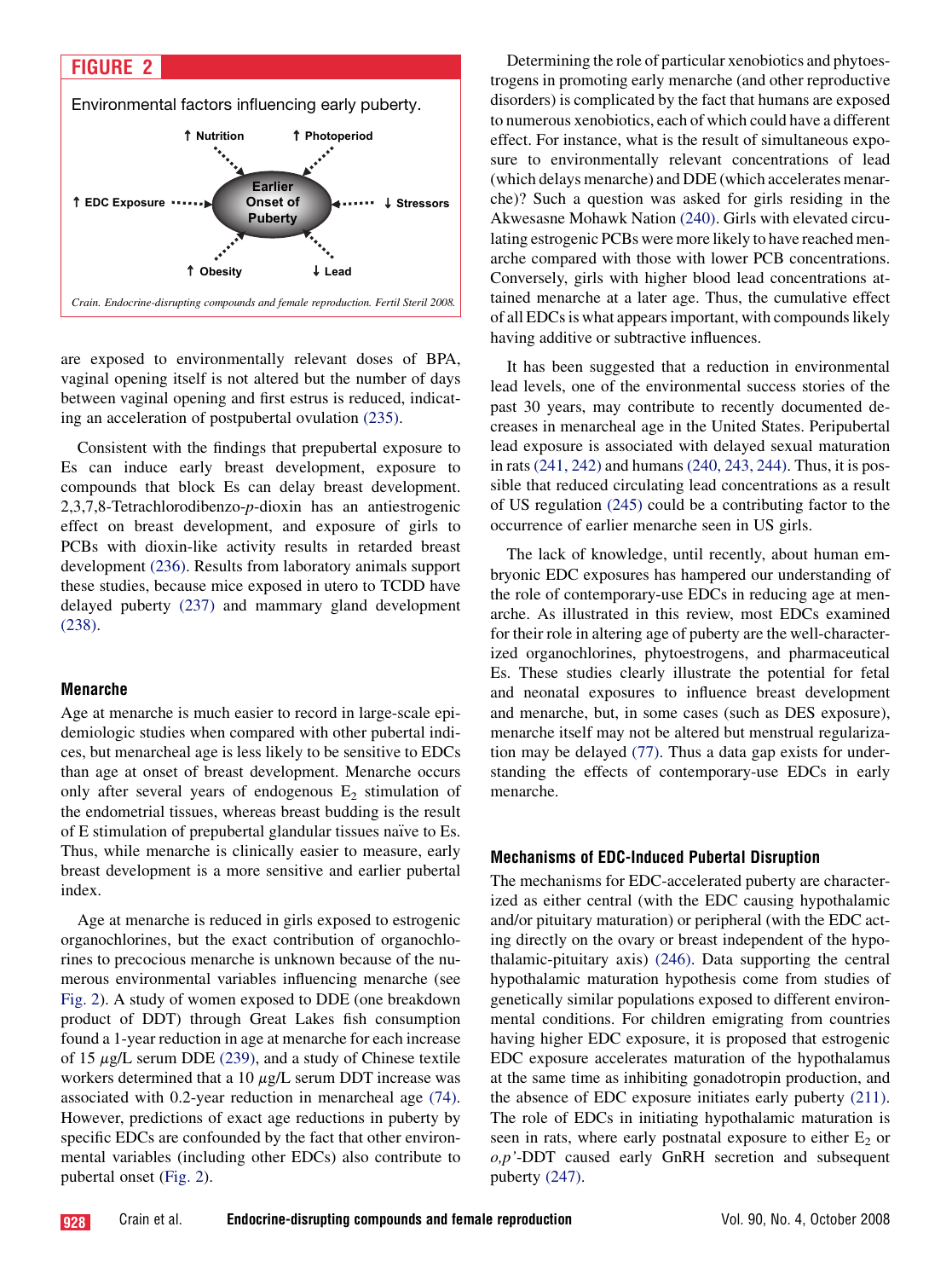**FIGURE 2**

Environmental factors influencing early puberty.

↑ Nutrition · ↑ Photoperiod · ↑ EDC Exposure · Earlier Onset of Puberty · ↓ Stressors · ↑ Obesity · ↓ Lead

*Crain. Endocrine-disrupting compounds and female reproduction. Fertil Steril 2008.*

are exposed to environmentally relevant doses of BPA, vaginal opening itself is not altered but the number of days between vaginal opening and first estrus is reduced, indicating an acceleration of postpubertal ovulation (235).

Consistent with the findings that prepubertal exposure to Es can induce early breast development, exposure to compounds that block Es can delay breast development. 2,3,7,8-Tetrachlorodibenzo-*p*-dioxin has an antiestrogenic effect on breast development, and exposure of girls to PCBs with dioxin-like activity results in retarded breast development (236). Results from laboratory animals support these studies, because mice exposed in utero to TCDD have delayed puberty (237) and mammary gland development (238).

### Menarche

Age at menarche is much easier to record in large-scale epidemiologic studies when compared with other pubertal indices, but menarcheal age is less likely to be sensitive to EDCs than age at onset of breast development. Menarche occurs only after several years of endogenous $E_2$ stimulation of the endometrial tissues, whereas breast budding is the result of E stimulation of prepubertal glandular tissues naïve to Es. Thus, while menarche is clinically easier to measure, early breast development is a more sensitive and earlier pubertal index.

Age at menarche is reduced in girls exposed to estrogenic organochlorines, but the exact contribution of organochlorines to precocious menarche is unknown because of the numerous environmental variables influencing menarche (see Fig. 2). A study of women exposed to DDE (one breakdown product of DDT) through Great Lakes fish consumption found a 1-year reduction in age at menarche for each increase of 15 $\mu$g/L serum DDE (239), and a study of Chinese textile workers determined that a 10 $\mu$g/L serum DDT increase was associated with 0.2-year reduction in menarcheal age (74). However, predictions of exact age reductions in puberty by specific EDCs are confounded by the fact that other environmental variables (including other EDCs) also contribute to pubertal onset (Fig. 2).

Determining the role of particular xenobiotics and phytoestrogens in promoting early menarche (and other reproductive disorders) is complicated by the fact that humans are exposed to numerous xenobiotics, each of which could have a different effect. For instance, what is the result of simultaneous exposure to environmentally relevant concentrations of lead (which delays menarche) and DDE (which accelerates menarche)? Such a question was asked for girls residing in the Akwesasne Mohawk Nation (240). Girls with elevated circulating estrogenic PCBs were more likely to have reached menarche compared with those with lower PCB concentrations. Conversely, girls with higher blood lead concentrations attained menarche at a later age. Thus, the cumulative effect of all EDCs is what appears important, with compounds likely having additive or subtractive influences.

It has been suggested that a reduction in environmental lead levels, one of the environmental success stories of the past 30 years, may contribute to recently documented decreases in menarcheal age in the United States. Peripubertal lead exposure is associated with delayed sexual maturation in rats (241, 242) and humans (240, 243, 244). Thus, it is possible that reduced circulating lead concentrations as a result of US regulation (245) could be a contributing factor to the occurrence of earlier menarche seen in US girls.

The lack of knowledge, until recently, about human embryonic EDC exposures has hampered our understanding of the role of contemporary-use EDCs in reducing age at menarche. As illustrated in this review, most EDCs examined for their role in altering age of puberty are the well-characterized organochlorines, phytoestrogens, and pharmaceutical Es. These studies clearly illustrate the potential for fetal and neonatal exposures to influence breast development and menarche, but, in some cases (such as DES exposure), menarche itself may not be altered but menstrual regularization may be delayed (77). Thus a data gap exists for understanding the effects of contemporary-use EDCs in early menarche.

### Mechanisms of EDC-Induced Pubertal Disruption

The mechanisms for EDC-accelerated puberty are characterized as either central (with the EDC causing hypothalamic and/or pituitary maturation) or peripheral (with the EDC acting directly on the ovary or breast independent of the hypothalamic-pituitary axis) (246). Data supporting the central hypothalamic maturation hypothesis come from studies of genetically similar populations exposed to different environmental conditions. For children emigrating from countries having higher EDC exposure, it is proposed that estrogenic EDC exposure accelerates maturation of the hypothalamus at the same time as inhibiting gonadotropin production, and the absence of EDC exposure initiates early puberty (211). The role of EDCs in initiating hypothalamic maturation is seen in rats, where early postnatal exposure to either $E_2$ or *o,p'*-DDT caused early GnRH secretion and subsequent puberty (247).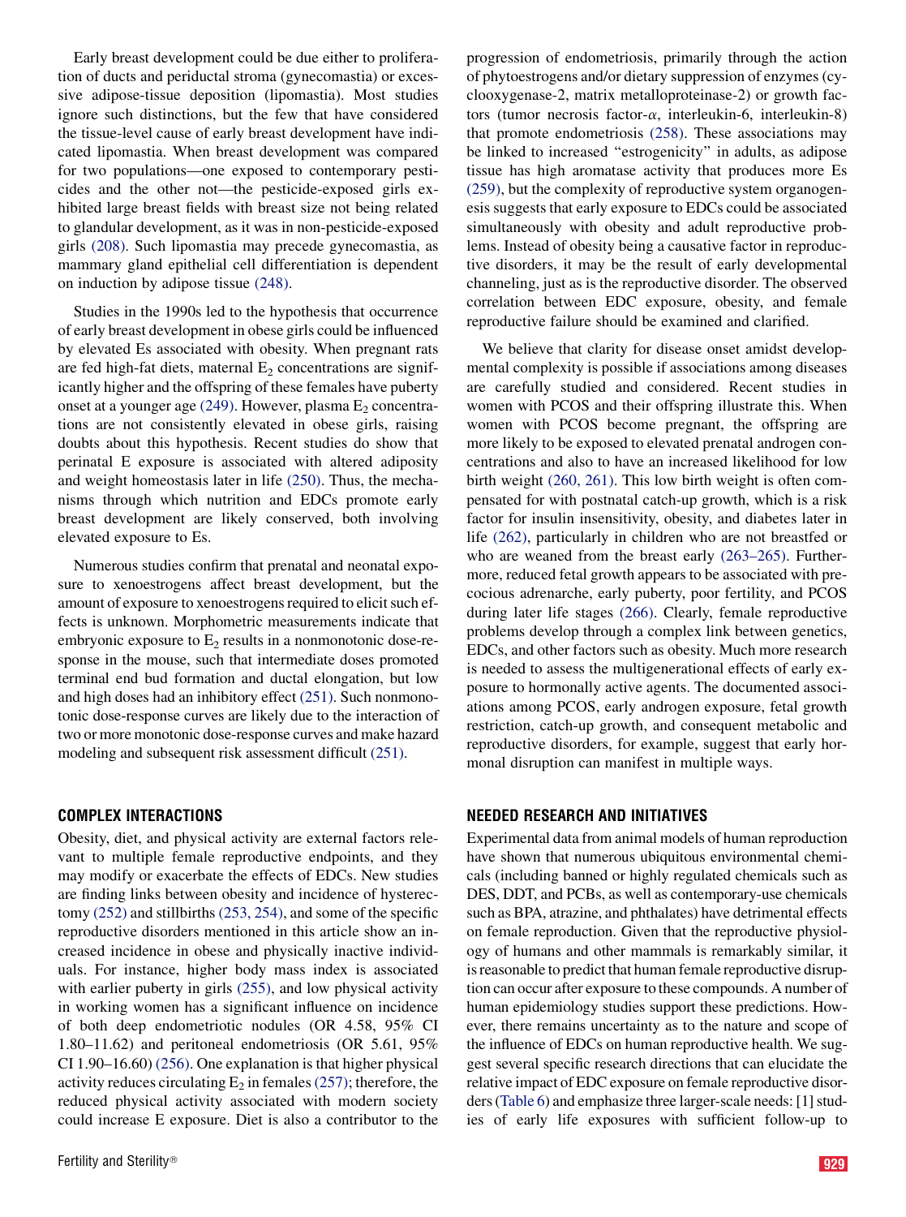Early breast development could be due either to proliferation of ducts and periductal stroma (gynecomastia) or excessive adipose-tissue deposition (lipomastia). Most studies ignore such distinctions, but the few that have considered the tissue-level cause of early breast development have indicated lipomastia. When breast development was compared for two populations—one exposed to contemporary pesticides and the other not—the pesticide-exposed girls exhibited large breast fields with breast size not being related to glandular development, as it was in non-pesticide-exposed girls (208). Such lipomastia may precede gynecomastia, as mammary gland epithelial cell differentiation is dependent on induction by adipose tissue (248).

Studies in the 1990s led to the hypothesis that occurrence of early breast development in obese girls could be influenced by elevated Es associated with obesity. When pregnant rats are fed high-fat diets, maternal $E_2$ concentrations are significantly higher and the offspring of these females have puberty onset at a younger age (249). However, plasma $E_2$ concentrations are not consistently elevated in obese girls, raising doubts about this hypothesis. Recent studies do show that perinatal E exposure is associated with altered adiposity and weight homeostasis later in life (250). Thus, the mechanisms through which nutrition and EDCs promote early breast development are likely conserved, both involving elevated exposure to Es.

Numerous studies confirm that prenatal and neonatal exposure to xenoestrogens affect breast development, but the amount of exposure to xenoestrogens required to elicit such effects is unknown. Morphometric measurements indicate that embryonic exposure to $E_2$ results in a nonmonotonic dose-response in the mouse, such that intermediate doses promoted terminal end bud formation and ductal elongation, but low and high doses had an inhibitory effect (251). Such nonmonotonic dose-response curves are likely due to the interaction of two or more monotonic dose-response curves and make hazard modeling and subsequent risk assessment difficult (251).

## COMPLEX INTERACTIONS

Obesity, diet, and physical activity are external factors relevant to multiple female reproductive endpoints, and they may modify or exacerbate the effects of EDCs. New studies are finding links between obesity and incidence of hysterectomy (252) and stillbirths (253, 254), and some of the specific reproductive disorders mentioned in this article show an increased incidence in obese and physically inactive individuals. For instance, higher body mass index is associated with earlier puberty in girls (255), and low physical activity in working women has a significant influence on incidence of both deep endometriotic nodules (OR 4.58, 95% CI 1.80–11.62) and peritoneal endometriosis (OR 5.61, 95% CI 1.90–16.60) (256). One explanation is that higher physical activity reduces circulating $E_2$ in females (257); therefore, the reduced physical activity associated with modern society could increase E exposure. Diet is also a contributor to the progression of endometriosis, primarily through the action of phytoestrogens and/or dietary suppression of enzymes (cyclooxygenase-2, matrix metalloproteinase-2) or growth factors (tumor necrosis factor-$\alpha$, interleukin-6, interleukin-8) that promote endometriosis (258). These associations may be linked to increased "estrogenicity" in adults, as adipose tissue has high aromatase activity that produces more Es (259), but the complexity of reproductive system organogenesis suggests that early exposure to EDCs could be associated simultaneously with obesity and adult reproductive problems. Instead of obesity being a causative factor in reproductive disorders, it may be the result of early developmental channeling, just as is the reproductive disorder. The observed correlation between EDC exposure, obesity, and female reproductive failure should be examined and clarified.

We believe that clarity for disease onset amidst developmental complexity is possible if associations among diseases are carefully studied and considered. Recent studies in women with PCOS and their offspring illustrate this. When women with PCOS become pregnant, the offspring are more likely to be exposed to elevated prenatal androgen concentrations and also to have an increased likelihood for low birth weight (260, 261). This low birth weight is often compensated for with postnatal catch-up growth, which is a risk factor for insulin insensitivity, obesity, and diabetes later in life (262), particularly in children who are not breastfed or who are weaned from the breast early (263–265). Furthermore, reduced fetal growth appears to be associated with precocious adrenarche, early puberty, poor fertility, and PCOS during later life stages (266). Clearly, female reproductive problems develop through a complex link between genetics, EDCs, and other factors such as obesity. Much more research is needed to assess the multigenerational effects of early exposure to hormonally active agents. The documented associations among PCOS, early androgen exposure, fetal growth restriction, catch-up growth, and consequent metabolic and reproductive disorders, for example, suggest that early hormonal disruption can manifest in multiple ways.

## NEEDED RESEARCH AND INITIATIVES

Experimental data from animal models of human reproduction have shown that numerous ubiquitous environmental chemicals (including banned or highly regulated chemicals such as DES, DDT, and PCBs, as well as contemporary-use chemicals such as BPA, atrazine, and phthalates) have detrimental effects on female reproduction. Given that the reproductive physiology of humans and other mammals is remarkably similar, it is reasonable to predict that human female reproductive disruption can occur after exposure to these compounds. A number of human epidemiology studies support these predictions. However, there remains uncertainty as to the nature and scope of the influence of EDCs on human reproductive health. We suggest several specific research directions that can elucidate the relative impact of EDC exposure on female reproductive disorders (Table 6) and emphasize three larger-scale needs: [1] studies of early life exposures with sufficient follow-up to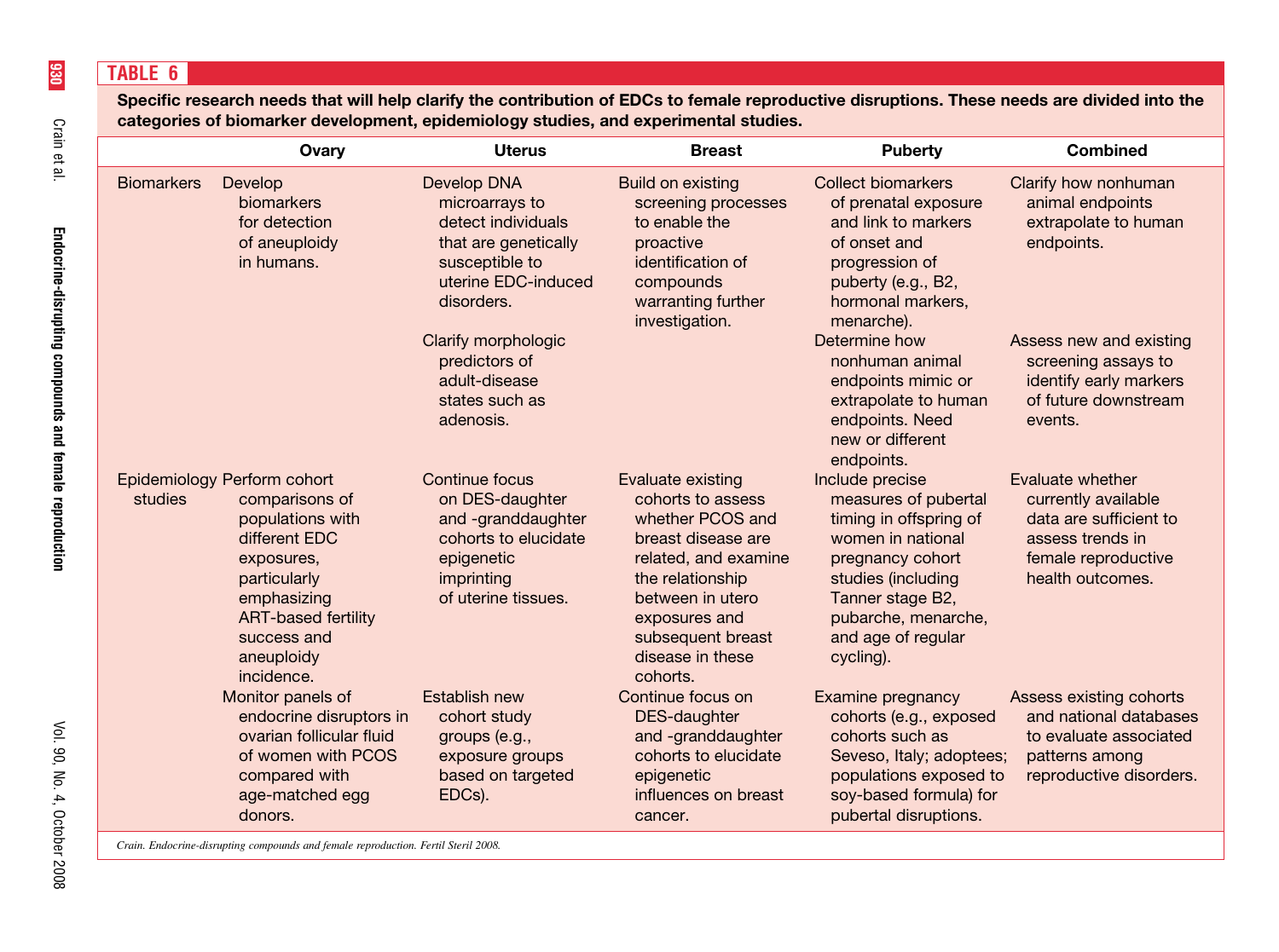**TABLE 6**

**Specific research needs that will help clarify the contribution of EDCs to female reproductive disruptions. These needs are divided into the categories of biomarker development, epidemiology studies, and experimental studies.**

| | Ovary | Uterus | Breast | Puberty | Combined |
|---|---|---|---|---|---|
| Biomarkers | Develop biomarkers for detection of aneuploidy in humans. | Develop DNA microarrays to detect individuals that are genetically susceptible to uterine EDC-induced disorders. | Build on existing screening processes to enable the proactive identification of compounds warranting further investigation. | Collect biomarkers of prenatal exposure and link to markers of onset and progression of puberty (e.g., B2, hormonal markers, menarche). | Clarify how nonhuman animal endpoints extrapolate to human endpoints. |
| | | Clarify morphologic predictors of adult-disease states such as adenosis. | | Determine how nonhuman animal endpoints mimic or extrapolate to human endpoints. Need new or different endpoints. | Assess new and existing screening assays to identify early markers of future downstream events. |
| Epidemiology studies | Perform cohort comparisons of populations with different EDC exposures, particularly emphasizing ART-based fertility success and aneuploidy incidence. | Continue focus on DES-daughter and -granddaughter cohorts to elucidate epigenetic imprinting of uterine tissues. | Evaluate existing cohorts to assess whether PCOS and breast disease are related, and examine the relationship between in utero exposures and subsequent breast disease in these cohorts. | Include precise measures of pubertal timing in offspring of women in national pregnancy cohort studies (including Tanner stage B2, pubarche, menarche, and age of regular cycling). | Evaluate whether currently available data are sufficient to assess trends in female reproductive health outcomes. |
| | Monitor panels of endocrine disruptors in ovarian follicular fluid of women with PCOS compared with age-matched egg donors. | Establish new cohort study groups (e.g., exposure groups based on targeted EDCs). | Continue focus on DES-daughter and -granddaughter cohorts to elucidate epigenetic influences on breast cancer. | Examine pregnancy cohorts (e.g., exposed cohorts such as Seveso, Italy; adoptees; populations exposed to soy-based formula) for pubertal disruptions. | Assess existing cohorts and national databases to evaluate associated patterns among reproductive disorders. |

*Crain. Endocrine-disrupting compounds and female reproduction. Fertil Steril 2008.*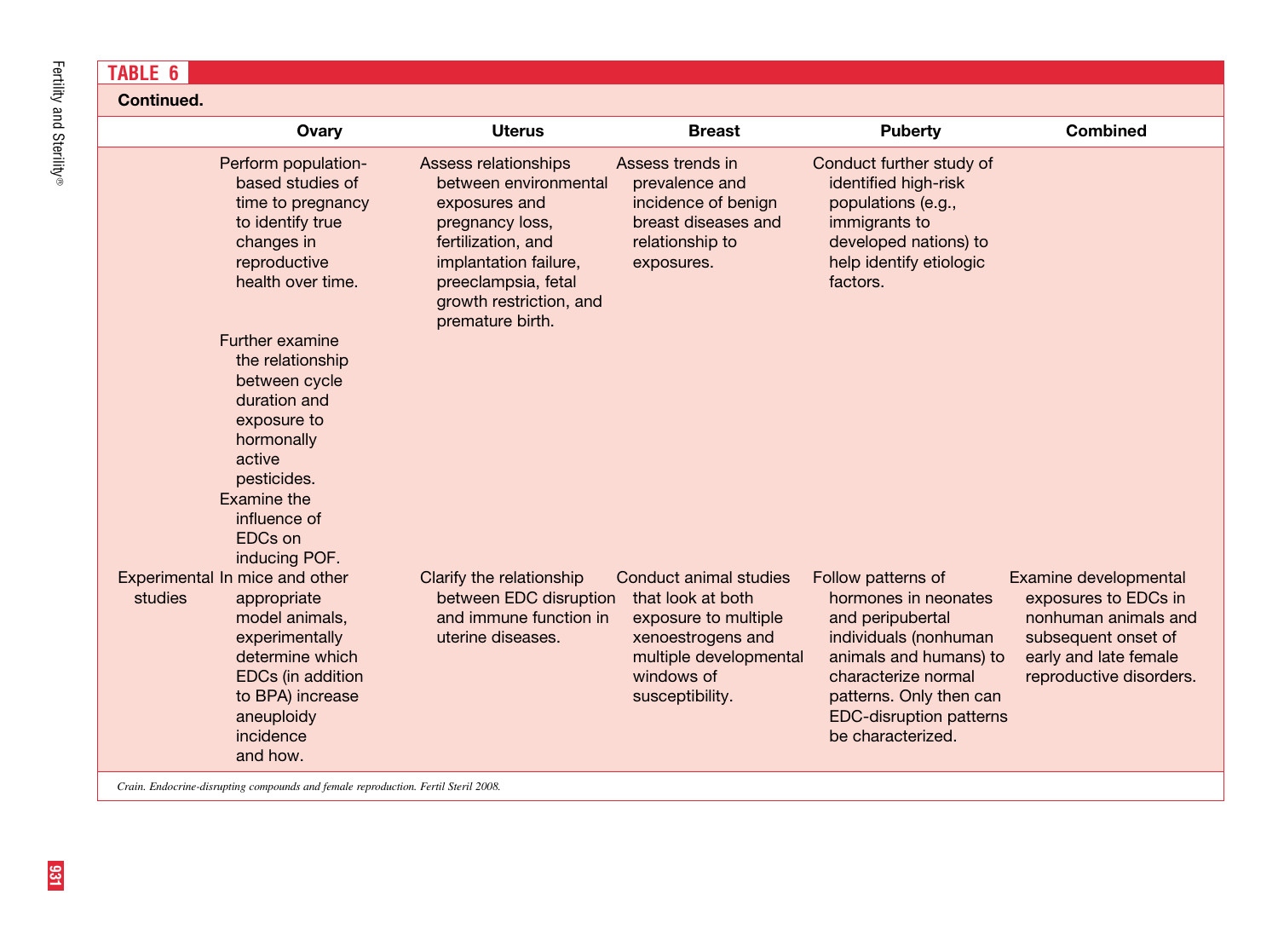**TABLE 6**

**Continued.**

| | Ovary | Uterus | Breast | Puberty | Combined |
|---|---|---|---|---|---|
| | Perform population-based studies of time to pregnancy to identify true changes in reproductive health over time. | Assess relationships between environmental exposures and pregnancy loss, fertilization, and implantation failure, preeclampsia, fetal growth restriction, and premature birth. | Assess trends in prevalence and incidence of benign breast diseases and relationship to exposures. | Conduct further study of identified high-risk populations (e.g., immigrants to developed nations) to help identify etiologic factors. | |
| | Further examine the relationship between cycle duration and exposure to hormonally active pesticides. | | | | |
| | Examine the influence of EDCs on inducing POF. | | | | |
| Experimental studies | In mice and other appropriate model animals, experimentally determine which EDCs (in addition to BPA) increase aneuploidy incidence and how. | Clarify the relationship between EDC disruption and immune function in uterine diseases. | Conduct animal studies that look at both exposure to multiple xenoestrogens and multiple developmental windows of susceptibility. | Follow patterns of hormones in neonates and peripubertal individuals (nonhuman animals and humans) to characterize normal patterns. Only then can EDC-disruption patterns be characterized. | Examine developmental exposures to EDCs in nonhuman animals and subsequent onset of early and late female reproductive disorders. |

*Crain. Endocrine-disrupting compounds and female reproduction. Fertil Steril 2008.*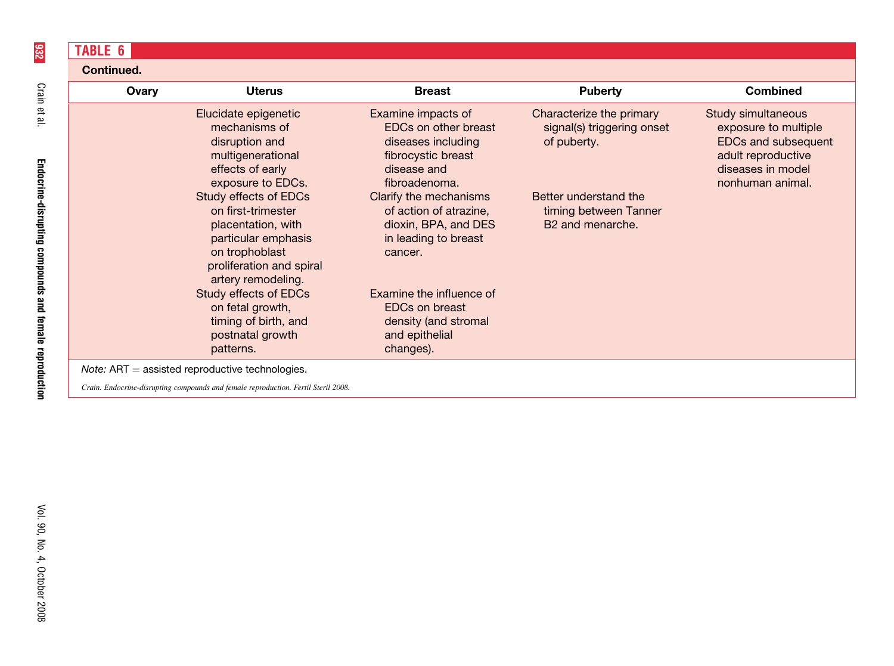**TABLE 6**

**Continued.**

| Ovary | Uterus | Breast | Puberty | Combined |
|---|---|---|---|---|
| | Elucidate epigenetic mechanisms of disruption and multigenerational effects of early exposure to EDCs. | Examine impacts of EDCs on other breast diseases including fibrocystic breast disease and fibroadenoma. | Characterize the primary signal(s) triggering onset of puberty. | Study simultaneous exposure to multiple EDCs and subsequent adult reproductive diseases in model nonhuman animal. |
| | Study effects of EDCs on first-trimester placentation, with particular emphasis on trophoblast proliferation and spiral artery remodeling. | Clarify the mechanisms of action of atrazine, dioxin, BPA, and DES in leading to breast cancer. | Better understand the timing between Tanner B2 and menarche. | |
| | Study effects of EDCs on fetal growth, timing of birth, and postnatal growth patterns. | Examine the influence of EDCs on breast density (and stromal and epithelial changes). | | |

*Note:* ART = assisted reproductive technologies.

*Crain. Endocrine-disrupting compounds and female reproduction. Fertil Steril 2008.*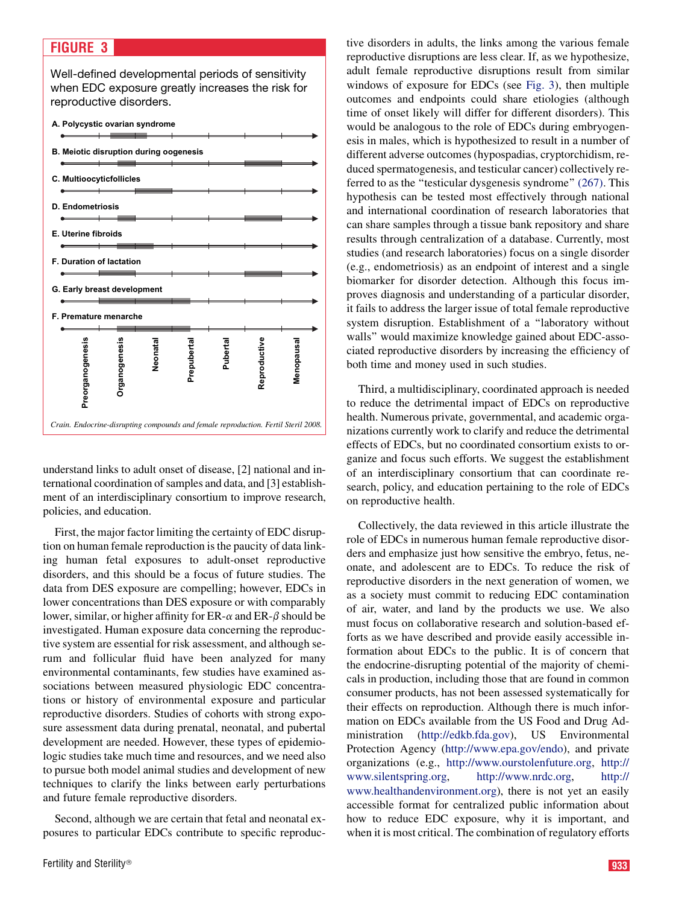**FIGURE 3**

Well-defined developmental periods of sensitivity when EDC exposure greatly increases the risk for reproductive disorders.

A. Polycystic ovarian syndrome

B. Meiotic disruption during oogenesis

C. Multioocyticfollicles

D. Endometriosis

E. Uterine fibroids

F. Duration of lactation

G. Early breast development

F. Premature menarche

Preorganogenesis

Organogenesis

Neonatal

Prepubertal

Pubertal

Reproductive

Menopausal

*Crain. Endocrine-disrupting compounds and female reproduction. Fertil Steril 2008.*

understand links to adult onset of disease, [2] national and international coordination of samples and data, and [3] establishment of an interdisciplinary consortium to improve research, policies, and education.

First, the major factor limiting the certainty of EDC disruption on human female reproduction is the paucity of data linking human fetal exposures to adult-onset reproductive disorders, and this should be a focus of future studies. The data from DES exposure are compelling; however, EDCs in lower concentrations than DES exposure or with comparably lower, similar, or higher affinity for ER-$\alpha$ and ER-$\beta$ should be investigated. Human exposure data concerning the reproductive system are essential for risk assessment, and although serum and follicular fluid have been analyzed for many environmental contaminants, few studies have examined associations between measured physiologic EDC concentrations or history of environmental exposure and particular reproductive disorders. Studies of cohorts with strong exposure assessment data during prenatal, neonatal, and pubertal development are needed. However, these types of epidemiologic studies take much time and resources, and we need also to pursue both model animal studies and development of new techniques to clarify the links between early perturbations and future female reproductive disorders.

Second, although we are certain that fetal and neonatal exposures to particular EDCs contribute to specific reproductive disorders in adults, the links among the various female reproductive disruptions are less clear. If, as we hypothesize, adult female reproductive disruptions result from similar windows of exposure for EDCs (see Fig. 3), then multiple outcomes and endpoints could share etiologies (although time of onset likely will differ for different disorders). This would be analogous to the role of EDCs during embryogenesis in males, which is hypothesized to result in a number of different adverse outcomes (hypospadias, cryptorchidism, reduced spermatogenesis, and testicular cancer) collectively referred to as the "testicular dysgenesis syndrome" (267). This hypothesis can be tested most effectively through national and international coordination of research laboratories that can share samples through a tissue bank repository and share results through centralization of a database. Currently, most studies (and research laboratories) focus on a single disorder (e.g., endometriosis) as an endpoint of interest and a single biomarker for disorder detection. Although this focus improves diagnosis and understanding of a particular disorder, it fails to address the larger issue of total female reproductive system disruption. Establishment of a "laboratory without walls" would maximize knowledge gained about EDC-associated reproductive disorders by increasing the efficiency of both time and money used in such studies.

Third, a multidisciplinary, coordinated approach is needed to reduce the detrimental impact of EDCs on reproductive health. Numerous private, governmental, and academic organizations currently work to clarify and reduce the detrimental effects of EDCs, but no coordinated consortium exists to organize and focus such efforts. We suggest the establishment of an interdisciplinary consortium that can coordinate research, policy, and education pertaining to the role of EDCs on reproductive health.

Collectively, the data reviewed in this article illustrate the role of EDCs in numerous human female reproductive disorders and emphasize just how sensitive the embryo, fetus, neonate, and adolescent are to EDCs. To reduce the risk of reproductive disorders in the next generation of women, we as a society must commit to reducing EDC contamination of air, water, and land by the products we use. We also must focus on collaborative research and solution-based efforts as we have described and provide easily accessible information about EDCs to the public. It is of concern that the endocrine-disrupting potential of the majority of chemicals in production, including those that are found in common consumer products, has not been assessed systematically for their effects on reproduction. Although there is much information on EDCs available from the US Food and Drug Administration (http://edkb.fda.gov), US Environmental Protection Agency (http://www.epa.gov/endo), and private organizations (e.g., http://www.ourstolenfuture.org, http://www.silentspring.org, http://www.nrdc.org, http://www.healthandenvironment.org), there is not yet an easily accessible format for centralized public information about how to reduce EDC exposure, why it is important, and when it is most critical. The combination of regulatory efforts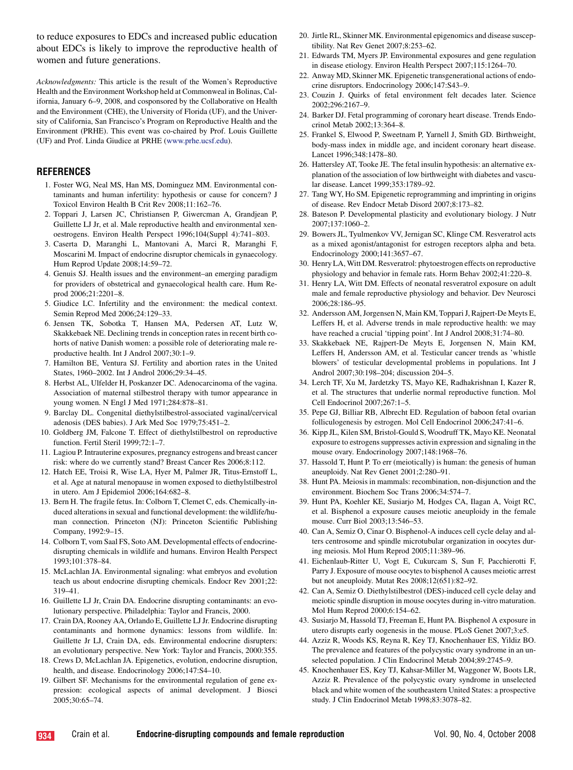to reduce exposures to EDCs and increased public education about EDCs is likely to improve the reproductive health of women and future generations.

*Acknowledgments:* This article is the result of the Women's Reproductive Health and the Environment Workshop held at Commonweal in Bolinas, California, January 6–9, 2008, and cosponsored by the Collaborative on Health and the Environment (CHE), the University of Florida (UF), and the University of California, San Francisco's Program on Reproductive Health and the Environment (PRHE). This event was co-chaired by Prof. Louis Guillette (UF) and Prof. Linda Giudice at PRHE (www.prhe.ucsf.edu).

## REFERENCES

1. Foster WG, Neal MS, Han MS, Dominguez MM. Environmental contaminants and human infertility: hypothesis or cause for concern? J Toxicol Environ Health B Crit Rev 2008;11:162–76.
2. Toppari J, Larsen JC, Christiansen P, Giwercman A, Grandjean P, Guillette LJ Jr, et al. Male reproductive health and environmental xenoestrogens. Environ Health Perspect 1996;104(Suppl 4):741–803.
3. Caserta D, Maranghi L, Mantovani A, Marci R, Maranghi F, Moscarini M. Impact of endocrine disruptor chemicals in gynaecology. Hum Reprod Update 2008;14:59–72.
4. Genuis SJ. Health issues and the environment–an emerging paradigm for providers of obstetrical and gynaecological health care. Hum Reprod 2006;21:2201–8.
5. Giudice LC. Infertility and the environment: the medical context. Semin Reprod Med 2006;24:129–33.
6. Jensen TK, Sobotka T, Hansen MA, Pedersen AT, Lutz W, Skakkebaek NE. Declining trends in conception rates in recent birth cohorts of native Danish women: a possible role of deteriorating male reproductive health. Int J Androl 2007;30:1–9.
7. Hamilton BE, Ventura SJ. Fertility and abortion rates in the United States, 1960–2002. Int J Androl 2006;29:34–45.
8. Herbst AL, Ulfelder H, Poskanzer DC. Adenocarcinoma of the vagina. Association of maternal stilbestrol therapy with tumor appearance in young women. N Engl J Med 1971;284:878–81.
9. Barclay DL. Congenital diethylstilbestrol-associated vaginal/cervical adenosis (DES babies). J Ark Med Soc 1979;75:451–2.
10. Goldberg JM, Falcone T. Effect of diethylstilbestrol on reproductive function. Fertil Steril 1999;72:1–7.
11. Lagiou P. Intrauterine exposures, pregnancy estrogens and breast cancer risk: where do we currently stand? Breast Cancer Res 2006;8:112.
12. Hatch EE, Troisi R, Wise LA, Hyer M, Palmer JR, Titus-Ernstoff L, et al. Age at natural menopause in women exposed to diethylstilbestrol in utero. Am J Epidemiol 2006;164:682–8.
13. Bern H. The fragile fetus. In: Colborn T, Clemet C, eds. Chemically-induced alterations in sexual and functional development: the wildlife/human connection. Princeton (NJ): Princeton Scientific Publishing Company, 1992:9–15.
14. Colborn T, vom Saal FS, Soto AM. Developmental effects of endocrine-disrupting chemicals in wildlife and humans. Environ Health Perspect 1993;101:378–84.
15. McLachlan JA. Environmental signaling: what embryos and evolution teach us about endocrine disrupting chemicals. Endocr Rev 2001;22:319–41.
16. Guillette LJ Jr, Crain DA. Endocrine disrupting contaminants: an evolutionary perspective. Philadelphia: Taylor and Francis, 2000.
17. Crain DA, Rooney AA, Orlando E, Guillette LJ Jr. Endocrine disrupting contaminants and hormone dynamics: lessons from wildlife. In: Guillette Jr LJ, Crain DA, eds. Environmental endocrine disrupters: an evolutionary perspective. New York: Taylor and Francis, 2000:355.
18. Crews D, McLachlan JA. Epigenetics, evolution, endocrine disruption, health, and disease. Endocrinology 2006;147:S4–10.
19. Gilbert SF. Mechanisms for the environmental regulation of gene expression: ecological aspects of animal development. J Biosci 2005;30:65–74.
20. Jirtle RL, Skinner MK. Environmental epigenomics and disease susceptibility. Nat Rev Genet 2007;8:253–62.
21. Edwards TM, Myers JP. Environmental exposures and gene regulation in disease etiology. Environ Health Perspect 2007;115:1264–70.
22. Anway MD, Skinner MK. Epigenetic transgenerational actions of endocrine disruptors. Endocrinology 2006;147:S43–9.
23. Couzin J. Quirks of fetal environment felt decades later. Science 2002;296:2167–9.
24. Barker DJ. Fetal programming of coronary heart disease. Trends Endocrinol Metab 2002;13:364–8.
25. Frankel S, Elwood P, Sweetnam P, Yarnell J, Smith GD. Birthweight, body-mass index in middle age, and incident coronary heart disease. Lancet 1996;348:1478–80.
26. Hattersley AT, Tooke JE. The fetal insulin hypothesis: an alternative explanation of the association of low birthweight with diabetes and vascular disease. Lancet 1999;353:1789–92.
27. Tang WY, Ho SM. Epigenetic reprogramming and imprinting in origins of disease. Rev Endocr Metab Disord 2007;8:173–82.
28. Bateson P. Developmental plasticity and evolutionary biology. J Nutr 2007;137:1060–2.
29. Bowers JL, Tyulmenkov VV, Jernigan SC, Klinge CM. Resveratrol acts as a mixed agonist/antagonist for estrogen receptors alpha and beta. Endocrinology 2000;141:3657–67.
30. Henry LA, Witt DM. Resveratrol: phytoestrogen effects on reproductive physiology and behavior in female rats. Horm Behav 2002;41:220–8.
31. Henry LA, Witt DM. Effects of neonatal resveratrol exposure on adult male and female reproductive physiology and behavior. Dev Neurosci 2006;28:186–95.
32. Andersson AM, Jorgensen N, Main KM, Toppari J, Rajpert-De Meyts E, Leffers H, et al. Adverse trends in male reproductive health: we may have reached a crucial 'tipping point'. Int J Androl 2008;31:74–80.
33. Skakkebaek NE, Rajpert-De Meyts E, Jorgensen N, Main KM, Leffers H, Andersson AM, et al. Testicular cancer trends as 'whistle blowers' of testicular developmental problems in populations. Int J Androl 2007;30:198–204; discussion 204–5.
34. Lerch TF, Xu M, Jardetzky TS, Mayo KE, Radhakrishnan I, Kazer R, et al. The structures that underlie normal reproductive function. Mol Cell Endocrinol 2007;267:1–5.
35. Pepe GJ, Billiar RB, Albrecht ED. Regulation of baboon fetal ovarian folliculogenesis by estrogen. Mol Cell Endocrinol 2006;247:41–6.
36. Kipp JL, Kilen SM, Bristol-Gould S, Woodruff TK, Mayo KE. Neonatal exposure to estrogens suppresses activin expression and signaling in the mouse ovary. Endocrinology 2007;148:1968–76.
37. Hassold T, Hunt P. To err (meiotically) is human: the genesis of human aneuploidy. Nat Rev Genet 2001;2:280–91.
38. Hunt PA. Meiosis in mammals: recombination, non-disjunction and the environment. Biochem Soc Trans 2006;34:574–7.
39. Hunt PA, Koehler KE, Susiarjo M, Hodges CA, Ilagan A, Voigt RC, et al. Bisphenol a exposure causes meiotic aneuploidy in the female mouse. Curr Biol 2003;13:546–53.
40. Can A, Semiz O, Cinar O. Bisphenol-A induces cell cycle delay and alters centrosome and spindle microtubular organization in oocytes during meiosis. Mol Hum Reprod 2005;11:389–96.
41. Eichenlaub-Ritter U, Vogt E, Cukurcam S, Sun F, Pacchierotti F, Parry J. Exposure of mouse oocytes to bisphenol A causes meiotic arrest but not aneuploidy. Mutat Res 2008;12(651):82–92.
42. Can A, Semiz O. Diethylstilbestrol (DES)-induced cell cycle delay and meiotic spindle disruption in mouse oocytes during in-vitro maturation. Mol Hum Reprod 2000;6:154–62.
43. Susiarjo M, Hassold TJ, Freeman E, Hunt PA. Bisphenol A exposure in utero disrupts early oogenesis in the mouse. PLoS Genet 2007;3:e5.
44. Azziz R, Woods KS, Reyna R, Key TJ, Knochenhauer ES, Yildiz BO. The prevalence and features of the polycystic ovary syndrome in an unselected population. J Clin Endocrinol Metab 2004;89:2745–9.
45. Knochenhauer ES, Key TJ, Kahsar-Miller M, Waggoner W, Boots LR, Azziz R. Prevalence of the polycystic ovary syndrome in unselected black and white women of the southeastern United States: a prospective study. J Clin Endocrinol Metab 1998;83:3078–82.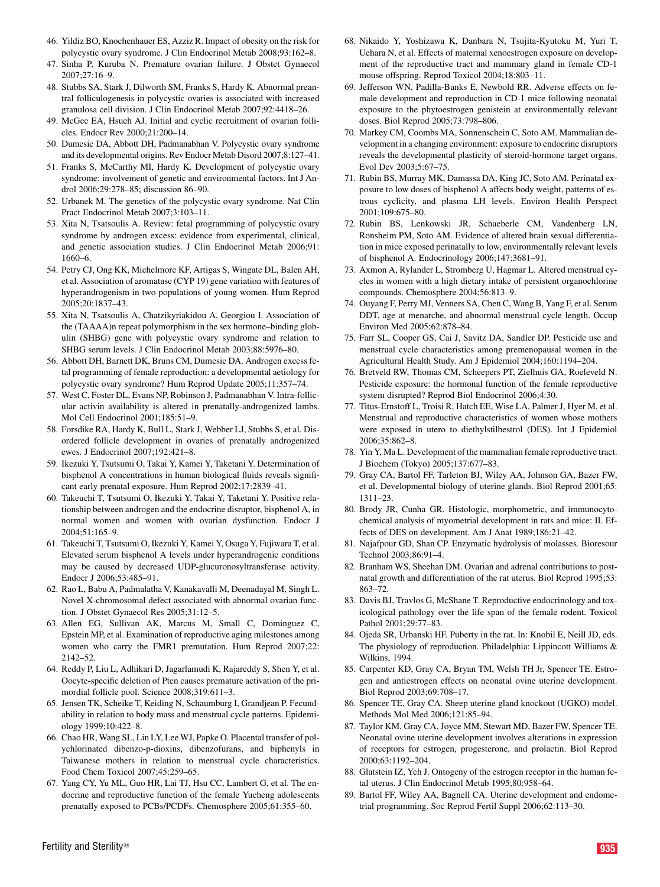46. Yildiz BO, Knochenhauer ES, Azziz R. Impact of obesity on the risk for polycystic ovary syndrome. J Clin Endocrinol Metab 2008;93:162–8.
47. Sinha P, Kuruba N. Premature ovarian failure. J Obstet Gynaecol 2007;27:16–9.
48. Stubbs SA, Stark J, Dilworth SM, Franks S, Hardy K. Abnormal preantral folliculogenesis in polycystic ovaries is associated with increased granulosa cell division. J Clin Endocrinol Metab 2007;92:4418–26.
49. McGee EA, Hsueh AJ. Initial and cyclic recruitment of ovarian follicles. Endocr Rev 2000;21:200–14.
50. Dumesic DA, Abbott DH, Padmanabhan V. Polycystic ovary syndrome and its developmental origins. Rev Endocr Metab Disord 2007;8:127–41.
51. Franks S, McCarthy MI, Hardy K. Development of polycystic ovary syndrome: involvement of genetic and environmental factors. Int J Androl 2006;29:278–85; discussion 86–90.
52. Urbanek M. The genetics of the polycystic ovary syndrome. Nat Clin Pract Endocrinol Metab 2007;3:103–11.
53. Xita N, Tsatsoulis A. Review: fetal programming of polycystic ovary syndrome by androgen excess: evidence from experimental, clinical, and genetic association studies. J Clin Endocrinol Metab 2006;91: 1660–6.
54. Petry CJ, Ong KK, Michelmore KF, Artigas S, Wingate DL, Balen AH, et al. Association of aromatase (CYP 19) gene variation with features of hyperandrogenism in two populations of young women. Hum Reprod 2005;20:1837–43.
55. Xita N, Tsatsoulis A, Chatzikyriakidou A, Georgiou I. Association of the (TAAAA)n repeat polymorphism in the sex hormone–binding globulin (SHBG) gene with polycystic ovary syndrome and relation to SHBG serum levels. J Clin Endocrinol Metab 2003;88:5976–80.
56. Abbott DH, Barnett DK, Bruns CM, Dumesic DA. Androgen excess fetal programming of female reproduction: a developmental aetiology for polycystic ovary syndrome? Hum Reprod Update 2005;11:357–74.
57. West C, Foster DL, Evans NP, Robinson J, Padmanabhan V. Intra-follicular activin availability is altered in prenatally-androgenized lambs. Mol Cell Endocrinol 2001;185:51–9.
58. Forsdike RA, Hardy K, Bull L, Stark J, Webber LJ, Stubbs S, et al. Disordered follicle development in ovaries of prenatally androgenized ewes. J Endocrinol 2007;192:421–8.
59. Ikezuki Y, Tsutsumi O, Takai Y, Kamei Y, Taketani Y. Determination of bisphenol A concentrations in human biological fluids reveals significant early prenatal exposure. Hum Reprod 2002;17:2839–41.
60. Takeuchi T, Tsutsumi O, Ikezuki Y, Takai Y, Taketani Y. Positive relationship between androgen and the endocrine disruptor, bisphenol A, in normal women and women with ovarian dysfunction. Endocr J 2004;51:165–9.
61. Takeuchi T, Tsutsumi O, Ikezuki Y, Kamei Y, Osuga Y, Fujiwara T, et al. Elevated serum bisphenol A levels under hyperandrogenic conditions may be caused by decreased UDP-glucuronosyltransferase activity. Endocr J 2006;53:485–91.
62. Rao L, Babu A, Padmalatha V, Kanakavalli M, Deenadayal M, Singh L. Novel X-chromosomal defect associated with abnormal ovarian function. J Obstet Gynaecol Res 2005;31:12–5.
63. Allen EG, Sullivan AK, Marcus M, Small C, Dominguez C, Epstein MP, et al. Examination of reproductive aging milestones among women who carry the FMR1 premutation. Hum Reprod 2007;22: 2142–52.
64. Reddy P, Liu L, Adhikari D, Jagarlamudi K, Rajareddy S, Shen Y, et al. Oocyte-specific deletion of Pten causes premature activation of the primordial follicle pool. Science 2008;319:611–3.
65. Jensen TK, Scheike T, Keiding N, Schaumburg I, Grandjean P. Fecundability in relation to body mass and menstrual cycle patterns. Epidemiology 1999;10:422–8.
66. Chao HR, Wang SL, Lin LY, Lee WJ, Papke O. Placental transfer of polychlorinated dibenzo-p-dioxins, dibenzofurans, and biphenyls in Taiwanese mothers in relation to menstrual cycle characteristics. Food Chem Toxicol 2007;45:259–65.
67. Yang CY, Yu ML, Guo HR, Lai TJ, Hsu CC, Lambert G, et al. The endocrine and reproductive function of the female Yucheng adolescents prenatally exposed to PCBs/PCDFs. Chemosphere 2005;61:355–60.
68. Nikaido Y, Yoshizawa K, Danbara N, Tsujita-Kyutoku M, Yuri T, Uehara N, et al. Effects of maternal xenoestrogen exposure on development of the reproductive tract and mammary gland in female CD-1 mouse offspring. Reprod Toxicol 2004;18:803–11.
69. Jefferson WN, Padilla-Banks E, Newbold RR. Adverse effects on female development and reproduction in CD-1 mice following neonatal exposure to the phytoestrogen genistein at environmentally relevant doses. Biol Reprod 2005;73:798–806.
70. Markey CM, Coombs MA, Sonnenschein C, Soto AM. Mammalian development in a changing environment: exposure to endocrine disruptors reveals the developmental plasticity of steroid-hormone target organs. Evol Dev 2003;5:67–75.
71. Rubin BS, Murray MK, Damassa DA, King JC, Soto AM. Perinatal exposure to low doses of bisphenol A affects body weight, patterns of estrous cyclicity, and plasma LH levels. Environ Health Perspect 2001;109:675–80.
72. Rubin BS, Lenkowski JR, Schaeberle CM, Vandenberg LN, Ronsheim PM, Soto AM. Evidence of altered brain sexual differentiation in mice exposed perinatally to low, environmentally relevant levels of bisphenol A. Endocrinology 2006;147:3681–91.
73. Axmon A, Rylander L, Stromberg U, Hagmar L. Altered menstrual cycles in women with a high dietary intake of persistent organochlorine compounds. Chemosphere 2004;56:813–9.
74. Ouyang F, Perry MJ, Venners SA, Chen C, Wang B, Yang F, et al. Serum DDT, age at menarche, and abnormal menstrual cycle length. Occup Environ Med 2005;62:878–84.
75. Farr SL, Cooper GS, Cai J, Savitz DA, Sandler DP. Pesticide use and menstrual cycle characteristics among premenopausal women in the Agricultural Health Study. Am J Epidemiol 2004;160:1194–204.
76. Bretveld RW, Thomas CM, Scheepers PT, Zielhuis GA, Roeleveld N. Pesticide exposure: the hormonal function of the female reproductive system disrupted? Reprod Biol Endocrinol 2006;4:30.
77. Titus-Ernstoff L, Troisi R, Hatch EE, Wise LA, Palmer J, Hyer M, et al. Menstrual and reproductive characteristics of women whose mothers were exposed in utero to diethylstilbestrol (DES). Int J Epidemiol 2006;35:862–8.
78. Yin Y, Ma L. Development of the mammalian female reproductive tract. J Biochem (Tokyo) 2005;137:677–83.
79. Gray CA, Bartol FF, Tarleton BJ, Wiley AA, Johnson GA, Bazer FW, et al. Developmental biology of uterine glands. Biol Reprod 2001;65: 1311–23.
80. Brody JR, Cunha GR. Histologic, morphometric, and immunocytochemical analysis of myometrial development in rats and mice: II. Effects of DES on development. Am J Anat 1989;186:21–42.
81. Najafpour GD, Shan CP. Enzymatic hydrolysis of molasses. Bioresour Technol 2003;86:91–4.
82. Branham WS, Sheehan DM. Ovarian and adrenal contributions to postnatal growth and differentiation of the rat uterus. Biol Reprod 1995;53: 863–72.
83. Davis BJ, Travlos G, McShane T. Reproductive endocrinology and toxicological pathology over the life span of the female rodent. Toxicol Pathol 2001;29:77–83.
84. Ojeda SR, Urbanski HF. Puberty in the rat. In: Knobil E, Neill JD, eds. The physiology of reproduction. Philadelphia: Lippincott Williams & Wilkins, 1994.
85. Carpenter KD, Gray CA, Bryan TM, Welsh TH Jr, Spencer TE. Estrogen and antiestrogen effects on neonatal ovine uterine development. Biol Reprod 2003;69:708–17.
86. Spencer TE, Gray CA. Sheep uterine gland knockout (UGKO) model. Methods Mol Med 2006;121:85–94.
87. Taylor KM, Gray CA, Joyce MM, Stewart MD, Bazer FW, Spencer TE. Neonatal ovine uterine development involves alterations in expression of receptors for estrogen, progesterone, and prolactin. Biol Reprod 2000;63:1192–204.
88. Glatstein IZ, Yeh J. Ontogeny of the estrogen receptor in the human fetal uterus. J Clin Endocrinol Metab 1995;80:958–64.
89. Bartol FF, Wiley AA, Bagnell CA. Uterine development and endometrial programming. Soc Reprod Fertil Suppl 2006;62:113–30.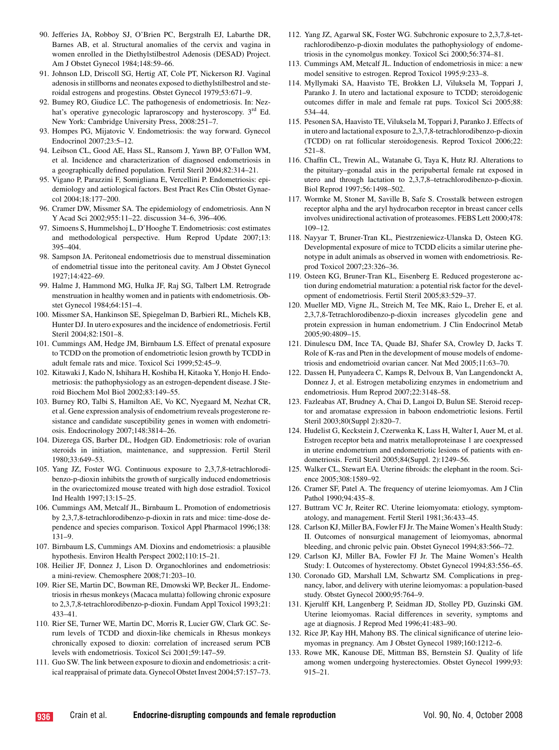90. Jefferies JA, Robboy SJ, O'Brien PC, Bergstralh EJ, Labarthe DR, Barnes AB, et al. Structural anomalies of the cervix and vagina in women enrolled in the Diethylstilbestrol Adenosis (DESAD) Project. Am J Obstet Gynecol 1984;148:59–66.
91. Johnson LD, Driscoll SG, Hertig AT, Cole PT, Nickerson RJ. Vaginal adenosis in stillborns and neonates exposed to diethylstilbestrol and steroidal estrogens and progestins. Obstet Gynecol 1979;53:671–9.
92. Bumey RO, Giudice LC. The pathogenesis of endometriosis. In: Nezhat's operative gynecologic lapraroscopy and hysteroscopy. 3rd Ed. New York: Cambridge University Press, 2008:251–7.
93. Hompes PG, Mijatovic V. Endometriosis: the way forward. Gynecol Endocrinol 2007;23:5–12.
94. Leibson CL, Good AE, Hass SL, Ransom J, Yawn BP, O'Fallon WM, et al. Incidence and characterization of diagnosed endometriosis in a geographically defined population. Fertil Steril 2004;82:314–21.
95. Vigano P, Parazzini F, Somigliana E, Vercellini P. Endometriosis: epidemiology and aetiological factors. Best Pract Res Clin Obstet Gynaecol 2004;18:177–200.
96. Cramer DW, Missmer SA. The epidemiology of endometriosis. Ann N Y Acad Sci 2002;955:11–22. discussion 34–6, 396–406.
97. Simoens S, Hummelshoj L, D'Hooghe T. Endometriosis: cost estimates and methodological perspective. Hum Reprod Update 2007;13: 395–404.
98. Sampson JA. Peritoneal endometriosis due to menstrual dissemination of endometrial tissue into the peritoneal cavity. Am J Obstet Gynecol 1927;14:422–69.
99. Halme J, Hammond MG, Hulka JF, Raj SG, Talbert LM. Retrograde menstruation in healthy women and in patients with endometriosis. Obstet Gynecol 1984;64:151–4.
100. Missmer SA, Hankinson SE, Spiegelman D, Barbieri RL, Michels KB, Hunter DJ. In utero exposures and the incidence of endometriosis. Fertil Steril 2004;82:1501–8.
101. Cummings AM, Hedge JM, Birnbaum LS. Effect of prenatal exposure to TCDD on the promotion of endometriotic lesion growth by TCDD in adult female rats and mice. Toxicol Sci 1999;52:45–9.
102. Kitawaki J, Kado N, Ishihara H, Koshiba H, Kitaoka Y, Honjo H. Endometriosis: the pathophysiology as an estrogen-dependent disease. J Steroid Biochem Mol Biol 2002;83:149–55.
103. Burney RO, Talbi S, Hamilton AE, Vo KC, Nyegaard M, Nezhat CR, et al. Gene expression analysis of endometrium reveals progesterone resistance and candidate susceptibility genes in women with endometriosis. Endocrinology 2007;148:3814–26.
104. Dizerega GS, Barber DL, Hodgen GD. Endometriosis: role of ovarian steroids in initiation, maintenance, and suppression. Fertil Steril 1980;33:649–53.
105. Yang JZ, Foster WG. Continuous exposure to 2,3,7,8-tetrachlorodibenzo-p-dioxin inhibits the growth of surgically induced endometriosis in the ovariectomized mouse treated with high dose estradiol. Toxicol Ind Health 1997;13:15–25.
106. Cummings AM, Metcalf JL, Birnbaum L. Promotion of endometriosis by 2,3,7,8-tetrachlorodibenzo-p-dioxin in rats and mice: time-dose dependence and species comparison. Toxicol Appl Pharmacol 1996;138: 131–9.
107. Birnbaum LS, Cummings AM. Dioxins and endometriosis: a plausible hypothesis. Environ Health Perspect 2002;110:15–21.
108. Heilier JF, Donnez J, Lison D. Organochlorines and endometriosis: a mini-review. Chemosphere 2008;71:203–10.
109. Rier SE, Martin DC, Bowman RE, Dmowski WP, Becker JL. Endometriosis in rhesus monkeys (Macaca mulatta) following chronic exposure to 2,3,7,8-tetrachlorodibenzo-p-dioxin. Fundam Appl Toxicol 1993;21: 433–41.
110. Rier SE, Turner WE, Martin DC, Morris R, Lucier GW, Clark GC. Serum levels of TCDD and dioxin-like chemicals in Rhesus monkeys chronically exposed to dioxin: correlation of increased serum PCB levels with endometriosis. Toxicol Sci 2001;59:147–59.
111. Guo SW. The link between exposure to dioxin and endometriosis: a critical reappraisal of primate data. Gynecol Obstet Invest 2004;57:157–73.
112. Yang JZ, Agarwal SK, Foster WG. Subchronic exposure to 2,3,7,8-tetrachlorodibenzo-p-dioxin modulates the pathophysiology of endometriosis in the cynomolgus monkey. Toxicol Sci 2000;56:374–81.
113. Cummings AM, Metcalf JL. Induction of endometriosis in mice: a new model sensitive to estrogen. Reprod Toxicol 1995;9:233–8.
114. Myllymaki SA, Haavisto TE, Brokken LJ, Viluksela M, Toppari J, Paranko J. In utero and lactational exposure to TCDD; steroidogenic outcomes differ in male and female rat pups. Toxicol Sci 2005;88: 534–44.
115. Pesonen SA, Haavisto TE, Viluksela M, Toppari J, Paranko J. Effects of in utero and lactational exposure to 2,3,7,8-tetrachlorodibenzo-p-dioxin (TCDD) on rat follicular steroidogenesis. Reprod Toxicol 2006;22: 521–8.
116. Chaffin CL, Trewin AL, Watanabe G, Taya K, Hutz RJ. Alterations to the pituitary–gonadal axis in the peripubertal female rat exposed in utero and through lactation to 2,3,7,8–tetrachlorodibenzo-p-dioxin. Biol Reprod 1997;56:1498–502.
117. Wormke M, Stoner M, Saville B, Safe S. Crosstalk between estrogen receptor alpha and the aryl hydrocarbon receptor in breast cancer cells involves unidirectional activation of proteasomes. FEBS Lett 2000;478: 109–12.
118. Nayyar T, Bruner-Tran KL, Piestrzeniewicz-Ulanska D, Osteen KG. Developmental exposure of mice to TCDD elicits a similar uterine phenotype in adult animals as observed in women with endometriosis. Reprod Toxicol 2007;23:326–36.
119. Osteen KG, Bruner-Tran KL, Eisenberg E. Reduced progesterone action during endometrial maturation: a potential risk factor for the development of endometriosis. Fertil Steril 2005;83:529–37.
120. Mueller MD, Vigne JL, Streich M, Tee MK, Raio L, Dreher E, et al. 2,3,7,8-Tetrachlorodibenzo-p-dioxin increases glycodelin gene and protein expression in human endometrium. J Clin Endocrinol Metab 2005;90:4809–15.
121. Dinulescu DM, Ince TA, Quade BJ, Shafer SA, Crowley D, Jacks T. Role of K-ras and Pten in the development of mouse models of endometriosis and endometrioid ovarian cancer. Nat Med 2005;11:63–70.
122. Dassen H, Punyadeera C, Kamps R, Delvoux B, Van Langendonckt A, Donnez J, et al. Estrogen metabolizing enzymes in endometrium and endometriosis. Hum Reprod 2007;22:3148–58.
123. Fazleabas AT, Brudney A, Chai D, Langoi D, Bulun SE. Steroid receptor and aromatase expression in baboon endometriotic lesions. Fertil Steril 2003;80(Suppl 2):820–7.
124. Hudelist G, Keckstein J, Czerwenka K, Lass H, Walter I, Auer M, et al. Estrogen receptor beta and matrix metalloproteinase 1 are coexpressed in uterine endometrium and endometriotic lesions of patients with endometriosis. Fertil Steril 2005;84(Suppl. 2):1249–56.
125. Walker CL, Stewart EA. Uterine fibroids: the elephant in the room. Science 2005;308:1589–92.
126. Cramer SF, Patel A. The frequency of uterine leiomyomas. Am J Clin Pathol 1990;94:435–8.
127. Buttram VC Jr, Reiter RC. Uterine leiomyomata: etiology, symptomatology, and management. Fertil Steril 1981;36:433–45.
128. Carlson KJ, Miller BA, Fowler FJ Jr. The Maine Women's Health Study: II. Outcomes of nonsurgical management of leiomyomas, abnormal bleeding, and chronic pelvic pain. Obstet Gynecol 1994;83:566–72.
129. Carlson KJ, Miller BA, Fowler FJ Jr. The Maine Women's Health Study: I. Outcomes of hysterectomy. Obstet Gynecol 1994;83:556–65.
130. Coronado GD, Marshall LM, Schwartz SM. Complications in pregnancy, labor, and delivery with uterine leiomyomas: a population-based study. Obstet Gynecol 2000;95:764–9.
131. Kjerulff KH, Langenberg P, Seidman JD, Stolley PD, Guzinski GM. Uterine leiomyomas. Racial differences in severity, symptoms and age at diagnosis. J Reprod Med 1996;41:483–90.
132. Rice JP, Kay HH, Mahony BS. The clinical significance of uterine leiomyomas in pregnancy. Am J Obstet Gynecol 1989;160:1212–6.
133. Rowe MK, Kanouse DE, Mittman BS, Bernstein SJ. Quality of life among women undergoing hysterectomies. Obstet Gynecol 1999;93: 915–21.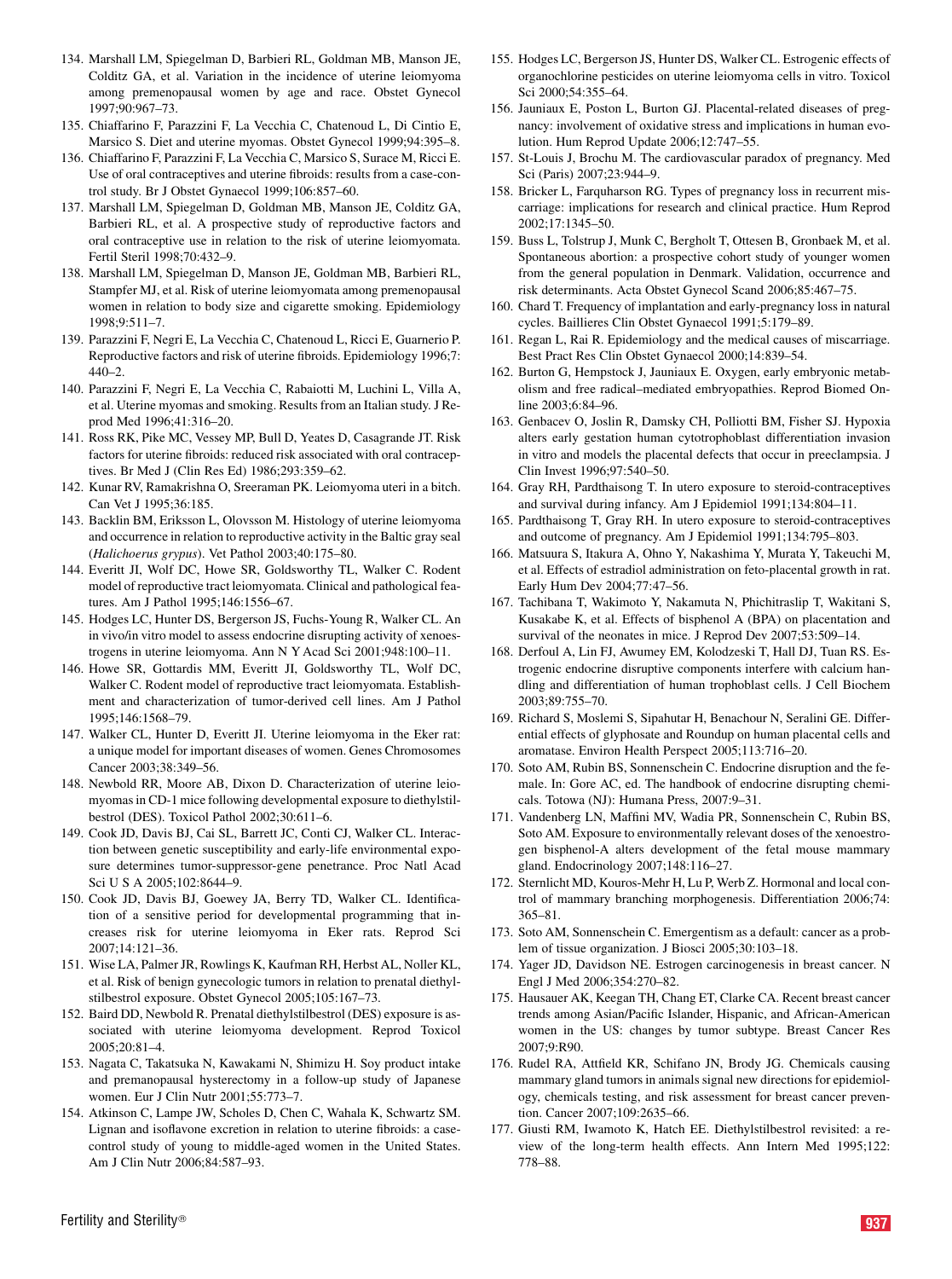134. Marshall LM, Spiegelman D, Barbieri RL, Goldman MB, Manson JE, Colditz GA, et al. Variation in the incidence of uterine leiomyoma among premenopausal women by age and race. Obstet Gynecol 1997;90:967–73.
135. Chiaffarino F, Parazzini F, La Vecchia C, Chatenoud L, Di Cintio E, Marsico S. Diet and uterine myomas. Obstet Gynecol 1999;94:395–8.
136. Chiaffarino F, Parazzini F, La Vecchia C, Marsico S, Surace M, Ricci E. Use of oral contraceptives and uterine fibroids: results from a case-control study. Br J Obstet Gynaecol 1999;106:857–60.
137. Marshall LM, Spiegelman D, Goldman MB, Manson JE, Colditz GA, Barbieri RL, et al. A prospective study of reproductive factors and oral contraceptive use in relation to the risk of uterine leiomyomata. Fertil Steril 1998;70:432–9.
138. Marshall LM, Spiegelman D, Manson JE, Goldman MB, Barbieri RL, Stampfer MJ, et al. Risk of uterine leiomyomata among premenopausal women in relation to body size and cigarette smoking. Epidemiology 1998;9:511–7.
139. Parazzini F, Negri E, La Vecchia C, Chatenoud L, Ricci E, Guarnerio P. Reproductive factors and risk of uterine fibroids. Epidemiology 1996;7: 440–2.
140. Parazzini F, Negri E, La Vecchia C, Rabaiotti M, Luchini L, Villa A, et al. Uterine myomas and smoking. Results from an Italian study. J Reprod Med 1996;41:316–20.
141. Ross RK, Pike MC, Vessey MP, Bull D, Yeates D, Casagrande JT. Risk factors for uterine fibroids: reduced risk associated with oral contraceptives. Br Med J (Clin Res Ed) 1986;293:359–62.
142. Kunar RV, Ramakrishna O, Sreeraman PK. Leiomyoma uteri in a bitch. Can Vet J 1995;36:185.
143. Backlin BM, Eriksson L, Olovsson M. Histology of uterine leiomyoma and occurrence in relation to reproductive activity in the Baltic gray seal (*Halichoerus grypus*). Vet Pathol 2003;40:175–80.
144. Everitt JI, Wolf DC, Howe SR, Goldsworthy TL, Walker C. Rodent model of reproductive tract leiomyomata. Clinical and pathological features. Am J Pathol 1995;146:1556–67.
145. Hodges LC, Hunter DS, Bergerson JS, Fuchs-Young R, Walker CL. An in vivo/in vitro model to assess endocrine disrupting activity of xenoestrogens in uterine leiomyoma. Ann N Y Acad Sci 2001;948:100–11.
146. Howe SR, Gottardis MM, Everitt JI, Goldsworthy TL, Wolf DC, Walker C. Rodent model of reproductive tract leiomyomata. Establishment and characterization of tumor-derived cell lines. Am J Pathol 1995;146:1568–79.
147. Walker CL, Hunter D, Everitt JI. Uterine leiomyoma in the Eker rat: a unique model for important diseases of women. Genes Chromosomes Cancer 2003;38:349–56.
148. Newbold RR, Moore AB, Dixon D. Characterization of uterine leiomyomas in CD-1 mice following developmental exposure to diethylstilbestrol (DES). Toxicol Pathol 2002;30:611–6.
149. Cook JD, Davis BJ, Cai SL, Barrett JC, Conti CJ, Walker CL. Interaction between genetic susceptibility and early-life environmental exposure determines tumor-suppressor-gene penetrance. Proc Natl Acad Sci U S A 2005;102:8644–9.
150. Cook JD, Davis BJ, Goewey JA, Berry TD, Walker CL. Identification of a sensitive period for developmental programming that increases risk for uterine leiomyoma in Eker rats. Reprod Sci 2007;14:121–36.
151. Wise LA, Palmer JR, Rowlings K, Kaufman RH, Herbst AL, Noller KL, et al. Risk of benign gynecologic tumors in relation to prenatal diethylstilbestrol exposure. Obstet Gynecol 2005;105:167–73.
152. Baird DD, Newbold R. Prenatal diethylstilbestrol (DES) exposure is associated with uterine leiomyoma development. Reprod Toxicol 2005;20:81–4.
153. Nagata C, Takatsuka N, Kawakami N, Shimizu H. Soy product intake and premanopausal hysterectomy in a follow-up study of Japanese women. Eur J Clin Nutr 2001;55:773–7.
154. Atkinson C, Lampe JW, Scholes D, Chen C, Wahala K, Schwartz SM. Lignan and isoflavone excretion in relation to uterine fibroids: a case-control study of young to middle-aged women in the United States. Am J Clin Nutr 2006;84:587–93.
155. Hodges LC, Bergerson JS, Hunter DS, Walker CL. Estrogenic effects of organochlorine pesticides on uterine leiomyoma cells in vitro. Toxicol Sci 2000;54:355–64.
156. Jauniaux E, Poston L, Burton GJ. Placental-related diseases of pregnancy: involvement of oxidative stress and implications in human evolution. Hum Reprod Update 2006;12:747–55.
157. St-Louis J, Brochu M. The cardiovascular paradox of pregnancy. Med Sci (Paris) 2007;23:944–9.
158. Bricker L, Farquharson RG. Types of pregnancy loss in recurrent miscarriage: implications for research and clinical practice. Hum Reprod 2002;17:1345–50.
159. Buss L, Tolstrup J, Munk C, Bergholt T, Ottesen B, Gronbaek M, et al. Spontaneous abortion: a prospective cohort study of younger women from the general population in Denmark. Validation, occurrence and risk determinants. Acta Obstet Gynecol Scand 2006;85:467–75.
160. Chard T. Frequency of implantation and early-pregnancy loss in natural cycles. Baillieres Clin Obstet Gynaecol 1991;5:179–89.
161. Regan L, Rai R. Epidemiology and the medical causes of miscarriage. Best Pract Res Clin Obstet Gynaecol 2000;14:839–54.
162. Burton G, Hempstock J, Jauniaux E. Oxygen, early embryonic metabolism and free radical–mediated embryopathies. Reprod Biomed Online 2003;6:84–96.
163. Genbacev O, Joslin R, Damsky CH, Polliotti BM, Fisher SJ. Hypoxia alters early gestation human cytotrophoblast differentiation invasion in vitro and models the placental defects that occur in preeclampsia. J Clin Invest 1996;97:540–50.
164. Gray RH, Pardthaisong T. In utero exposure to steroid-contraceptives and survival during infancy. Am J Epidemiol 1991;134:804–11.
165. Pardthaisong T, Gray RH. In utero exposure to steroid-contraceptives and outcome of pregnancy. Am J Epidemiol 1991;134:795–803.
166. Matsuura S, Itakura A, Ohno Y, Nakashima Y, Murata Y, Takeuchi M, et al. Effects of estradiol administration on feto-placental growth in rat. Early Hum Dev 2004;77:47–56.
167. Tachibana T, Wakimoto Y, Nakamuta N, Phichitraslip T, Wakitani S, Kusakabe K, et al. Effects of bisphenol A (BPA) on placentation and survival of the neonates in mice. J Reprod Dev 2007;53:509–14.
168. Derfoul A, Lin FJ, Awumey EM, Kolodzeski T, Hall DJ, Tuan RS. Estrogenic endocrine disruptive components interfere with calcium handling and differentiation of human trophoblast cells. J Cell Biochem 2003;89:755–70.
169. Richard S, Moslemi S, Sipahutar H, Benachour N, Seralini GE. Differential effects of glyphosate and Roundup on human placental cells and aromatase. Environ Health Perspect 2005;113:716–20.
170. Soto AM, Rubin BS, Sonnenschein C. Endocrine disruption and the female. In: Gore AC, ed. The handbook of endocrine disrupting chemicals. Totowa (NJ): Humana Press, 2007:9–31.
171. Vandenberg LN, Maffini MV, Wadia PR, Sonnenschein C, Rubin BS, Soto AM. Exposure to environmentally relevant doses of the xenoestrogen bisphenol-A alters development of the fetal mouse mammary gland. Endocrinology 2007;148:116–27.
172. Sternlicht MD, Kouros-Mehr H, Lu P, Werb Z. Hormonal and local control of mammary branching morphogenesis. Differentiation 2006;74: 365–81.
173. Soto AM, Sonnenschein C. Emergentism as a default: cancer as a problem of tissue organization. J Biosci 2005;30:103–18.
174. Yager JD, Davidson NE. Estrogen carcinogenesis in breast cancer. N Engl J Med 2006;354:270–82.
175. Hausauer AK, Keegan TH, Chang ET, Clarke CA. Recent breast cancer trends among Asian/Pacific Islander, Hispanic, and African-American women in the US: changes by tumor subtype. Breast Cancer Res 2007;9:R90.
176. Rudel RA, Attfield KR, Schifano JN, Brody JG. Chemicals causing mammary gland tumors in animals signal new directions for epidemiology, chemicals testing, and risk assessment for breast cancer prevention. Cancer 2007;109:2635–66.
177. Giusti RM, Iwamoto K, Hatch EE. Diethylstilbestrol revisited: a review of the long-term health effects. Ann Intern Med 1995;122: 778–88.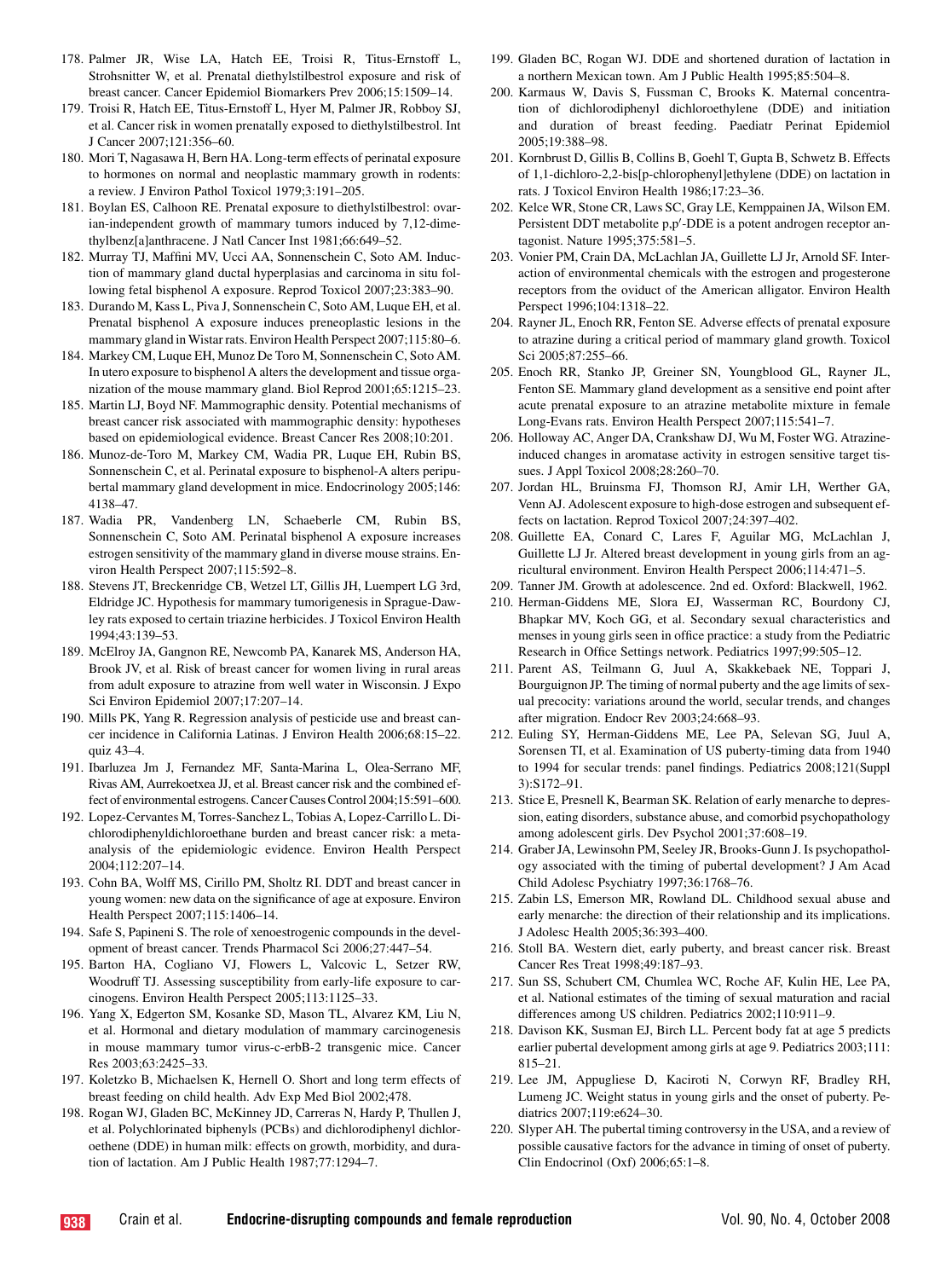178. Palmer JR, Wise LA, Hatch EE, Troisi R, Titus-Ernstoff L, Strohsnitter W, et al. Prenatal diethylstilbestrol exposure and risk of breast cancer. Cancer Epidemiol Biomarkers Prev 2006;15:1509–14.
179. Troisi R, Hatch EE, Titus-Ernstoff L, Hyer M, Palmer JR, Robboy SJ, et al. Cancer risk in women prenatally exposed to diethylstilbestrol. Int J Cancer 2007;121:356–60.
180. Mori T, Nagasawa H, Bern HA. Long-term effects of perinatal exposure to hormones on normal and neoplastic mammary growth in rodents: a review. J Environ Pathol Toxicol 1979;3:191–205.
181. Boylan ES, Calhoon RE. Prenatal exposure to diethylstilbestrol: ovarian-independent growth of mammary tumors induced by 7,12-dimethylbenz[a]anthracene. J Natl Cancer Inst 1981;66:649–52.
182. Murray TJ, Maffini MV, Ucci AA, Sonnenschein C, Soto AM. Induction of mammary gland ductal hyperplasias and carcinoma in situ following fetal bisphenol A exposure. Reprod Toxicol 2007;23:383–90.
183. Durando M, Kass L, Piva J, Sonnenschein C, Soto AM, Luque EH, et al. Prenatal bisphenol A exposure induces preneoplastic lesions in the mammary gland in Wistar rats. Environ Health Perspect 2007;115:80–6.
184. Markey CM, Luque EH, Munoz De Toro M, Sonnenschein C, Soto AM. In utero exposure to bisphenol A alters the development and tissue organization of the mouse mammary gland. Biol Reprod 2001;65:1215–23.
185. Martin LJ, Boyd NF. Mammographic density. Potential mechanisms of breast cancer risk associated with mammographic density: hypotheses based on epidemiological evidence. Breast Cancer Res 2008;10:201.
186. Munoz-de-Toro M, Markey CM, Wadia PR, Luque EH, Rubin BS, Sonnenschein C, et al. Perinatal exposure to bisphenol-A alters peripubertal mammary gland development in mice. Endocrinology 2005;146: 4138–47.
187. Wadia PR, Vandenberg LN, Schaeberle CM, Rubin BS, Sonnenschein C, Soto AM. Perinatal bisphenol A exposure increases estrogen sensitivity of the mammary gland in diverse mouse strains. Environ Health Perspect 2007;115:592–8.
188. Stevens JT, Breckenridge CB, Wetzel LT, Gillis JH, Luempert LG 3rd, Eldridge JC. Hypothesis for mammary tumorigenesis in Sprague-Dawley rats exposed to certain triazine herbicides. J Toxicol Environ Health 1994;43:139–53.
189. McElroy JA, Gangnon RE, Newcomb PA, Kanarek MS, Anderson HA, Brook JV, et al. Risk of breast cancer for women living in rural areas from adult exposure to atrazine from well water in Wisconsin. J Expo Sci Environ Epidemiol 2007;17:207–14.
190. Mills PK, Yang R. Regression analysis of pesticide use and breast cancer incidence in California Latinas. J Environ Health 2006;68:15–22. quiz 43–4.
191. Ibarluzea Jm J, Fernandez MF, Santa-Marina L, Olea-Serrano MF, Rivas AM, Aurrekoetxea JJ, et al. Breast cancer risk and the combined effect of environmental estrogens. Cancer Causes Control 2004;15:591–600.
192. Lopez-Cervantes M, Torres-Sanchez L, Tobias A, Lopez-Carrillo L. Dichlorodiphenyldichloroethane burden and breast cancer risk: a meta-analysis of the epidemiologic evidence. Environ Health Perspect 2004;112:207–14.
193. Cohn BA, Wolff MS, Cirillo PM, Sholtz RI. DDT and breast cancer in young women: new data on the significance of age at exposure. Environ Health Perspect 2007;115:1406–14.
194. Safe S, Papineni S. The role of xenoestrogenic compounds in the development of breast cancer. Trends Pharmacol Sci 2006;27:447–54.
195. Barton HA, Cogliano VJ, Flowers L, Valcovic L, Setzer RW, Woodruff TJ. Assessing susceptibility from early-life exposure to carcinogens. Environ Health Perspect 2005;113:1125–33.
196. Yang X, Edgerton SM, Kosanke SD, Mason TL, Alvarez KM, Liu N, et al. Hormonal and dietary modulation of mammary carcinogenesis in mouse mammary tumor virus-c-erbB-2 transgenic mice. Cancer Res 2003;63:2425–33.
197. Koletzko B, Michaelsen K, Hernell O. Short and long term effects of breast feeding on child health. Adv Exp Med Biol 2002;478.
198. Rogan WJ, Gladen BC, McKinney JD, Carreras N, Hardy P, Thullen J, et al. Polychlorinated biphenyls (PCBs) and dichlorodiphenyl dichloroethene (DDE) in human milk: effects on growth, morbidity, and duration of lactation. Am J Public Health 1987;77:1294–7.
199. Gladen BC, Rogan WJ. DDE and shortened duration of lactation in a northern Mexican town. Am J Public Health 1995;85:504–8.
200. Karmaus W, Davis S, Fussman C, Brooks K. Maternal concentration of dichlorodiphenyl dichloroethylene (DDE) and initiation and duration of breast feeding. Paediatr Perinat Epidemiol 2005;19:388–98.
201. Kornbrust D, Gillis B, Collins B, Goehl T, Gupta B, Schwetz B. Effects of 1,1-dichloro-2,2-bis[p-chlorophenyl]ethylene (DDE) on lactation in rats. J Toxicol Environ Health 1986;17:23–36.
202. Kelce WR, Stone CR, Laws SC, Gray LE, Kemppainen JA, Wilson EM. Persistent DDT metabolite p,p′-DDE is a potent androgen receptor antagonist. Nature 1995;375:581–5.
203. Vonier PM, Crain DA, McLachlan JA, Guillette LJ Jr, Arnold SF. Interaction of environmental chemicals with the estrogen and progesterone receptors from the oviduct of the American alligator. Environ Health Perspect 1996;104:1318–22.
204. Rayner JL, Enoch RR, Fenton SE. Adverse effects of prenatal exposure to atrazine during a critical period of mammary gland growth. Toxicol Sci 2005;87:255–66.
205. Enoch RR, Stanko JP, Greiner SN, Youngblood GL, Rayner JL, Fenton SE. Mammary gland development as a sensitive end point after acute prenatal exposure to an atrazine metabolite mixture in female Long-Evans rats. Environ Health Perspect 2007;115:541–7.
206. Holloway AC, Anger DA, Crankshaw DJ, Wu M, Foster WG. Atrazine-induced changes in aromatase activity in estrogen sensitive target tissues. J Appl Toxicol 2008;28:260–70.
207. Jordan HL, Bruinsma FJ, Thomson RJ, Amir LH, Werther GA, Venn AJ. Adolescent exposure to high-dose estrogen and subsequent effects on lactation. Reprod Toxicol 2007;24:397–402.
208. Guillette EA, Conard C, Lares F, Aguilar MG, McLachlan J, Guillette LJ Jr. Altered breast development in young girls from an agricultural environment. Environ Health Perspect 2006;114:471–5.
209. Tanner JM. Growth at adolescence. 2nd ed. Oxford: Blackwell, 1962.
210. Herman-Giddens ME, Slora EJ, Wasserman RC, Bourdony CJ, Bhapkar MV, Koch GG, et al. Secondary sexual characteristics and menses in young girls seen in office practice: a study from the Pediatric Research in Office Settings network. Pediatrics 1997;99:505–12.
211. Parent AS, Teilmann G, Juul A, Skakkebaek NE, Toppari J, Bourguignon JP. The timing of normal puberty and the age limits of sexual precocity: variations around the world, secular trends, and changes after migration. Endocr Rev 2003;24:668–93.
212. Euling SY, Herman-Giddens ME, Lee PA, Selevan SG, Juul A, Sorensen TI, et al. Examination of US puberty-timing data from 1940 to 1994 for secular trends: panel findings. Pediatrics 2008;121(Suppl 3):S172–91.
213. Stice E, Presnell K, Bearman SK. Relation of early menarche to depression, eating disorders, substance abuse, and comorbid psychopathology among adolescent girls. Dev Psychol 2001;37:608–19.
214. Graber JA, Lewinsohn PM, Seeley JR, Brooks-Gunn J. Is psychopathology associated with the timing of pubertal development? J Am Acad Child Adolesc Psychiatry 1997;36:1768–76.
215. Zabin LS, Emerson MR, Rowland DL. Childhood sexual abuse and early menarche: the direction of their relationship and its implications. J Adolesc Health 2005;36:393–400.
216. Stoll BA. Western diet, early puberty, and breast cancer risk. Breast Cancer Res Treat 1998;49:187–93.
217. Sun SS, Schubert CM, Chumlea WC, Roche AF, Kulin HE, Lee PA, et al. National estimates of the timing of sexual maturation and racial differences among US children. Pediatrics 2002;110:911–9.
218. Davison KK, Susman EJ, Birch LL. Percent body fat at age 5 predicts earlier pubertal development among girls at age 9. Pediatrics 2003;111: 815–21.
219. Lee JM, Appugliese D, Kaciroti N, Corwyn RF, Bradley RH, Lumeng JC. Weight status in young girls and the onset of puberty. Pediatrics 2007;119:e624–30.
220. Slyper AH. The pubertal timing controversy in the USA, and a review of possible causative factors for the advance in timing of onset of puberty. Clin Endocrinol (Oxf) 2006;65:1–8.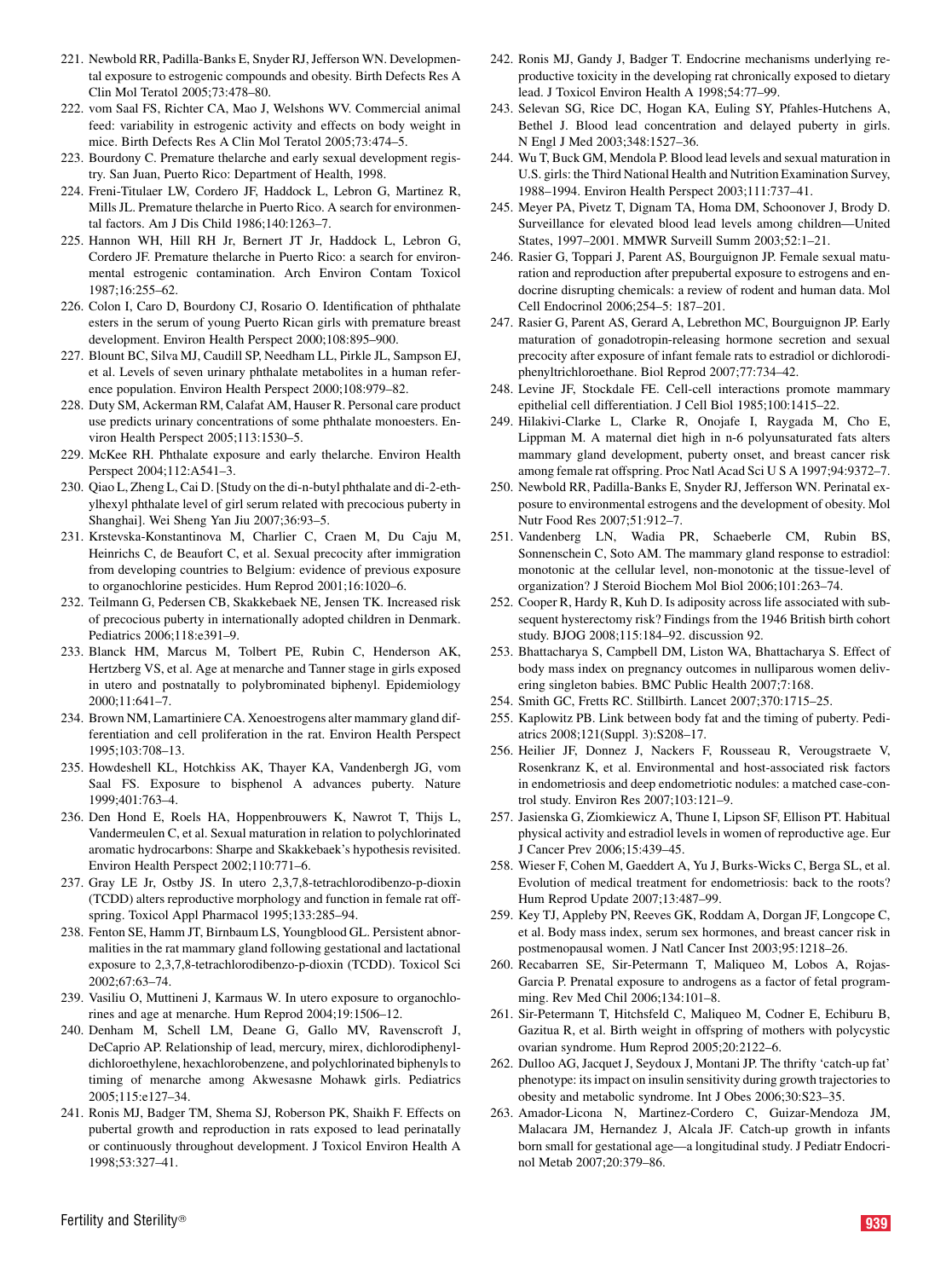221. Newbold RR, Padilla-Banks E, Snyder RJ, Jefferson WN. Developmental exposure to estrogenic compounds and obesity. Birth Defects Res A Clin Mol Teratol 2005;73:478–80.
222. vom Saal FS, Richter CA, Mao J, Welshons WV. Commercial animal feed: variability in estrogenic activity and effects on body weight in mice. Birth Defects Res A Clin Mol Teratol 2005;73:474–5.
223. Bourdony C. Premature thelarche and early sexual development registry. San Juan, Puerto Rico: Department of Health, 1998.
224. Freni-Titulaer LW, Cordero JF, Haddock L, Lebron G, Martinez R, Mills JL. Premature thelarche in Puerto Rico. A search for environmental factors. Am J Dis Child 1986;140:1263–7.
225. Hannon WH, Hill RH Jr, Bernert JT Jr, Haddock L, Lebron G, Cordero JF. Premature thelarche in Puerto Rico: a search for environmental estrogenic contamination. Arch Environ Contam Toxicol 1987;16:255–62.
226. Colon I, Caro D, Bourdony CJ, Rosario O. Identification of phthalate esters in the serum of young Puerto Rican girls with premature breast development. Environ Health Perspect 2000;108:895–900.
227. Blount BC, Silva MJ, Caudill SP, Needham LL, Pirkle JL, Sampson EJ, et al. Levels of seven urinary phthalate metabolites in a human reference population. Environ Health Perspect 2000;108:979–82.
228. Duty SM, Ackerman RM, Calafat AM, Hauser R. Personal care product use predicts urinary concentrations of some phthalate monoesters. Environ Health Perspect 2005;113:1530–5.
229. McKee RH. Phthalate exposure and early thelarche. Environ Health Perspect 2004;112:A541–3.
230. Qiao L, Zheng L, Cai D. [Study on the di-n-butyl phthalate and di-2-ethylhexyl phthalate level of girl serum related with precocious puberty in Shanghai]. Wei Sheng Yan Jiu 2007;36:93–5.
231. Krstevska-Konstantinova M, Charlier C, Craen M, Du Caju M, Heinrichs C, de Beaufort C, et al. Sexual precocity after immigration from developing countries to Belgium: evidence of previous exposure to organochlorine pesticides. Hum Reprod 2001;16:1020–6.
232. Teilmann G, Pedersen CB, Skakkebaek NE, Jensen TK. Increased risk of precocious puberty in internationally adopted children in Denmark. Pediatrics 2006;118:e391–9.
233. Blanck HM, Marcus M, Tolbert PE, Rubin C, Henderson AK, Hertzberg VS, et al. Age at menarche and Tanner stage in girls exposed in utero and postnatally to polybrominated biphenyl. Epidemiology 2000;11:641–7.
234. Brown NM, Lamartiniere CA. Xenoestrogens alter mammary gland differentiation and cell proliferation in the rat. Environ Health Perspect 1995;103:708–13.
235. Howdeshell KL, Hotchkiss AK, Thayer KA, Vandenbergh JG, vom Saal FS. Exposure to bisphenol A advances puberty. Nature 1999;401:763–4.
236. Den Hond E, Roels HA, Hoppenbrouwers K, Nawrot T, Thijs L, Vandermeulen C, et al. Sexual maturation in relation to polychlorinated aromatic hydrocarbons: Sharpe and Skakkebaek's hypothesis revisited. Environ Health Perspect 2002;110:771–6.
237. Gray LE Jr, Ostby JS. In utero 2,3,7,8-tetrachlorodibenzo-p-dioxin (TCDD) alters reproductive morphology and function in female rat offspring. Toxicol Appl Pharmacol 1995;133:285–94.
238. Fenton SE, Hamm JT, Birnbaum LS, Youngblood GL. Persistent abnormalities in the rat mammary gland following gestational and lactational exposure to 2,3,7,8-tetrachlorodibenzo-p-dioxin (TCDD). Toxicol Sci 2002;67:63–74.
239. Vasiliu O, Muttineni J, Karmaus W. In utero exposure to organochlorines and age at menarche. Hum Reprod 2004;19:1506–12.
240. Denham M, Schell LM, Deane G, Gallo MV, Ravenscroft J, DeCaprio AP. Relationship of lead, mercury, mirex, dichlorodiphenyldichloroethylene, hexachlorobenzene, and polychlorinated biphenyls to timing of menarche among Akwesasne Mohawk girls. Pediatrics 2005;115:e127–34.
241. Ronis MJ, Badger TM, Shema SJ, Roberson PK, Shaikh F. Effects on pubertal growth and reproduction in rats exposed to lead perinatally or continuously throughout development. J Toxicol Environ Health A 1998;53:327–41.
242. Ronis MJ, Gandy J, Badger T. Endocrine mechanisms underlying reproductive toxicity in the developing rat chronically exposed to dietary lead. J Toxicol Environ Health A 1998;54:77–99.
243. Selevan SG, Rice DC, Hogan KA, Euling SY, Pfahles-Hutchens A, Bethel J. Blood lead concentration and delayed puberty in girls. N Engl J Med 2003;348:1527–36.
244. Wu T, Buck GM, Mendola P. Blood lead levels and sexual maturation in U.S. girls: the Third National Health and Nutrition Examination Survey, 1988–1994. Environ Health Perspect 2003;111:737–41.
245. Meyer PA, Pivetz T, Dignam TA, Homa DM, Schoonover J, Brody D. Surveillance for elevated blood lead levels among children—United States, 1997–2001. MMWR Surveill Summ 2003;52:1–21.
246. Rasier G, Toppari J, Parent AS, Bourguignon JP. Female sexual maturation and reproduction after prepubertal exposure to estrogens and endocrine disrupting chemicals: a review of rodent and human data. Mol Cell Endocrinol 2006;254–5: 187–201.
247. Rasier G, Parent AS, Gerard A, Lebrethon MC, Bourguignon JP. Early maturation of gonadotropin-releasing hormone secretion and sexual precocity after exposure of infant female rats to estradiol or dichlorodiphenyltrichloroethane. Biol Reprod 2007;77:734–42.
248. Levine JF, Stockdale FE. Cell-cell interactions promote mammary epithelial cell differentiation. J Cell Biol 1985;100:1415–22.
249. Hilakivi-Clarke L, Clarke R, Onojafe I, Raygada M, Cho E, Lippman M. A maternal diet high in n-6 polyunsaturated fats alters mammary gland development, puberty onset, and breast cancer risk among female rat offspring. Proc Natl Acad Sci U S A 1997;94:9372–7.
250. Newbold RR, Padilla-Banks E, Snyder RJ, Jefferson WN. Perinatal exposure to environmental estrogens and the development of obesity. Mol Nutr Food Res 2007;51:912–7.
251. Vandenberg LN, Wadia PR, Schaeberle CM, Rubin BS, Sonnenschein C, Soto AM. The mammary gland response to estradiol: monotonic at the cellular level, non-monotonic at the tissue-level of organization? J Steroid Biochem Mol Biol 2006;101:263–74.
252. Cooper R, Hardy R, Kuh D. Is adiposity across life associated with subsequent hysterectomy risk? Findings from the 1946 British birth cohort study. BJOG 2008;115:184–92. discussion 92.
253. Bhattacharya S, Campbell DM, Liston WA, Bhattacharya S. Effect of body mass index on pregnancy outcomes in nulliparous women delivering singleton babies. BMC Public Health 2007;7:168.
254. Smith GC, Fretts RC. Stillbirth. Lancet 2007;370:1715–25.
255. Kaplowitz PB. Link between body fat and the timing of puberty. Pediatrics 2008;121(Suppl. 3):S208–17.
256. Heilier JF, Donnez J, Nackers F, Rousseau R, Verougstraete V, Rosenkranz K, et al. Environmental and host-associated risk factors in endometriosis and deep endometriotic nodules: a matched case-control study. Environ Res 2007;103:121–9.
257. Jasienska G, Ziomkiewicz A, Thune I, Lipson SF, Ellison PT. Habitual physical activity and estradiol levels in women of reproductive age. Eur J Cancer Prev 2006;15:439–45.
258. Wieser F, Cohen M, Gaeddert A, Yu J, Burks-Wicks C, Berga SL, et al. Evolution of medical treatment for endometriosis: back to the roots? Hum Reprod Update 2007;13:487–99.
259. Key TJ, Appleby PN, Reeves GK, Roddam A, Dorgan JF, Longcope C, et al. Body mass index, serum sex hormones, and breast cancer risk in postmenopausal women. J Natl Cancer Inst 2003;95:1218–26.
260. Recabarren SE, Sir-Petermann T, Maliqueo M, Lobos A, Rojas-Garcia P. Prenatal exposure to androgens as a factor of fetal programming. Rev Med Chil 2006;134:101–8.
261. Sir-Petermann T, Hitchsfeld C, Maliqueo M, Codner E, Echiburu B, Gazitua R, et al. Birth weight in offspring of mothers with polycystic ovarian syndrome. Hum Reprod 2005;20:2122–6.
262. Dulloo AG, Jacquet J, Seydoux J, Montani JP. The thrifty 'catch-up fat' phenotype: its impact on insulin sensitivity during growth trajectories to obesity and metabolic syndrome. Int J Obes 2006;30:S23–35.
263. Amador-Licona N, Martinez-Cordero C, Guizar-Mendoza JM, Malacara JM, Hernandez J, Alcala JF. Catch-up growth in infants born small for gestational age—a longitudinal study. J Pediatr Endocrinol Metab 2007;20:379–86.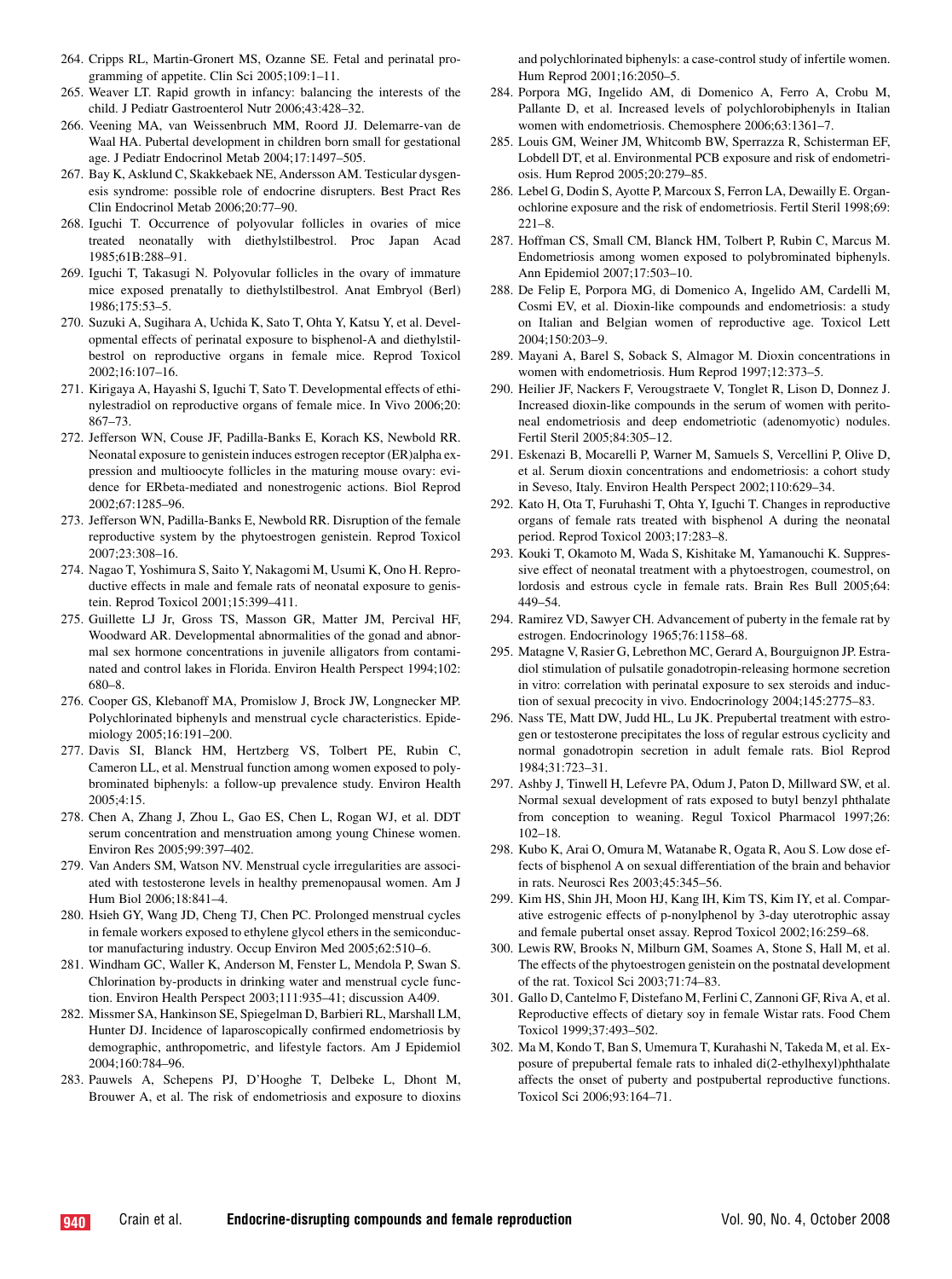264. Cripps RL, Martin-Gronert MS, Ozanne SE. Fetal and perinatal programming of appetite. Clin Sci 2005;109:1–11.

265. Weaver LT. Rapid growth in infancy: balancing the interests of the child. J Pediatr Gastroenterol Nutr 2006;43:428–32.

266. Veening MA, van Weissenbruch MM, Roord JJ. Delemarre-van de Waal HA. Pubertal development in children born small for gestational age. J Pediatr Endocrinol Metab 2004;17:1497–505.

267. Bay K, Asklund C, Skakkebaek NE, Andersson AM. Testicular dysgenesis syndrome: possible role of endocrine disrupters. Best Pract Res Clin Endocrinol Metab 2006;20:77–90.

268. Iguchi T. Occurrence of polyovular follicles in ovaries of mice treated neonatally with diethylstilbestrol. Proc Japan Acad 1985;61B:288–91.

269. Iguchi T, Takasugi N. Polyovular follicles in the ovary of immature mice exposed prenatally to diethylstilbestrol. Anat Embryol (Berl) 1986;175:53–5.

270. Suzuki A, Sugihara A, Uchida K, Sato T, Ohta Y, Katsu Y, et al. Developmental effects of perinatal exposure to bisphenol-A and diethylstilbestrol on reproductive organs in female mice. Reprod Toxicol 2002;16:107–16.

271. Kirigaya A, Hayashi S, Iguchi T, Sato T. Developmental effects of ethinylestradiol on reproductive organs of female mice. In Vivo 2006;20: 867–73.

272. Jefferson WN, Couse JF, Padilla-Banks E, Korach KS, Newbold RR. Neonatal exposure to genistein induces estrogen receptor (ER)alpha expression and multioocyte follicles in the maturing mouse ovary: evidence for ERbeta-mediated and nonestrogenic actions. Biol Reprod 2002;67:1285–96.

273. Jefferson WN, Padilla-Banks E, Newbold RR. Disruption of the female reproductive system by the phytoestrogen genistein. Reprod Toxicol 2007;23:308–16.

274. Nagao T, Yoshimura S, Saito Y, Nakagomi M, Usumi K, Ono H. Reproductive effects in male and female rats of neonatal exposure to genistein. Reprod Toxicol 2001;15:399–411.

275. Guillette LJ Jr, Gross TS, Masson GR, Matter JM, Percival HF, Woodward AR. Developmental abnormalities of the gonad and abnormal sex hormone concentrations in juvenile alligators from contaminated and control lakes in Florida. Environ Health Perspect 1994;102: 680–8.

276. Cooper GS, Klebanoff MA, Promislow J, Brock JW, Longnecker MP. Polychlorinated biphenyls and menstrual cycle characteristics. Epidemiology 2005;16:191–200.

277. Davis SI, Blanck HM, Hertzberg VS, Tolbert PE, Rubin C, Cameron LL, et al. Menstrual function among women exposed to polybrominated biphenyls: a follow-up prevalence study. Environ Health 2005;4:15.

278. Chen A, Zhang J, Zhou L, Gao ES, Chen L, Rogan WJ, et al. DDT serum concentration and menstruation among young Chinese women. Environ Res 2005;99:397–402.

279. Van Anders SM, Watson NV. Menstrual cycle irregularities are associated with testosterone levels in healthy premenopausal women. Am J Hum Biol 2006;18:841–4.

280. Hsieh GY, Wang JD, Cheng TJ, Chen PC. Prolonged menstrual cycles in female workers exposed to ethylene glycol ethers in the semiconductor manufacturing industry. Occup Environ Med 2005;62:510–6.

281. Windham GC, Waller K, Anderson M, Fenster L, Mendola P, Swan S. Chlorination by-products in drinking water and menstrual cycle function. Environ Health Perspect 2003;111:935–41; discussion A409.

282. Missmer SA, Hankinson SE, Spiegelman D, Barbieri RL, Marshall LM, Hunter DJ. Incidence of laparoscopically confirmed endometriosis by demographic, anthropometric, and lifestyle factors. Am J Epidemiol 2004;160:784–96.

283. Pauwels A, Schepens PJ, D'Hooghe T, Delbeke L, Dhont M, Brouwer A, et al. The risk of endometriosis and exposure to dioxins and polychlorinated biphenyls: a case-control study of infertile women. Hum Reprod 2001;16:2050–5.

284. De Felip E, Porpora MG, di Domenico A, Ingelido AM, Cardelli M, Cosmi EV, et al. Dioxin-like compounds and endometriosis: a study on Italian and Belgian women of reproductive age. Toxicol Lett 2004;150:203–9.

285. Louis GM, Weiner JM, Whitcomb BW, Sperrazza R, Schisterman EF, Lobdell DT, et al. Environmental PCB exposure and risk of endometriosis. Hum Reprod 2005;20:279–85.

286. Lebel G, Dodin S, Ayotte P, Marcoux S, Ferron LA, Dewailly E. Organochlorine exposure and the risk of endometriosis. Fertil Steril 1998;69: 221–8.

287. Hoffman CS, Small CM, Blanck HM, Tolbert P, Rubin C, Marcus M. Endometriosis among women exposed to polybrominated biphenyls. Ann Epidemiol 2007;17:503–10.

288. De Felip E, Porpora MG, di Domenico A, Ingelido AM, Cardelli M, Cosmi EV, et al. Dioxin-like compounds and endometriosis: a study on Italian and Belgian women of reproductive age. Toxicol Lett 2004;150:203–9.

289. Mayani A, Barel S, Soback S, Almagor M. Dioxin concentrations in women with endometriosis. Hum Reprod 1997;12:373–5.

290. Heilier JF, Nackers F, Verougstraete V, Tonglet R, Lison D, Donnez J. Increased dioxin-like compounds in the serum of women with peritoneal endometriosis and deep endometriotic (adenomyotic) nodules. Fertil Steril 2005;84:305–12.

291. Eskenazi B, Mocarelli P, Warner M, Samuels S, Vercellini P, Olive D, et al. Serum dioxin concentrations and endometriosis: a cohort study in Seveso, Italy. Environ Health Perspect 2002;110:629–34.

292. Kato H, Ota T, Furuhashi T, Ohta Y, Iguchi T. Changes in reproductive organs of female rats treated with bisphenol A during the neonatal period. Reprod Toxicol 2003;17:283–8.

293. Kouki T, Okamoto M, Wada S, Kishitake M, Yamanouchi K. Suppressive effect of neonatal treatment with a phytoestrogen, coumestrol, on lordosis and estrous cycle in female rats. Brain Res Bull 2005;64: 449–54.

294. Ramirez VD, Sawyer CH. Advancement of puberty in the female rat by estrogen. Endocrinology 1965;76:1158–68.

295. Matagne V, Rasier G, Lebrethon MC, Gerard A, Bourguignon JP. Estradiol stimulation of pulsatile gonadotropin-releasing hormone secretion in vitro: correlation with perinatal exposure to sex steroids and induction of sexual precocity in vivo. Endocrinology 2004;145:2775–83.

296. Nass TE, Matt DW, Judd HL, Lu JK. Prepubertal treatment with estrogen or testosterone precipitates the loss of regular estrous cyclicity and normal gonadotropin secretion in adult female rats. Biol Reprod 1984;31:723–31.

297. Ashby J, Tinwell H, Lefevre PA, Odum J, Paton D, Millward SW, et al. Normal sexual development of rats exposed to butyl benzyl phthalate from conception to weaning. Regul Toxicol Pharmacol 1997;26: 102–18.

298. Kubo K, Arai O, Omura M, Watanabe R, Ogata R, Aou S. Low dose effects of bisphenol A on sexual differentiation of the brain and behavior in rats. Neurosci Res 2003;45:345–56.

299. Kim HS, Shin JH, Moon HJ, Kang IH, Kim TS, Kim IY, et al. Comparative estrogenic effects of p-nonylphenol by 3-day uterotrophic assay and female pubertal onset assay. Reprod Toxicol 2002;16:259–68.

300. Lewis RW, Brooks N, Milburn GM, Soames A, Stone S, Hall M, et al. The effects of the phytoestrogen genistein on the postnatal development of the rat. Toxicol Sci 2003;71:74–83.

301. Gallo D, Cantelmo F, Distefano M, Ferlini C, Zannoni GF, Riva A, et al. Reproductive effects of dietary soy in female Wistar rats. Food Chem Toxicol 1999;37:493–502.

302. Ma M, Kondo T, Ban S, Umemura T, Kurahashi N, Takeda M, et al. Exposure of prepubertal female rats to inhaled di(2-ethylhexyl)phthalate affects the onset of puberty and postpubertal reproductive functions. Toxicol Sci 2006;93:164–71.